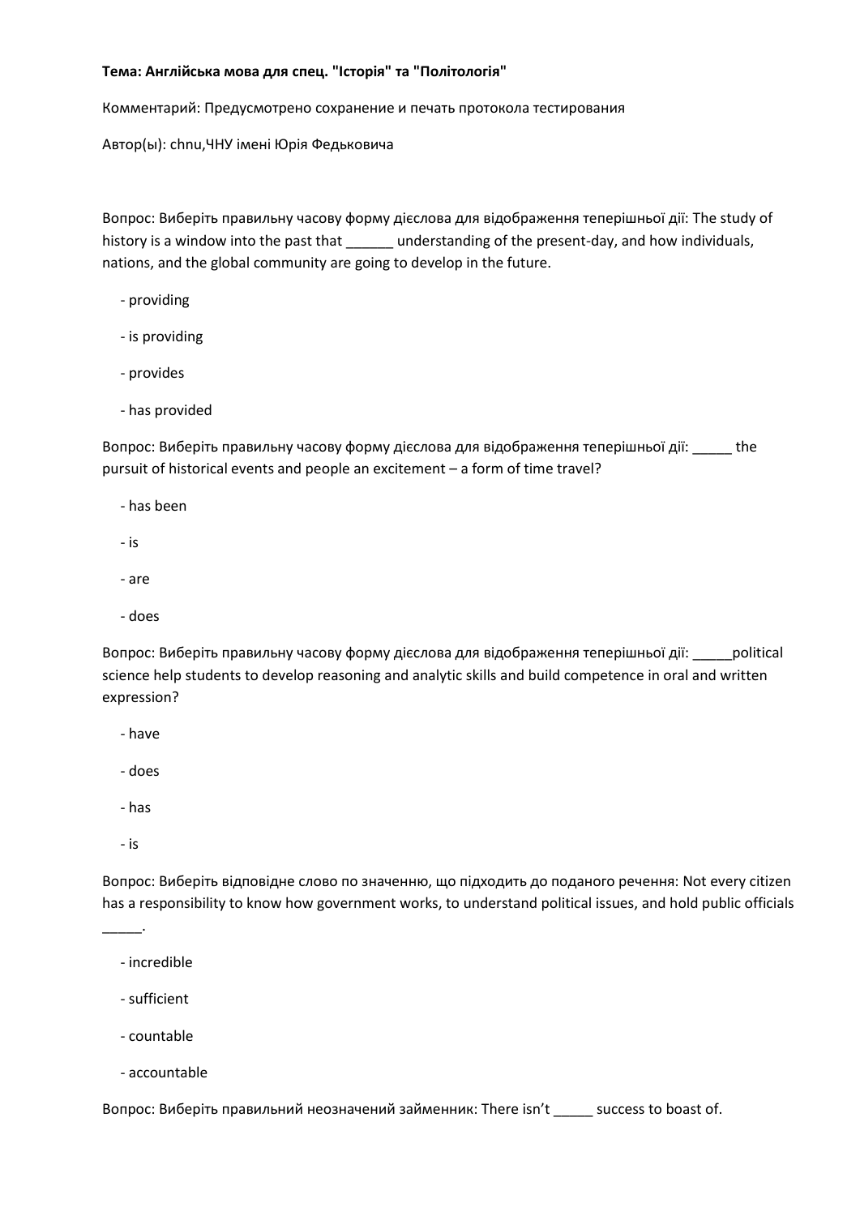**Тема: Англійська мова для спец. "Історія" та "Політологія"**

Комментарий: Предусмотрено сохранение и печать протокола тестирования

Автор(ы): chnu,ЧНУ імені Юрія Федьковича

Вопрос: Виберіть правильну часову форму дієслова для відображення теперішньої дії: The study of history is a window into the past that ______ understanding of the present-day, and how individuals, nations, and the global community are going to develop in the future.

- providing
- is providing
- provides
- has provided

Вопрос: Виберіть правильну часову форму дієслова для відображення теперішньої дії: _____ the pursuit of historical events and people an excitement – a form of time travel?

- has been
- is
- are
- does

Вопрос: Виберіть правильну часову форму дієслова для відображення теперішньої дії: _____political science help students to develop reasoning and analytic skills and build competence in oral and written expression?

- have
- does
- has
- is

Вопрос: Виберіть відповідне слово по значенню, що підходить до поданого речення: Not every citizen has a responsibility to know how government works, to understand political issues, and hold public officials _____.

- incredible
- sufficient
- countable
- accountable

Вопрос: Виберіть правильний неозначений займенник: There isn't _____ success to boast of.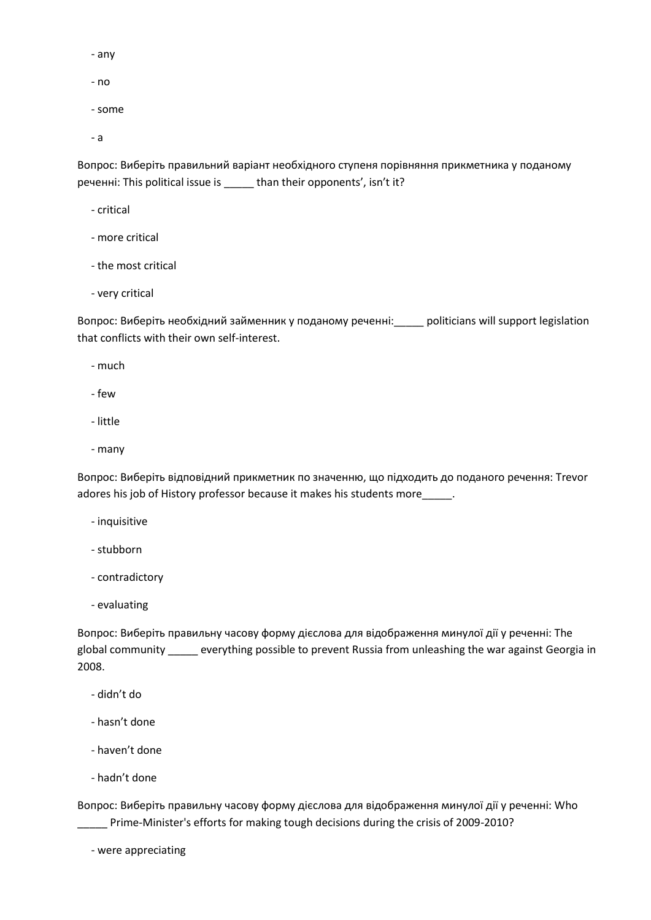- any

- no

- some

- a

Вопрос: Виберіть правильний варіант необхідного ступеня порівняння прикметника у поданому реченні: This political issue is _____ than their opponents', isn't it?

- critical

- more critical

- the most critical

- very critical

Вопрос: Виберіть необхідний займенник у поданому реченні:_____ politicians will support legislation that conflicts with their own self-interest.

- much

- few

- little

- many

Вопрос: Виберіть відповідний прикметник по значенню, що підходить до поданого речення: Trevor adores his job of History professor because it makes his students more_____.

- inquisitive

- stubborn

- contradictory

- evaluating

Вопрос: Виберіть правильну часову форму дієслова для відображення минулої дії у реченні: The global community _____ everything possible to prevent Russia from unleashing the war against Georgia in 2008.

- didn't do

- hasn't done

- haven't done

- hadn't done

Вопрос: Виберіть правильну часову форму дієслова для відображення минулої дії у реченні: Who _____ Prime-Minister's efforts for making tough decisions during the crisis of 2009-2010?

- were appreciating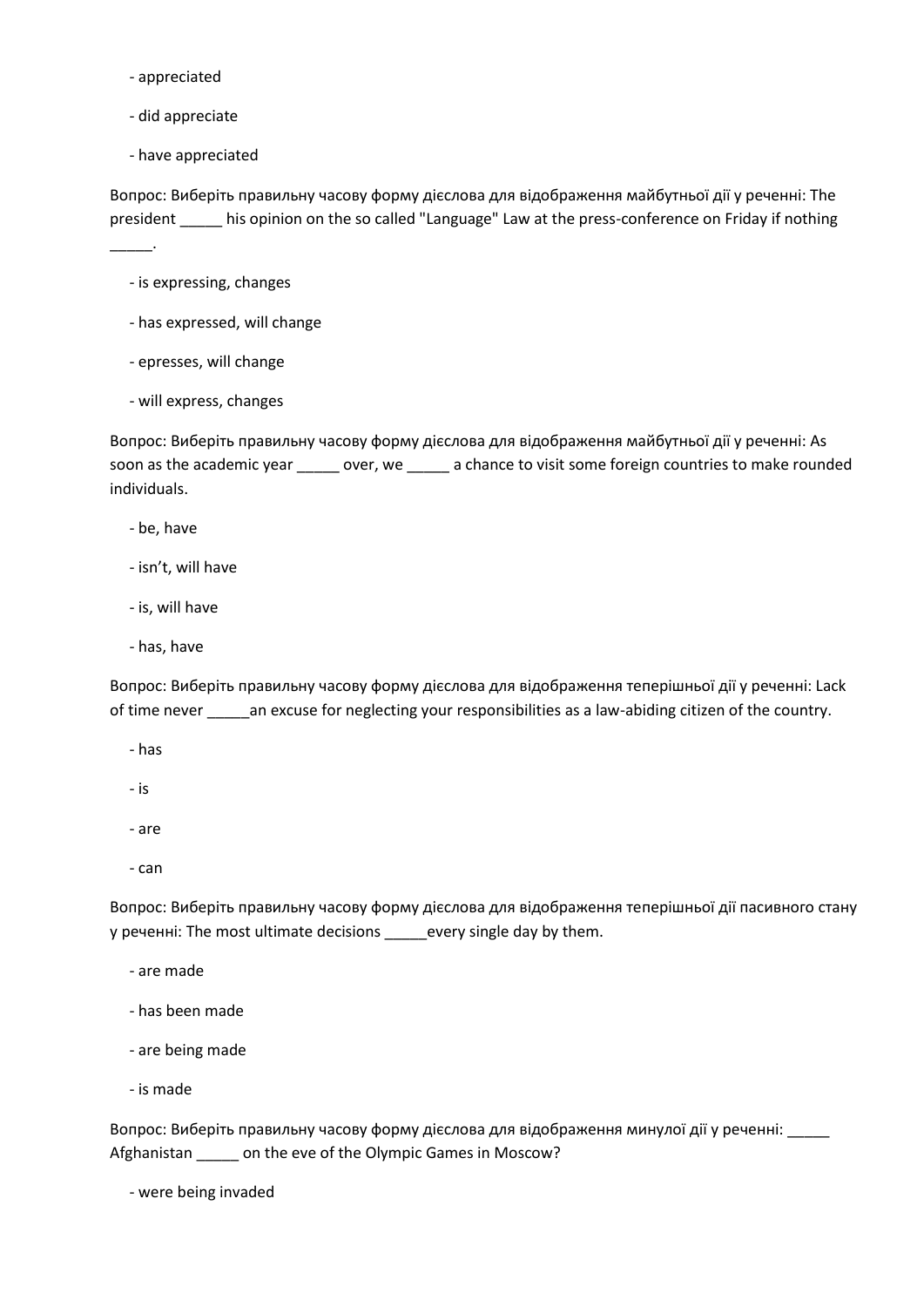- appreciated

- did appreciate

- have appreciated

Вопрос: Виберіть правильну часову форму дієслова для відображення майбутньої дії у реченні: The president _____ his opinion on the so called "Language" Law at the press-conference on Friday if nothing _____.

- is expressing, changes

- has expressed, will change

- epresses, will change

- will express, changes

Вопрос: Виберіть правильну часову форму дієслова для відображення майбутньої дії у реченні: As soon as the academic year _____ over, we _____ a chance to visit some foreign countries to make rounded individuals.

- be, have

- isn't, will have

- is, will have

- has, have

Вопрос: Виберіть правильну часову форму дієслова для відображення теперішньої дії у реченні: Lack of time never _____an excuse for neglecting your responsibilities as a law-abiding citizen of the country.

- has

- is

- are

- can

Вопрос: Виберіть правильну часову форму дієслова для відображення теперішньої дії пасивного стану у реченні: The most ultimate decisions _____every single day by them.

- are made

- has been made

- are being made

- is made

Вопрос: Виберіть правильну часову форму дієслова для відображення минулої дії у реченні: _____ Afghanistan _____ on the eve of the Olympic Games in Moscow?

- were being invaded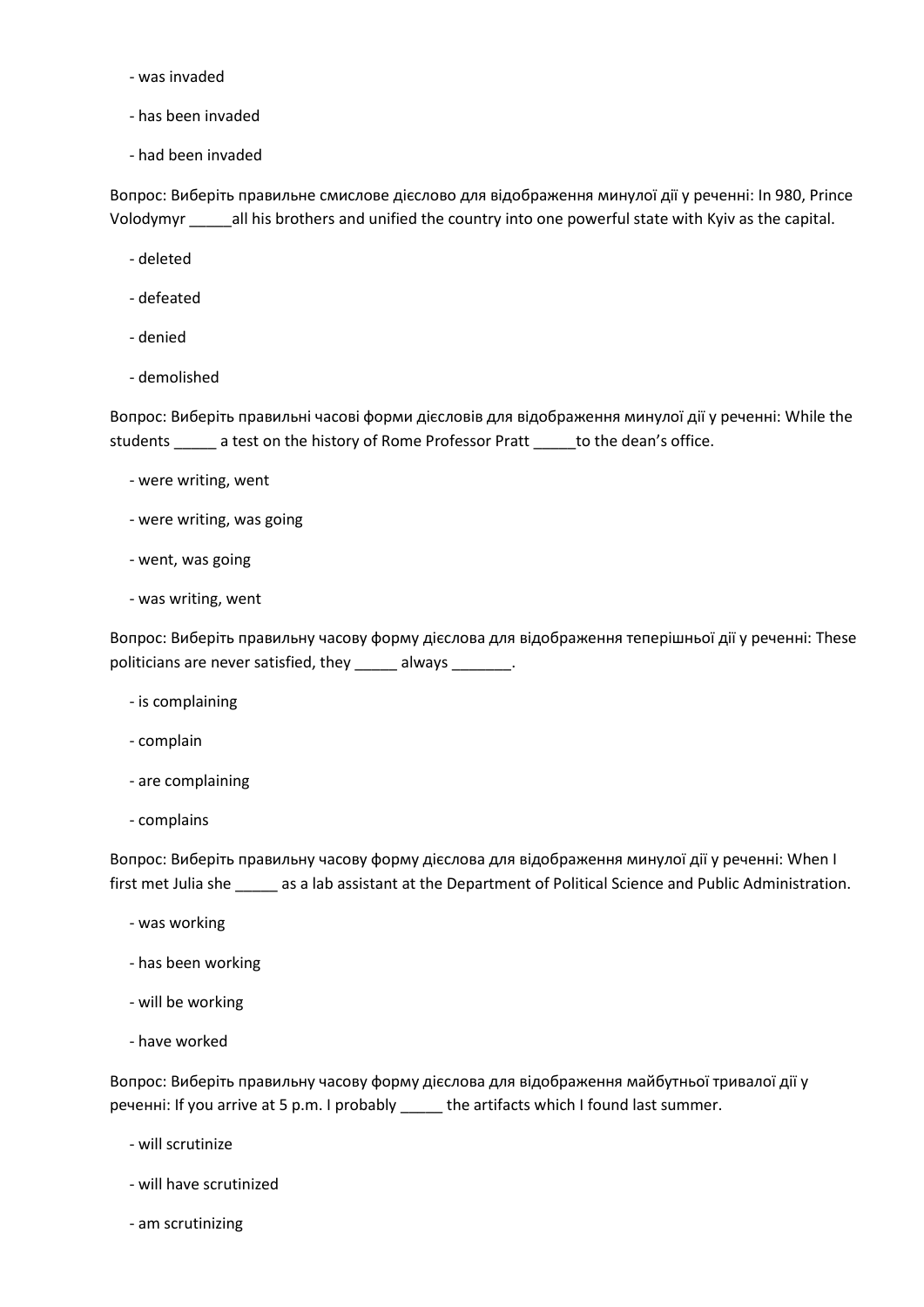- was invaded

- has been invaded

- had been invaded

Вопрос: Виберіть правильне смислове дієслово для відображення минулої дії у реченні: In 980, Prince Volodymyr _____all his brothers and unified the country into one powerful state with Kyiv as the capital.

- deleted

- defeated

- denied

- demolished

Вопрос: Виберіть правильні часові форми дієслів для відображення минулої дії у реченні: While the students _____ a test on the history of Rome Professor Pratt _____to the dean's office.

- were writing, went

- were writing, was going

- went, was going

- was writing, went

Вопрос: Виберіть правильну часову форму дієслова для відображення теперішньої дії у реченні: These politicians are never satisfied, they _____ always _______.

- is complaining

- complain

- are complaining

- complains

Вопрос: Виберіть правильну часову форму дієслова для відображення минулої дії у реченні: When I first met Julia she _____ as a lab assistant at the Department of Political Science and Public Administration.

- was working

- has been working

- will be working

- have worked

Вопрос: Виберіть правильну часову форму дієслова для відображення майбутньої тривалої дії у реченні: If you arrive at 5 p.m. I probably _____ the artifacts which I found last summer.

- will scrutinize

- will have scrutinized

- am scrutinizing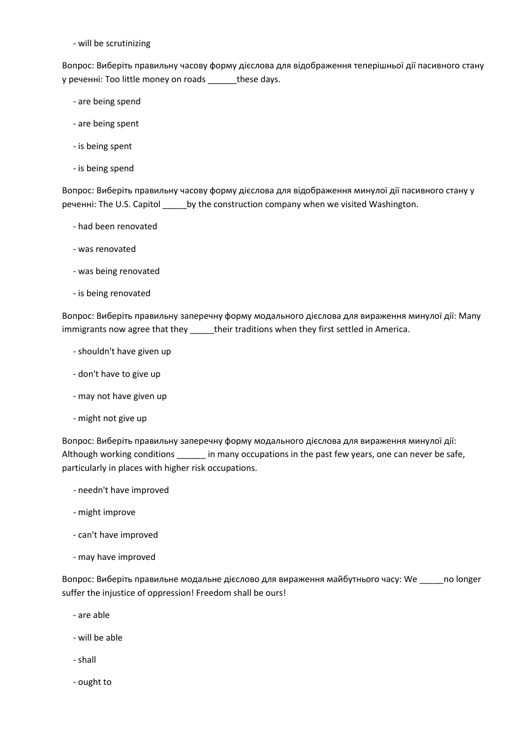- will be scrutinizing

Вопрос: Виберіть правильну часову форму дієслова для відображення теперішньої дії пасивного стану у реченні: Too little money on roads ______these days.

- are being spend
- are being spent
- is being spent
- is being spend

Вопрос: Виберіть правильну часову форму дієслова для відображення минулої дії пасивного стану у реченні: The U.S. Capitol _____by the construction company when we visited Washington.

- had been renovated
- was renovated
- was being renovated
- is being renovated

Вопрос: Виберіть правильну заперечну форму модального дієслова для вираження минулої дії: Many immigrants now agree that they _____their traditions when they first settled in America.

- shouldn't have given up
- don't have to give up
- may not have given up
- might not give up

Вопрос: Виберіть правильну заперечну форму модального дієслова для вираження минулої дії: Although working conditions ______ in many occupations in the past few years, one can never be safe, particularly in places with higher risk occupations.

- needn't have improved
- might improve
- can't have improved
- may have improved

Вопрос: Виберіть правильне модальне дієслово для вираження майбутнього часу: We _____no longer suffer the injustice of oppression! Freedom shall be ours!

- are able
- will be able
- shall
- ought to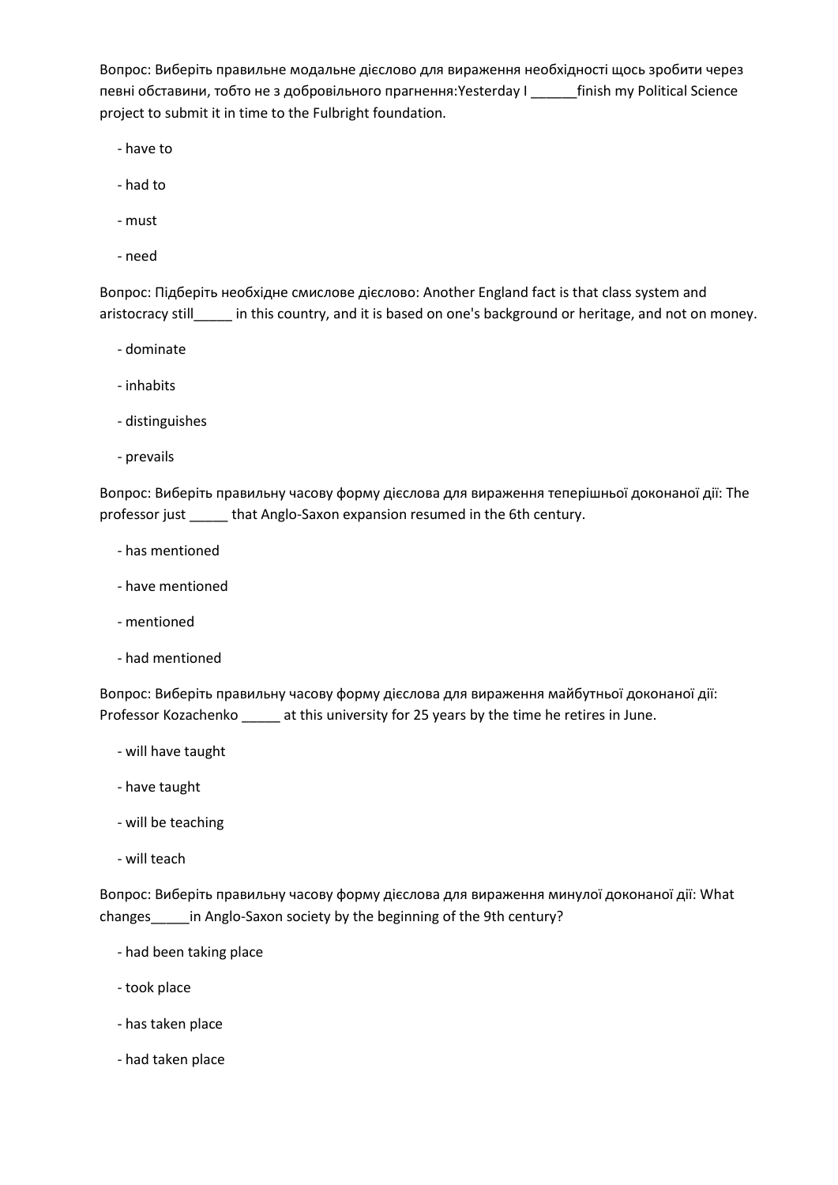Вопрос: Виберіть правильне модальне дієслово для вираження необхідності щось зробити через певні обставини, тобто не з добровільного прагнення:Yesterday I ______finish my Political Science project to submit it in time to the Fulbright foundation.

- have to
- had to
- must
- need

Вопрос: Підберіть необхідне смислове дієслово: Another England fact is that class system and aristocracy still_____ in this country, and it is based on one's background or heritage, and not on money.

- dominate
- inhabits
- distinguishes
- prevails

Вопрос: Виберіть правильну часову форму дієслова для вираження теперішньої доконаної дії: The professor just _____ that Anglo-Saxon expansion resumed in the 6th century.

- has mentioned
- have mentioned
- mentioned
- had mentioned

Вопрос: Виберіть правильну часову форму дієслова для вираження майбутньої доконаної дії: Professor Kozachenko _____ at this university for 25 years by the time he retires in June.

- will have taught
- have taught
- will be teaching
- will teach

Вопрос: Виберіть правильну часову форму дієслова для вираження минулої доконаної дії: What changes_____in Anglo-Saxon society by the beginning of the 9th century?

- had been taking place
- took place
- has taken place
- had taken place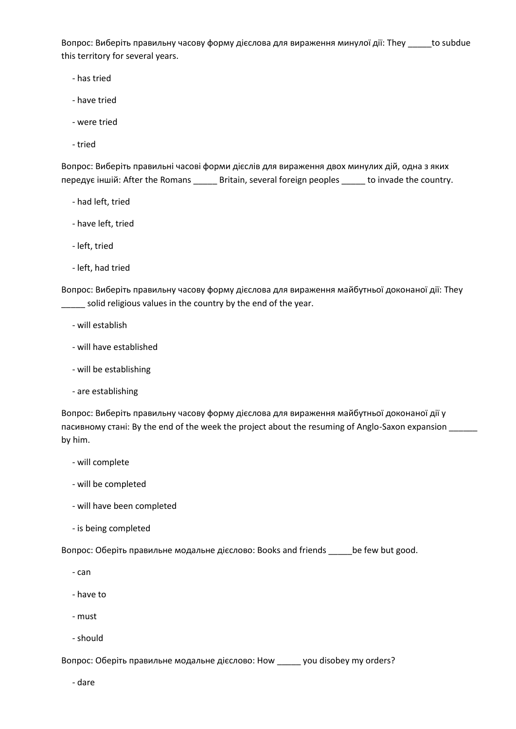Вопрос: Виберіть правильну часову форму дієслова для вираження минулої дії: They _____to subdue this territory for several years.

- has tried
- have tried
- were tried
- tried

Вопрос: Виберіть правильні часові форми дієслів для вираження двох минулих дій, одна з яких передує іншій: After the Romans _____ Britain, several foreign peoples _____ to invade the country.

- had left, tried
- have left, tried
- left, tried
- left, had tried

Вопрос: Виберіть правильну часову форму дієслова для вираження майбутньої доконаної дії: They _____ solid religious values in the country by the end of the year.

- will establish
- will have established
- will be establishing
- are establishing

Вопрос: Виберіть правильну часову форму дієслова для вираження майбутньої доконаної дії у пасивному стані: By the end of the week the project about the resuming of Anglo-Saxon expansion ______ by him.

- will complete
- will be completed
- will have been completed
- is being completed

Вопрос: Оберіть правильне модальне дієслово: Books and friends _____be few but good.

- can
- have to
- must
- should

Вопрос: Оберіть правильне модальне дієслово: How _____ you disobey my orders?

- dare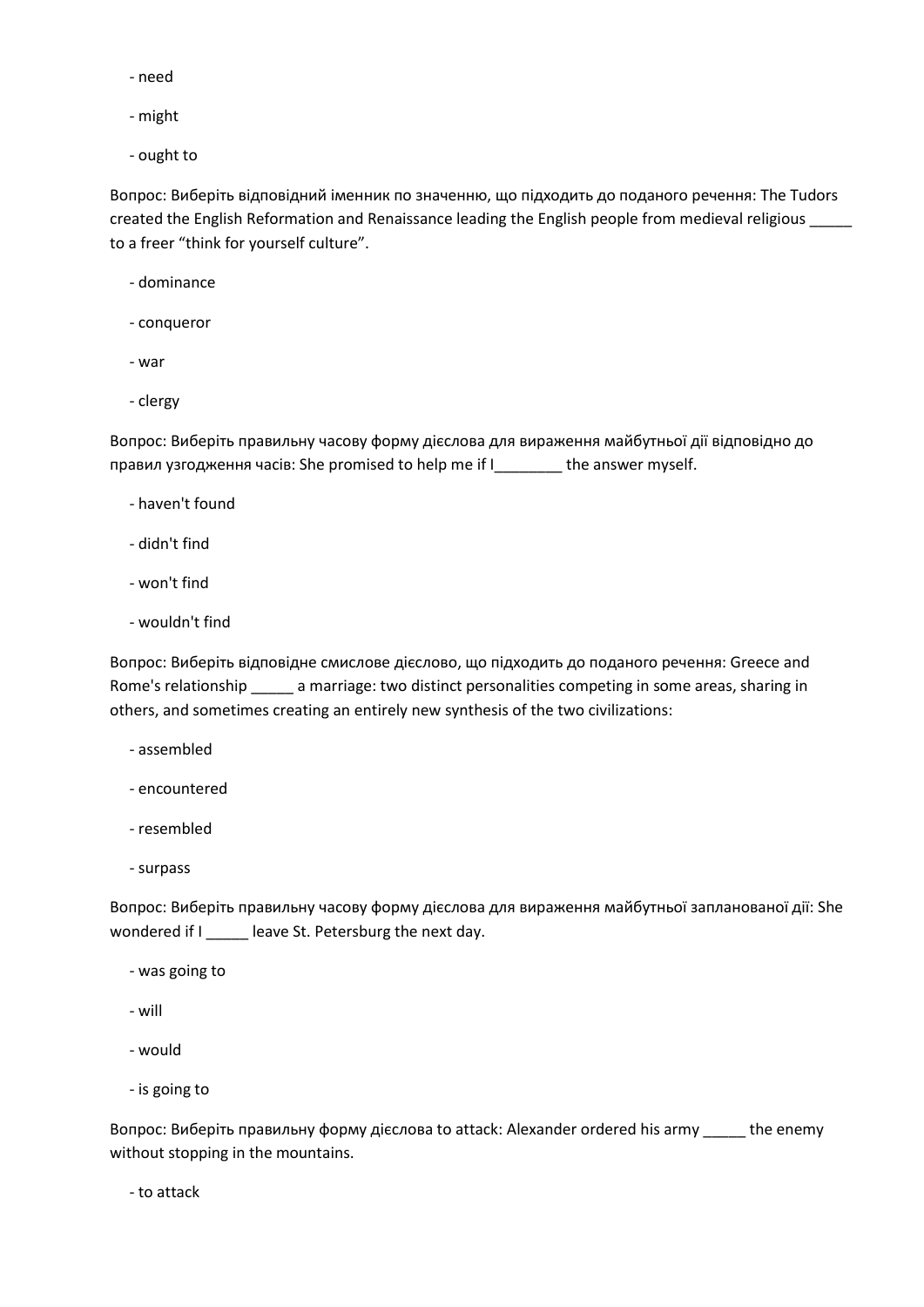- need

- might

- ought to

Вопрос: Виберіть відповідний іменник по значенню, що підходить до поданого речення: The Tudors created the English Reformation and Renaissance leading the English people from medieval religious _____ to a freer “think for yourself culture”.

- dominance

- conqueror

- war

- clergy

Вопрос: Виберіть правильну часову форму дієслова для вираження майбутньої дії відповідно до правил узгодження часів: She promised to help me if I________ the answer myself.

- haven't found

- didn't find

- won't find

- wouldn't find

Вопрос: Виберіть відповідне смислове дієслово, що підходить до поданого речення: Greece and Rome's relationship _____ a marriage: two distinct personalities competing in some areas, sharing in others, and sometimes creating an entirely new synthesis of the two civilizations:

- assembled

- encountered

- resembled

- surpass

Вопрос: Виберіть правильну часову форму дієслова для вираження майбутньої запланованої дії: She wondered if I _____ leave St. Petersburg the next day.

- was going to

- will

- would

- is going to

Вопрос: Виберіть правильну форму дієслова to attack: Alexander ordered his army _____ the enemy without stopping in the mountains.

- to attack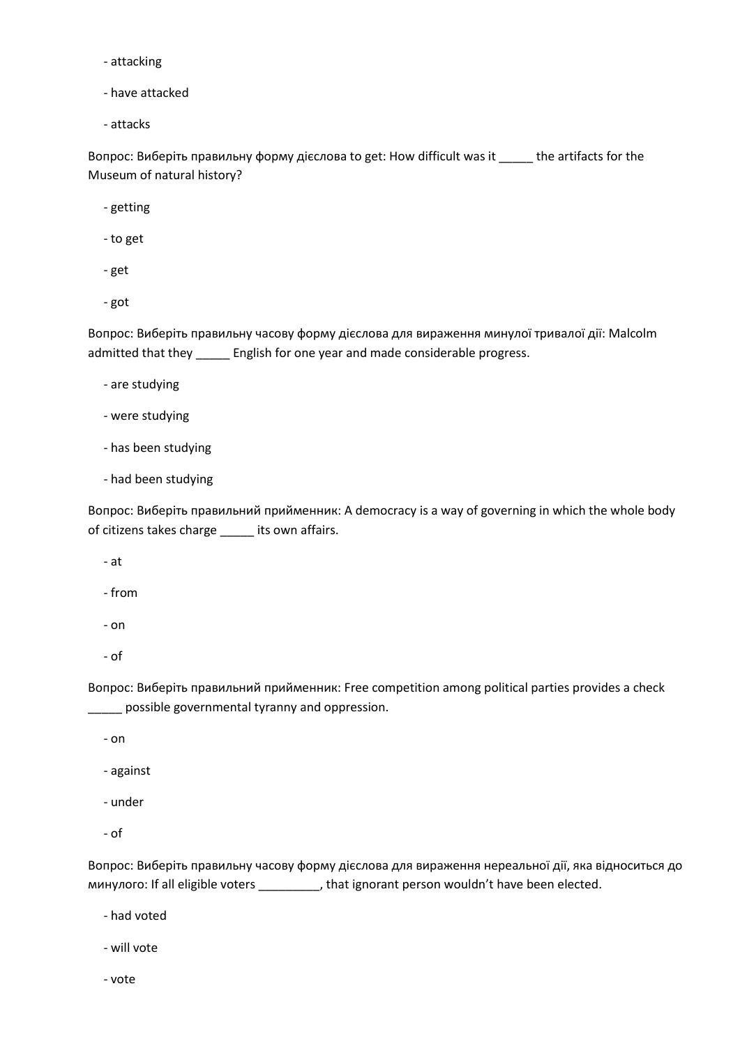- attacking

- have attacked

- attacks

Вопрос: Виберіть правильну форму дієслова to get: How difficult was it _____ the artifacts for the Museum of natural history?

- getting

- to get

- get

- got

Вопрос: Виберіть правильну часову форму дієслова для вираження минулої тривалої дії: Malcolm admitted that they _____ English for one year and made considerable progress.

- are studying

- were studying

- has been studying

- had been studying

Вопрос: Виберіть правильний прийменник: A democracy is a way of governing in which the whole body of citizens takes charge _____ its own affairs.

- at

- from

- on

- of

Вопрос: Виберіть правильний прийменник: Free competition among political parties provides a check _____ possible governmental tyranny and oppression.

- on

- against

- under

- of

Вопрос: Виберіть правильну часову форму дієслова для вираження нереальної дії, яка відноситься до минулого: If all eligible voters _________, that ignorant person wouldn't have been elected.

- had voted

- will vote

- vote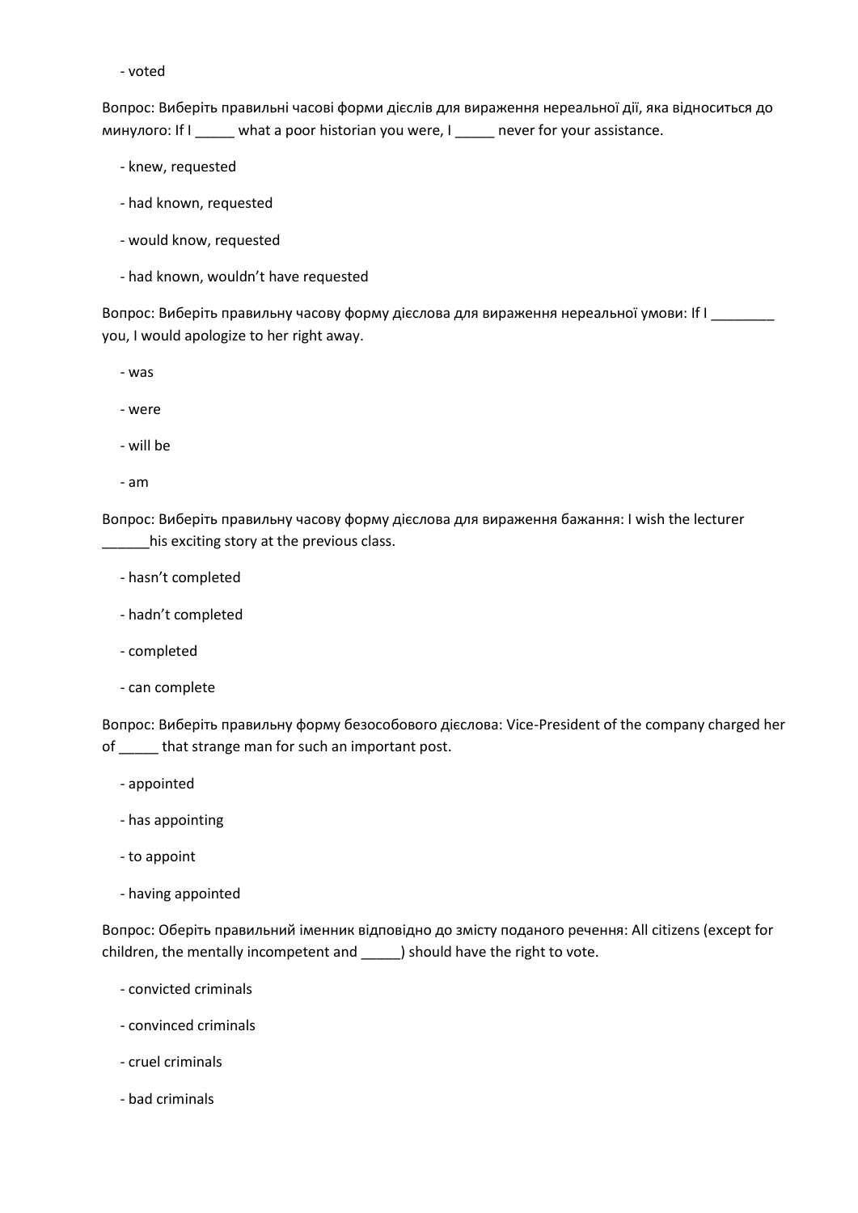- voted

Вопрос: Виберіть правильні часові форми дієслів для вираження нереальної дії, яка відноситься до минулого: If I _____ what a poor historian you were, I _____ never for your assistance.

- knew, requested
- had known, requested
- would know, requested
- had known, wouldn't have requested

Вопрос: Виберіть правильну часову форму дієслова для вираження нереальної умови: If I ________ you, I would apologize to her right away.

- was
- were
- will be
- am

Вопрос: Виберіть правильну часову форму дієслова для вираження бажання: I wish the lecturer ______his exciting story at the previous class.

- hasn't completed
- hadn't completed
- completed
- can complete

Вопрос: Виберіть правильну форму безособового дієслова: Vice-President of the company charged her of _____ that strange man for such an important post.

- appointed
- has appointing
- to appoint
- having appointed

Вопрос: Оберіть правильний іменник відповідно до змісту поданого речення: All citizens (except for children, the mentally incompetent and _____) should have the right to vote.

- convicted criminals
- convinced criminals
- cruel criminals
- bad criminals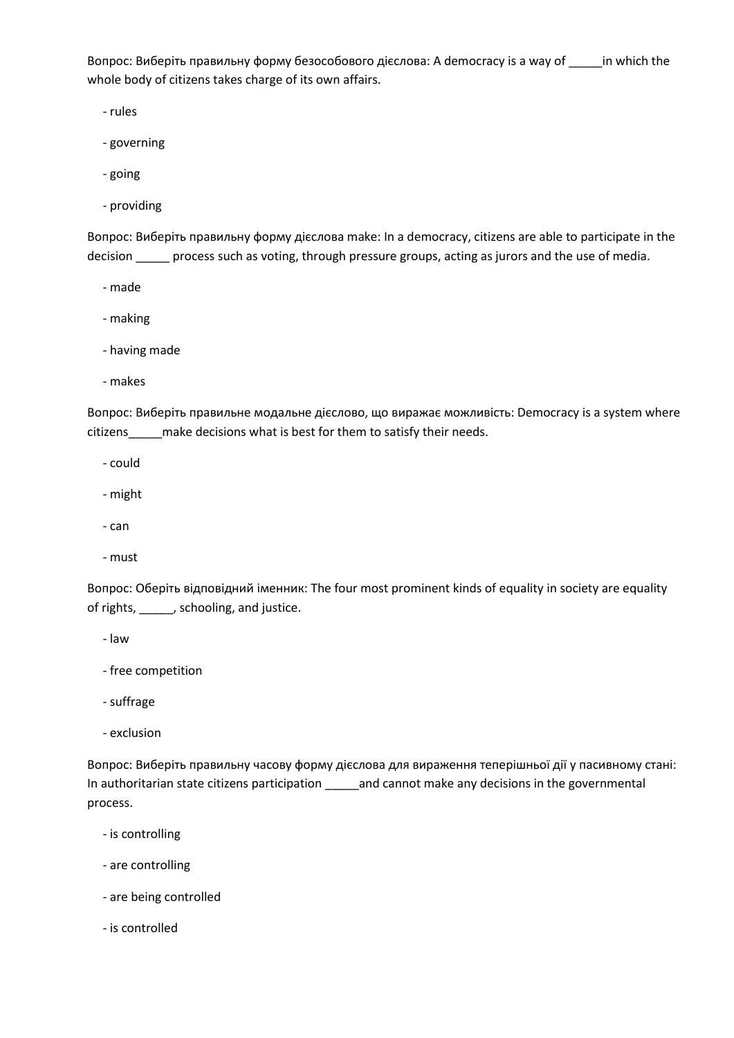Вопрос: Виберіть правильну форму безособового дієслова: A democracy is a way of _____in which the whole body of citizens takes charge of its own affairs.

- rules
- governing
- going
- providing

Вопрос: Виберіть правильну форму дієслова make: In a democracy, citizens are able to participate in the decision _____ process such as voting, through pressure groups, acting as jurors and the use of media.

- made
- making
- having made
- makes

Вопрос: Виберіть правильне модальне дієслово, що виражає можливість: Democracy is a system where citizens_____make decisions what is best for them to satisfy their needs.

- could
- might
- can
- must

Вопрос: Оберіть відповідний іменник: The four most prominent kinds of equality in society are equality of rights, _____, schooling, and justice.

- law
- free competition
- suffrage
- exclusion

Вопрос: Виберіть правильну часову форму дієслова для вираження теперішньої дії у пасивному стані: In authoritarian state citizens participation _____and cannot make any decisions in the governmental process.

- is controlling
- are controlling
- are being controlled
- is controlled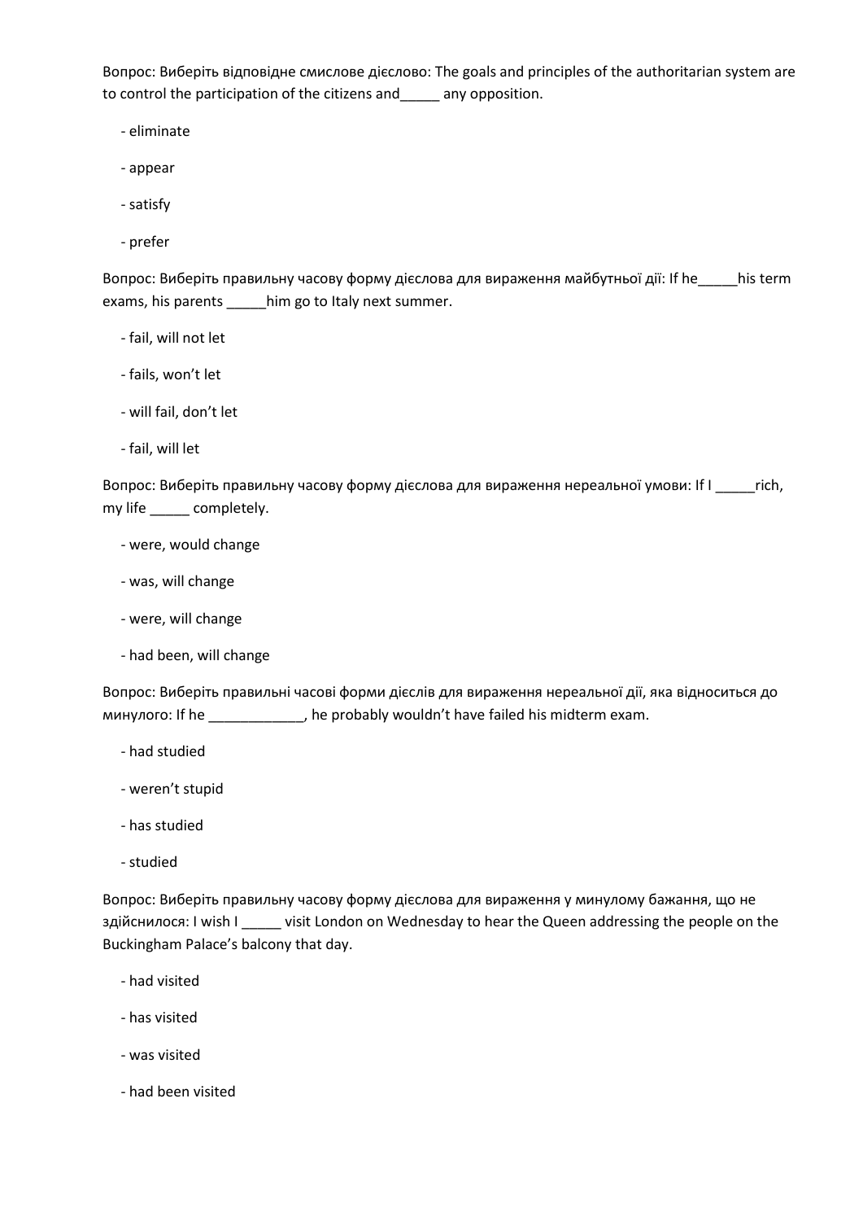Вопрос: Виберіть відповідне смислове дієслово: The goals and principles of the authoritarian system are to control the participation of the citizens and_____ any opposition.

- eliminate
- appear
- satisfy
- prefer

Вопрос: Виберіть правильну часову форму дієслова для вираження майбутньої дії: If he_____his term exams, his parents _____him go to Italy next summer.

- fail, will not let
- fails, won't let
- will fail, don't let
- fail, will let

Вопрос: Виберіть правильну часову форму дієслова для вираження нереальної умови: If I _____rich, my life _____ completely.

- were, would change
- was, will change
- were, will change
- had been, will change

Вопрос: Виберіть правильні часові форми дієслів для вираження нереальної дії, яка відноситься до минулого: If he ____________, he probably wouldn't have failed his midterm exam.

- had studied
- weren't stupid
- has studied
- studied

Вопрос: Виберіть правильну часову форму дієслова для вираження у минулому бажання, що не здійснилося: I wish I _____ visit London on Wednesday to hear the Queen addressing the people on the Buckingham Palace's balcony that day.

- had visited
- has visited
- was visited
- had been visited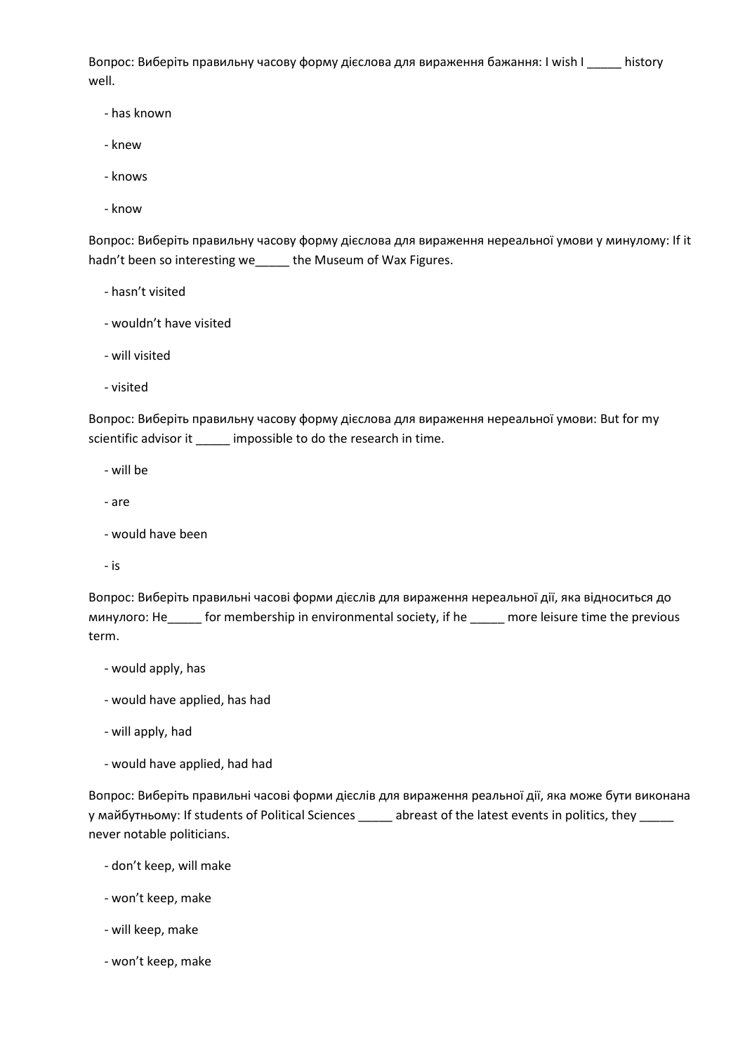Вопрос: Виберіть правильну часову форму дієслова для вираження бажання: I wish I _____ history well.

- has known
- knew
- knows
- know

Вопрос: Виберіть правильну часову форму дієслова для вираження нереальної умови у минулому: If it hadn't been so interesting we_____ the Museum of Wax Figures.

- hasn't visited
- wouldn't have visited
- will visited
- visited

Вопрос: Виберіть правильну часову форму дієслова для вираження нереальної умови: But for my scientific advisor it _____ impossible to do the research in time.

- will be
- are
- would have been
- is

Вопрос: Виберіть правильні часові форми дієслів для вираження нереальної дії, яка відноситься до минулого: He_____ for membership in environmental society, if he _____ more leisure time the previous term.

- would apply, has
- would have applied, has had
- will apply, had
- would have applied, had had

Вопрос: Виберіть правильні часові форми дієслів для вираження реальної дії, яка може бути виконана у майбутньому: If students of Political Sciences _____ abreast of the latest events in politics, they _____ never notable politicians.

- don't keep, will make
- won't keep, make
- will keep, make
- won't keep, make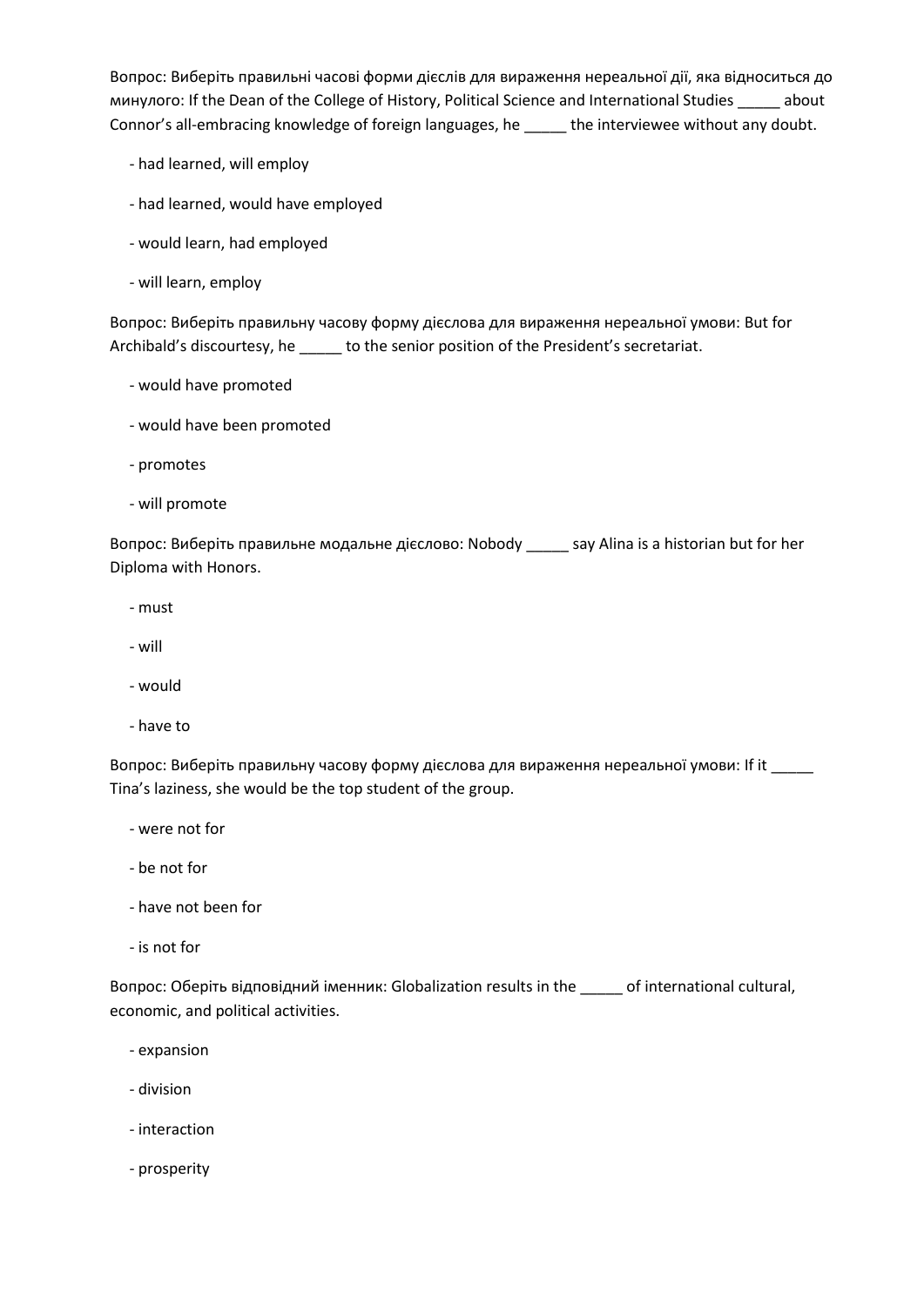Вопрос: Виберіть правильні часові форми дієслів для вираження нереальної дії, яка відноситься до минулого: If the Dean of the College of History, Political Science and International Studies _____ about Connor's all-embracing knowledge of foreign languages, he _____ the interviewee without any doubt.

- had learned, will employ
- had learned, would have employed
- would learn, had employed
- will learn, employ

Вопрос: Виберіть правильну часову форму дієслова для вираження нереальної умови: But for Archibald's discourtesy, he _____ to the senior position of the President's secretariat.

- would have promoted
- would have been promoted
- promotes
- will promote

Вопрос: Виберіть правильне модальне дієслово: Nobody _____ say Alina is a historian but for her Diploma with Honors.

- must
- will
- would
- have to

Вопрос: Виберіть правильну часову форму дієслова для вираження нереальної умови: If it _____ Tina's laziness, she would be the top student of the group.

- were not for
- be not for
- have not been for
- is not for

Вопрос: Оберіть відповідний іменник: Globalization results in the _____ of international cultural, economic, and political activities.

- expansion
- division
- interaction
- prosperity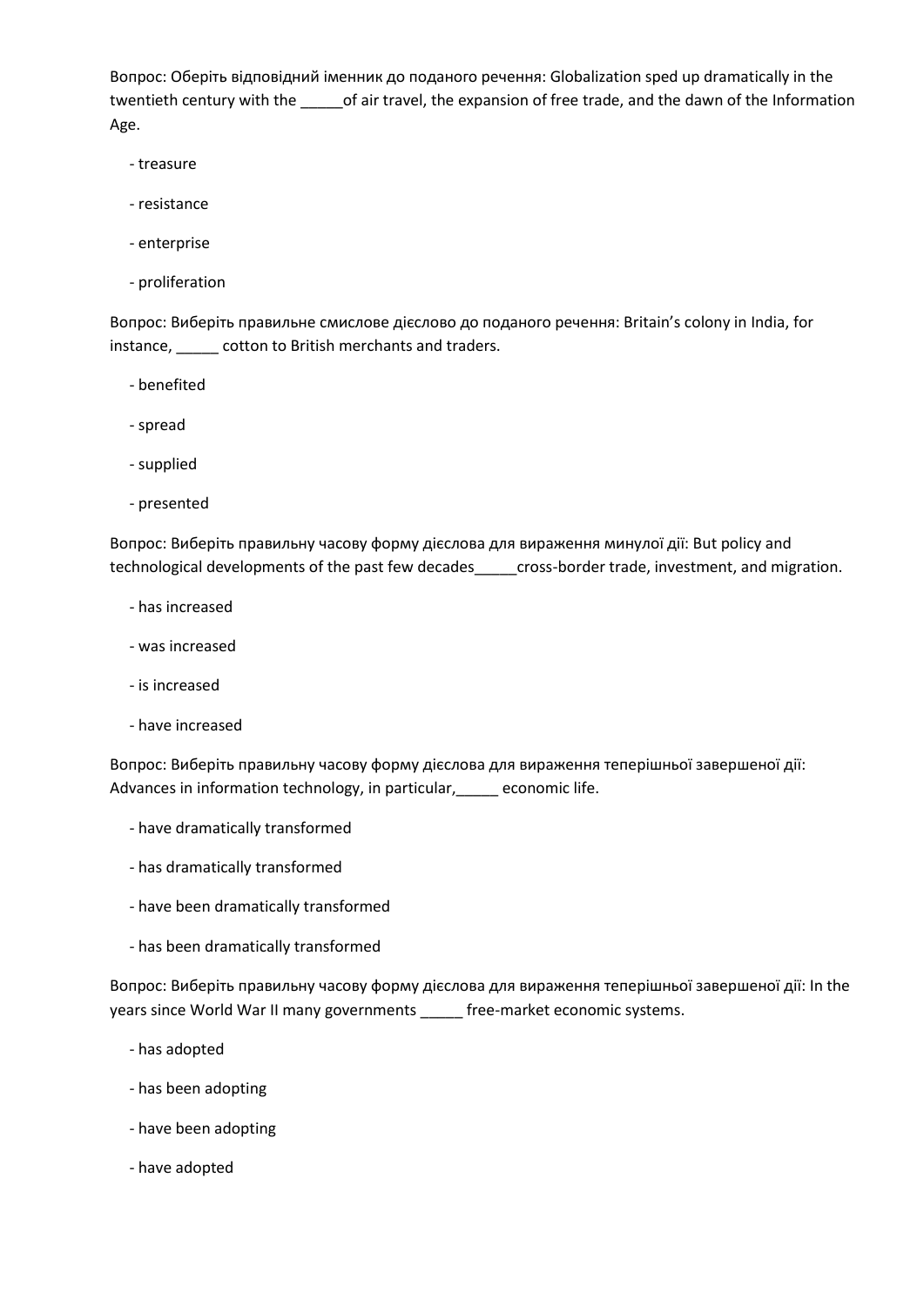Вопрос: Оберіть відповідний іменник до поданого речення: Globalization sped up dramatically in the twentieth century with the _____of air travel, the expansion of free trade, and the dawn of the Information Age.

- treasure
- resistance
- enterprise
- proliferation

Вопрос: Виберіть правильне смислове дієслово до поданого речення: Britain's colony in India, for instance, _____ cotton to British merchants and traders.

- benefited
- spread
- supplied
- presented

Вопрос: Виберіть правильну часову форму дієслова для вираження минулої дії: But policy and technological developments of the past few decades_____cross-border trade, investment, and migration.

- has increased
- was increased
- is increased
- have increased

Вопрос: Виберіть правильну часову форму дієслова для вираження теперішньої завершеної дії: Advances in information technology, in particular,_____ economic life.

- have dramatically transformed
- has dramatically transformed
- have been dramatically transformed
- has been dramatically transformed

Вопрос: Виберіть правильну часову форму дієслова для вираження теперішньої завершеної дії: In the years since World War II many governments _____ free-market economic systems.

- has adopted
- has been adopting
- have been adopting
- have adopted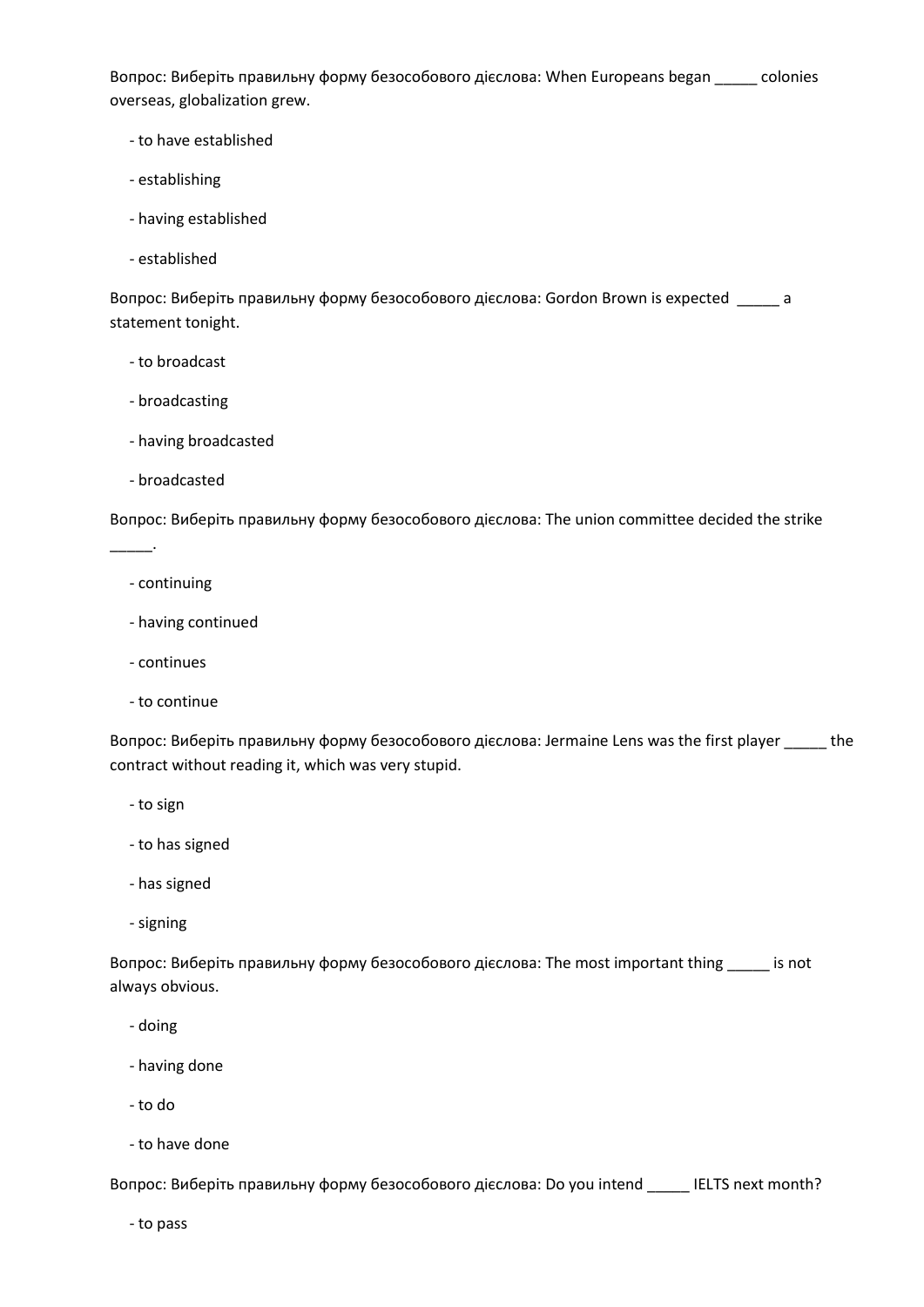Вопрос: Виберіть правильну форму безособового дієслова: When Europeans began _____ colonies overseas, globalization grew.

- to have established
- establishing
- having established
- established

Вопрос: Виберіть правильну форму безособового дієслова: Gordon Brown is expected _____ a statement tonight.

- to broadcast
- broadcasting
- having broadcasted
- broadcasted

Вопрос: Виберіть правильну форму безособового дієслова: The union committee decided the strike _____.

- continuing
- having continued
- continues
- to continue

Вопрос: Виберіть правильну форму безособового дієслова: Jermaine Lens was the first player _____ the contract without reading it, which was very stupid.

- to sign
- to has signed
- has signed
- signing

Вопрос: Виберіть правильну форму безособового дієслова: The most important thing _____ is not always obvious.

- doing
- having done
- to do
- to have done

Вопрос: Виберіть правильну форму безособового дієслова: Do you intend _____ IELTS next month?

- to pass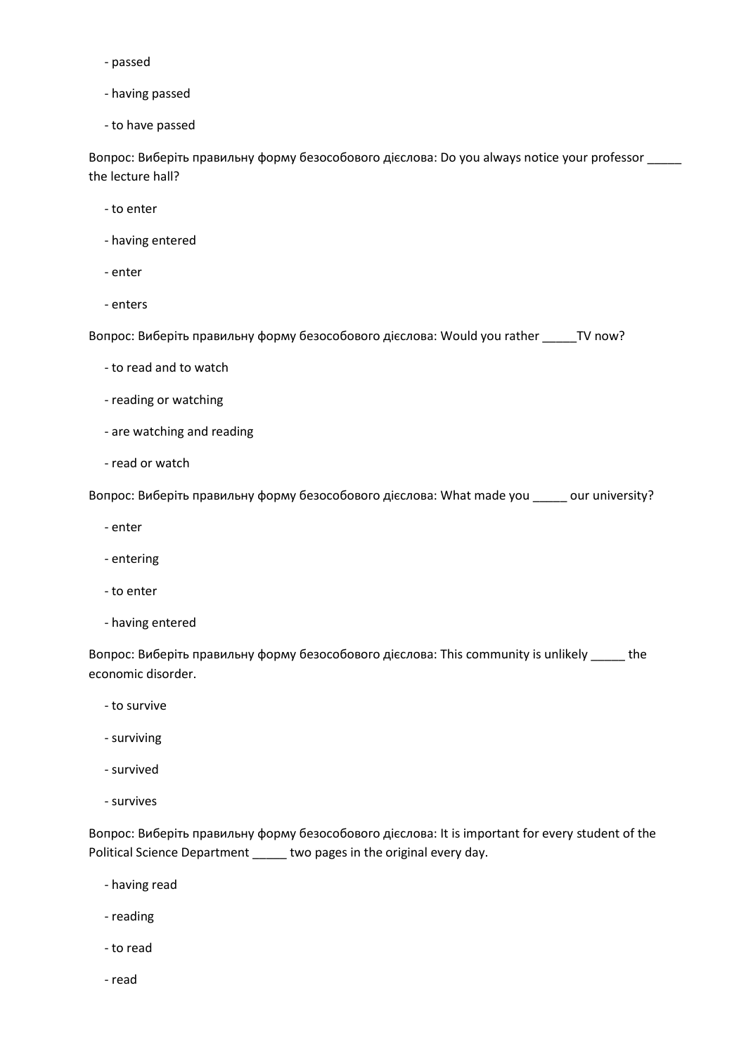- passed

- having passed

- to have passed

Вопрос: Виберіть правильну форму безособового дієслова: Do you always notice your professor _____ the lecture hall?

- to enter

- having entered

- enter

- enters

Вопрос: Виберіть правильну форму безособового дієслова: Would you rather _____TV now?

- to read and to watch

- reading or watching

- are watching and reading

- read or watch

Вопрос: Виберіть правильну форму безособового дієслова: What made you _____ our university?

- enter

- entering

- to enter

- having entered

Вопрос: Виберіть правильну форму безособового дієслова: This community is unlikely _____ the economic disorder.

- to survive

- surviving

- survived

- survives

Вопрос: Виберіть правильну форму безособового дієслова: It is important for every student of the Political Science Department _____ two pages in the original every day.

- having read

- reading

- to read

- read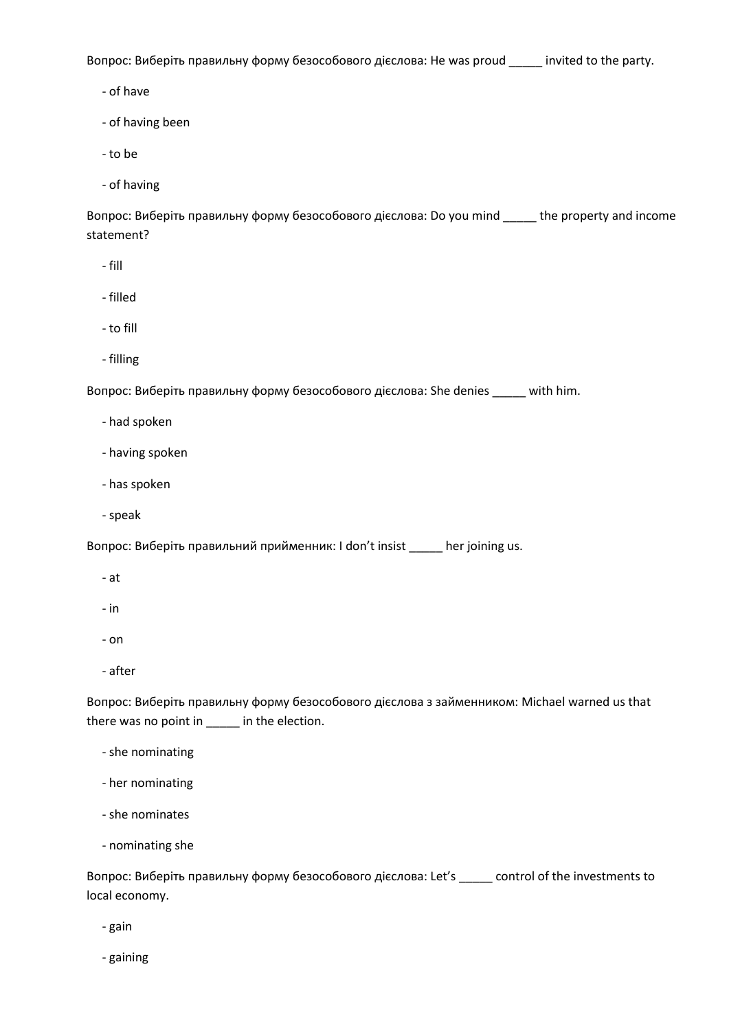Вопрос: Виберіть правильну форму безособового дієслова: He was proud _____ invited to the party.

- of have
- of having been
- to be
- of having

Вопрос: Виберіть правильну форму безособового дієслова: Do you mind _____ the property and income statement?

- fill
- filled
- to fill
- filling

Вопрос: Виберіть правильну форму безособового дієслова: She denies _____ with him.

- had spoken
- having spoken
- has spoken
- speak

Вопрос: Виберіть правильний прийменник: I don't insist _____ her joining us.

- at
- in
- on
- after

Вопрос: Виберіть правильну форму безособового дієслова з займенником: Michael warned us that there was no point in _____ in the election.

- she nominating
- her nominating
- she nominates
- nominating she

Вопрос: Виберіть правильну форму безособового дієслова: Let's _____ control of the investments to local economy.

- gain
- gaining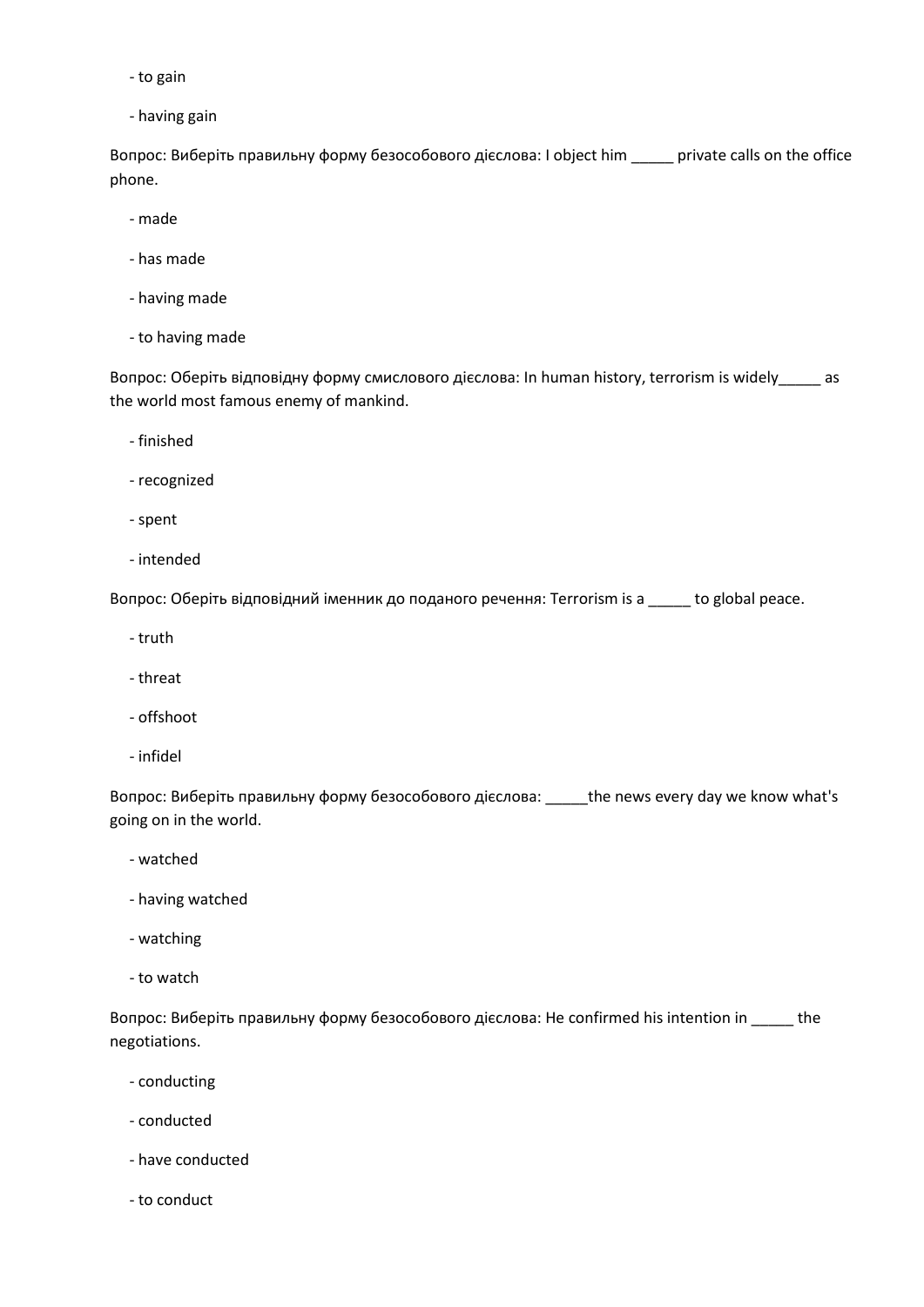- to gain

- having gain

Вопрос: Виберіть правильну форму безособового дієслова: I object him _____ private calls on the office phone.

- made

- has made

- having made

- to having made

Вопрос: Оберіть відповідну форму смислового дієслова: In human history, terrorism is widely_____ as the world most famous enemy of mankind.

- finished

- recognized

- spent

- intended

Вопрос: Оберіть відповідний іменник до поданого речення: Terrorism is a _____ to global peace.

- truth

- threat

- offshoot

- infidel

Вопрос: Виберіть правильну форму безособового дієслова: _____the news every day we know what's going on in the world.

- watched

- having watched

- watching

- to watch

Вопрос: Виберіть правильну форму безособового дієслова: He confirmed his intention in _____ the negotiations.

- conducting

- conducted

- have conducted

- to conduct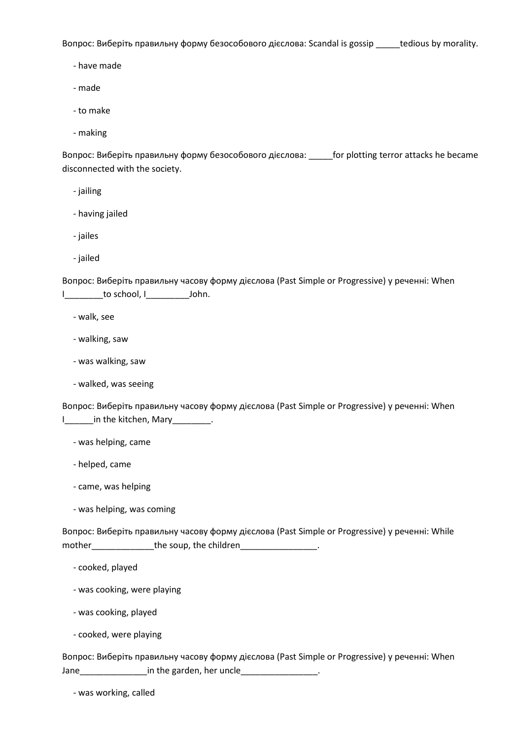Вопрос: Виберіть правильну форму безособового дієслова: Scandal is gossip _____tedious by morality.

- have made
- made
- to make
- making

Вопрос: Виберіть правильну форму безособового дієслова: _____for plotting terror attacks he became disconnected with the society.

- jailing
- having jailed
- jailes
- jailed

Вопрос: Виберіть правильну часову форму дієслова (Past Simple or Progressive) у реченні: When I________to school, I_________John.

- walk, see
- walking, saw
- was walking, saw
- walked, was seeing

Вопрос: Виберіть правильну часову форму дієслова (Past Simple or Progressive) у реченні: When I______in the kitchen, Mary________.

- was helping, came
- helped, came
- came, was helping
- was helping, was coming

Вопрос: Виберіть правильну часову форму дієслова (Past Simple or Progressive) у реченні: While mother_____________the soup, the children________________.

- cooked, played
- was cooking, were playing
- was cooking, played
- cooked, were playing

Вопрос: Виберіть правильну часову форму дієслова (Past Simple or Progressive) у реченні: When Jane______________in the garden, her uncle________________.

- was working, called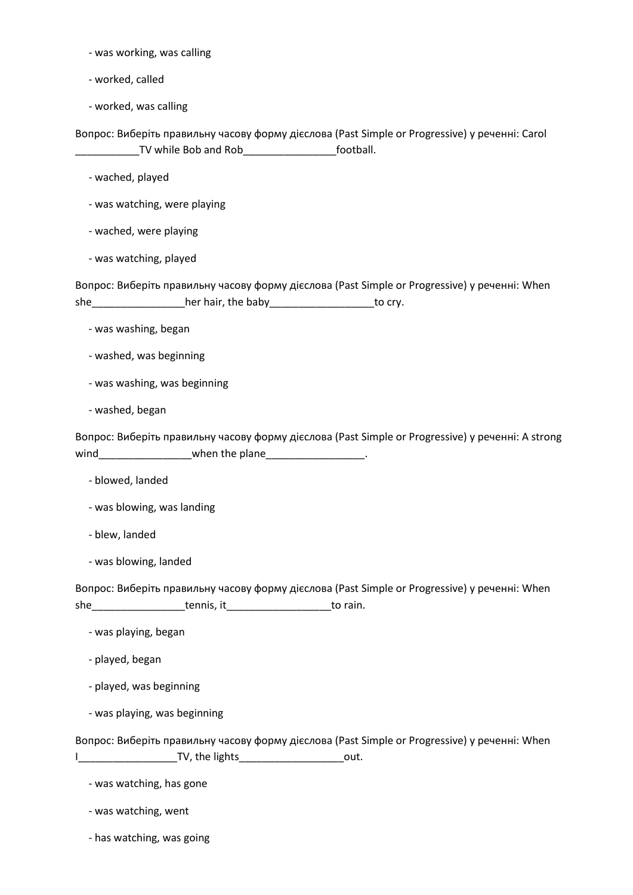- was working, was calling

- worked, called

- worked, was calling

Вопрос: Виберіть правильну часову форму дієслова (Past Simple or Progressive) у реченні: Carol ___________TV while Bob and Rob________________football.

- wached, played

- was watching, were playing

- wached, were playing

- was watching, played

Вопрос: Виберіть правильну часову форму дієслова (Past Simple or Progressive) у реченні: When she________________her hair, the baby__________________to cry.

- was washing, began

- washed, was beginning

- was washing, was beginning

- washed, began

Вопрос: Виберіть правильну часову форму дієслова (Past Simple or Progressive) у реченні: A strong wind________________when the plane_________________.

- blowed, landed

- was blowing, was landing

- blew, landed

- was blowing, landed

Вопрос: Виберіть правильну часову форму дієслова (Past Simple or Progressive) у реченні: When she________________tennis, it__________________to rain.

- was playing, began

- played, began

- played, was beginning

- was playing, was beginning

Вопрос: Виберіть правильну часову форму дієслова (Past Simple or Progressive) у реченні: When I_________________TV, the lights__________________out.

- was watching, has gone

- was watching, went

- has watching, was going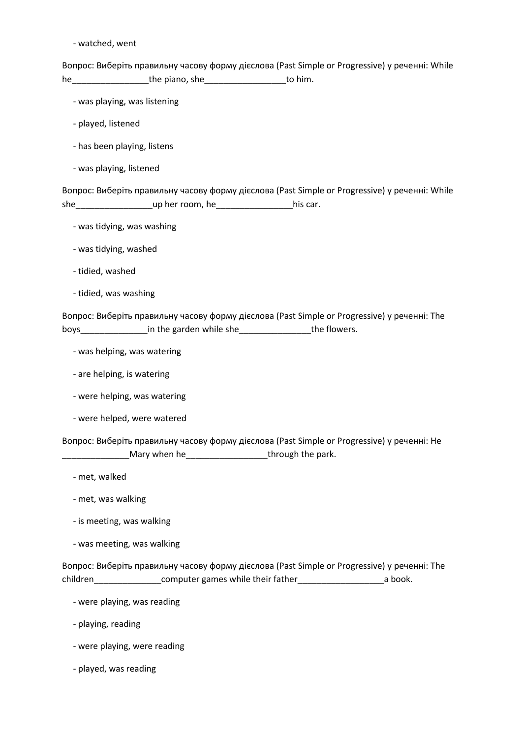- watched, went

Вопрос: Виберіть правильну часову форму дієслова (Past Simple or Progressive) у реченні: While he________________the piano, she_________________to him.

- was playing, was listening
- played, listened
- has been playing, listens
- was playing, listened

Вопрос: Виберіть правильну часову форму дієслова (Past Simple or Progressive) у реченні: While she________________up her room, he________________his car.

- was tidying, was washing
- was tidying, washed
- tidied, washed
- tidied, was washing

Вопрос: Виберіть правильну часову форму дієслова (Past Simple or Progressive) у реченні: The boys______________in the garden while she_______________the flowers.

- was helping, was watering
- are helping, is watering
- were helping, was watering
- were helped, were watered

Вопрос: Виберіть правильну часову форму дієслова (Past Simple or Progressive) у реченні: He ______________Mary when he_________________through the park.

- met, walked
- met, was walking
- is meeting, was walking
- was meeting, was walking

Вопрос: Виберіть правильну часову форму дієслова (Past Simple or Progressive) у реченні: The children______________computer games while their father__________________a book.

- were playing, was reading
- playing, reading
- were playing, were reading
- played, was reading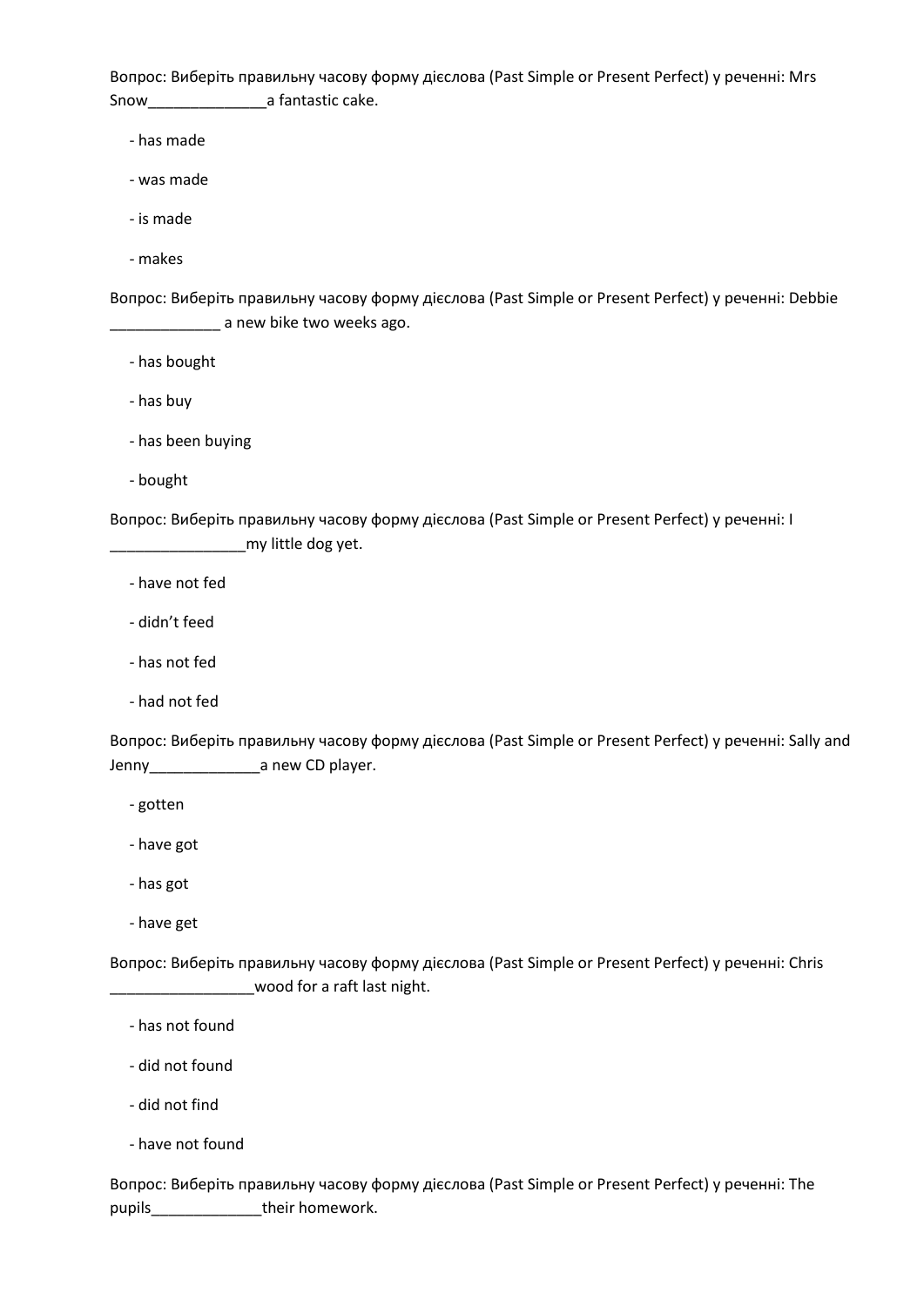Вопрос: Виберіть правильну часову форму дієслова (Past Simple or Present Perfect) у реченні: Mrs Snow______________a fantastic cake.

- has made
- was made
- is made
- makes

Вопрос: Виберіть правильну часову форму дієслова (Past Simple or Present Perfect) у реченні: Debbie _____________ a new bike two weeks ago.

- has bought
- has buy
- has been buying
- bought

Вопрос: Виберіть правильну часову форму дієслова (Past Simple or Present Perfect) у реченні: I ________________my little dog yet.

- have not fed
- didn't feed
- has not fed
- had not fed

Вопрос: Виберіть правильну часову форму дієслова (Past Simple or Present Perfect) у реченні: Sally and Jenny_____________a new CD player.

- gotten
- have got
- has got
- have get

Вопрос: Виберіть правильну часову форму дієслова (Past Simple or Present Perfect) у реченні: Chris _________________wood for a raft last night.

- has not found
- did not found
- did not find
- have not found

Вопрос: Виберіть правильну часову форму дієслова (Past Simple or Present Perfect) у реченні: The pupils_____________their homework.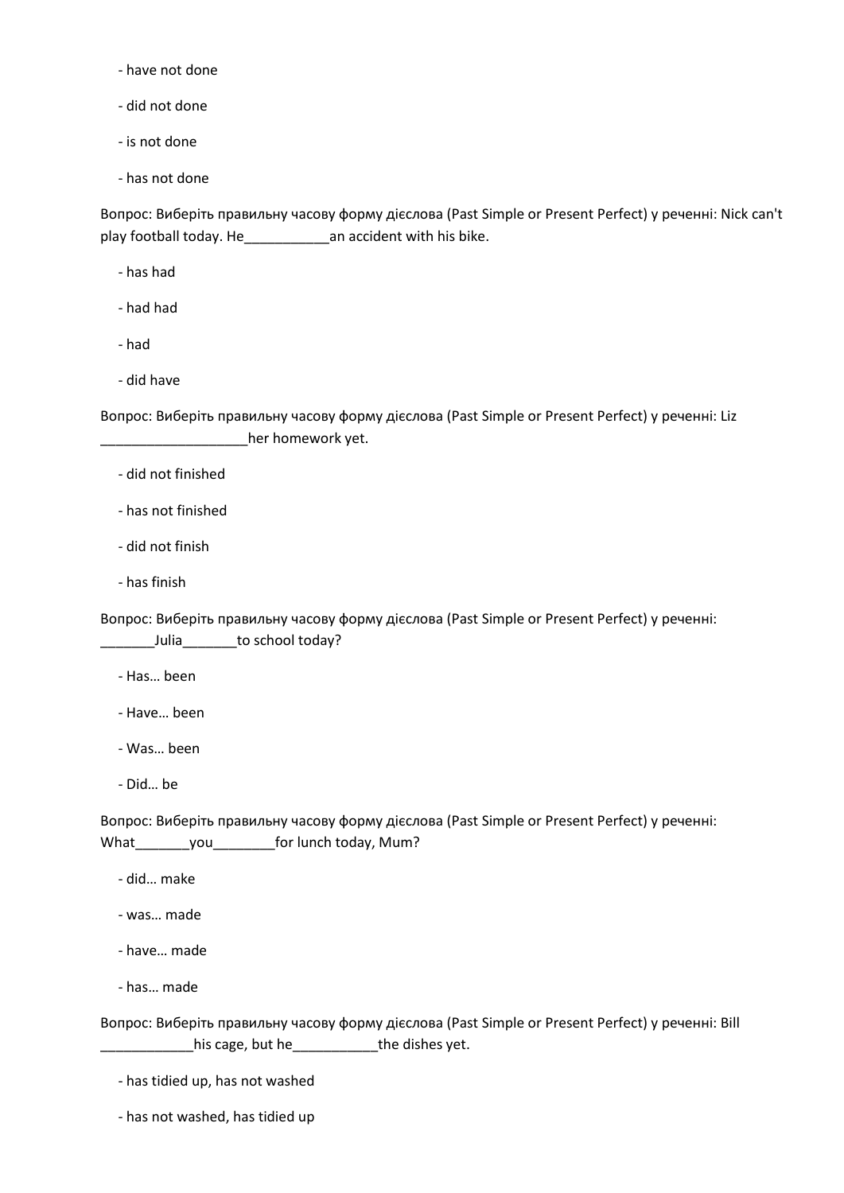- have not done

- did not done

- is not done

- has not done

Вопрос: Виберіть правильну часову форму дієслова (Past Simple or Present Perfect) у реченні: Nick can't play football today. He___________an accident with his bike.

- has had

- had had

- had

- did have

Вопрос: Виберіть правильну часову форму дієслова (Past Simple or Present Perfect) у реченні: Liz ___________________her homework yet.

- did not finished

- has not finished

- did not finish

- has finish

Вопрос: Виберіть правильну часову форму дієслова (Past Simple or Present Perfect) у реченні: _______Julia_______to school today?

- Has… been

- Have… been

- Was… been

- Did… be

Вопрос: Виберіть правильну часову форму дієслова (Past Simple or Present Perfect) у реченні: What_______you________for lunch today, Mum?

- did… make

- was… made

- have… made

- has… made

Вопрос: Виберіть правильну часову форму дієслова (Past Simple or Present Perfect) у реченні: Bill ____________his cage, but he___________the dishes yet.

- has tidied up, has not washed

- has not washed, has tidied up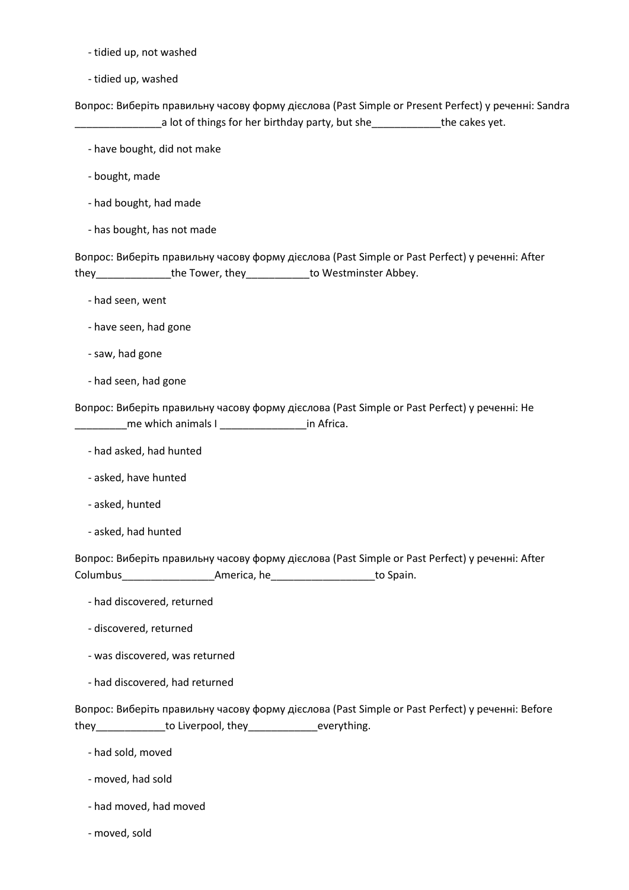- tidied up, not washed

- tidied up, washed

Вопрос: Виберіть правильну часову форму дієслова (Past Simple or Present Perfect) у реченні: Sandra _______________a lot of things for her birthday party, but she____________the cakes yet.

- have bought, did not make

- bought, made

- had bought, had made

- has bought, has not made

Вопрос: Виберіть правильну часову форму дієслова (Past Simple or Past Perfect) у реченні: After they_____________the Tower, they___________to Westminster Abbey.

- had seen, went

- have seen, had gone

- saw, had gone

- had seen, had gone

Вопрос: Виберіть правильну часову форму дієслова (Past Simple or Past Perfect) у реченні: He _________me which animals I _______________in Africa.

- had asked, had hunted

- asked, have hunted

- asked, hunted

- asked, had hunted

Вопрос: Виберіть правильну часову форму дієслова (Past Simple or Past Perfect) у реченні: After Columbus________________America, he__________________to Spain.

- had discovered, returned

- discovered, returned

- was discovered, was returned

- had discovered, had returned

Вопрос: Виберіть правильну часову форму дієслова (Past Simple or Past Perfect) у реченні: Before they____________to Liverpool, they____________everything.

- had sold, moved

- moved, had sold

- had moved, had moved

- moved, sold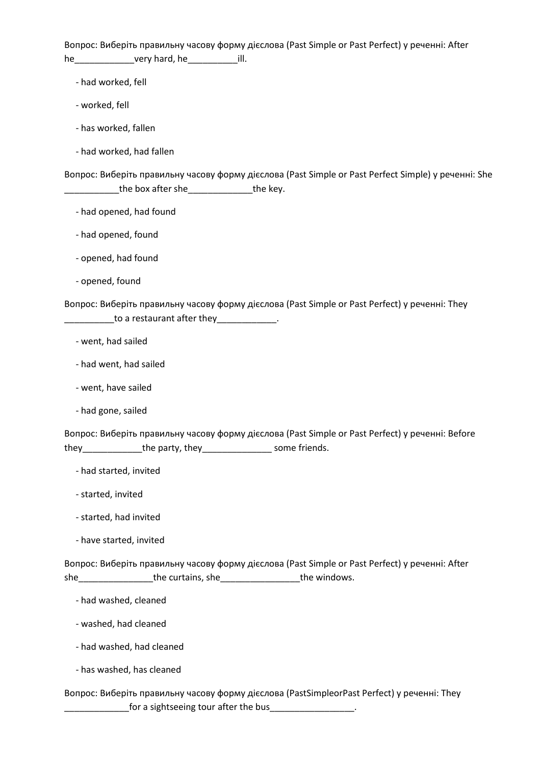Вопрос: Виберіть правильну часову форму дієслова (Past Simple or Past Perfect) у реченні: After he____________very hard, he__________ill.

- had worked, fell
- worked, fell
- has worked, fallen
- had worked, had fallen

Вопрос: Виберіть правильну часову форму дієслова (Past Simple or Past Perfect Simple) у реченні: She ___________the box after she_____________the key.

- had opened, had found
- had opened, found
- opened, had found
- opened, found

Вопрос: Виберіть правильну часову форму дієслова (Past Simple or Past Perfect) у реченні: They __________to a restaurant after they____________.

- went, had sailed
- had went, had sailed
- went, have sailed
- had gone, sailed

Вопрос: Виберіть правильну часову форму дієслова (Past Simple or Past Perfect) у реченні: Before they____________the party, they______________ some friends.

- had started, invited
- started, invited
- started, had invited
- have started, invited

Вопрос: Виберіть правильну часову форму дієслова (Past Simple or Past Perfect) у реченні: After she_______________the curtains, she________________the windows.

- had washed, cleaned
- washed, had cleaned
- had washed, had cleaned
- has washed, has cleaned

Вопрос: Виберіть правильну часову форму дієслова (PastSimpleorPast Perfect) у реченні: They _____________for a sightseeing tour after the bus_________________.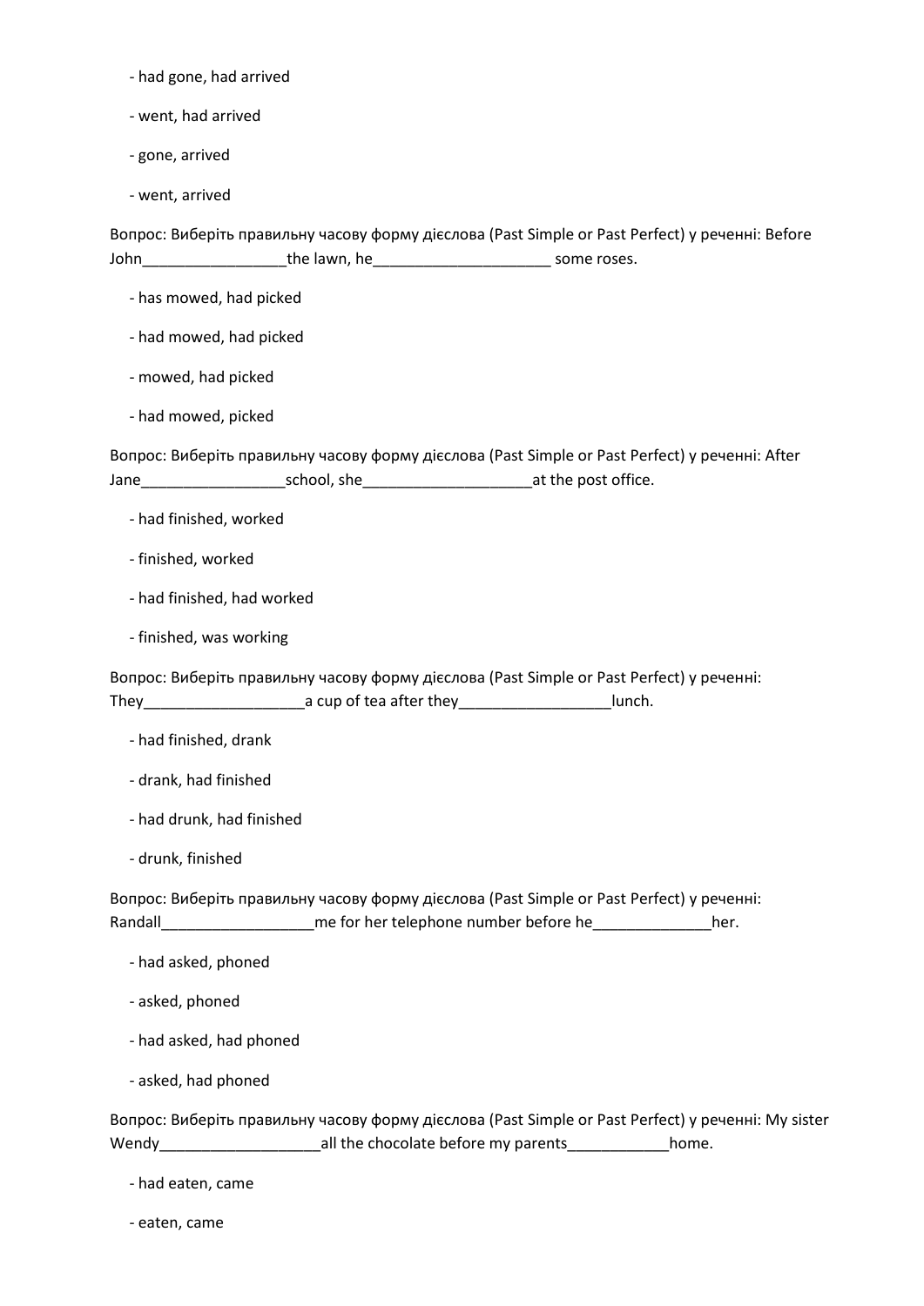- had gone, had arrived

- went, had arrived

- gone, arrived

- went, arrived

Вопрос: Виберіть правильну часову форму дієслова (Past Simple or Past Perfect) у реченні: Before John_________________the lawn, he_____________________ some roses.

- has mowed, had picked

- had mowed, had picked

- mowed, had picked

- had mowed, picked

Вопрос: Виберіть правильну часову форму дієслова (Past Simple or Past Perfect) у реченні: After Jane_________________school, she____________________at the post office.

- had finished, worked

- finished, worked

- had finished, had worked

- finished, was working

Вопрос: Виберіть правильну часову форму дієслова (Past Simple or Past Perfect) у реченні: They___________________a cup of tea after they__________________lunch.

- had finished, drank

- drank, had finished

- had drunk, had finished

- drunk, finished

Вопрос: Виберіть правильну часову форму дієслова (Past Simple or Past Perfect) у реченні: Randall__________________me for her telephone number before he______________her.

- had asked, phoned

- asked, phoned

- had asked, had phoned

- asked, had phoned

Вопрос: Виберіть правильну часову форму дієслова (Past Simple or Past Perfect) у реченні: My sister Wendy___________________all the chocolate before my parents____________home.

- had eaten, came

- eaten, came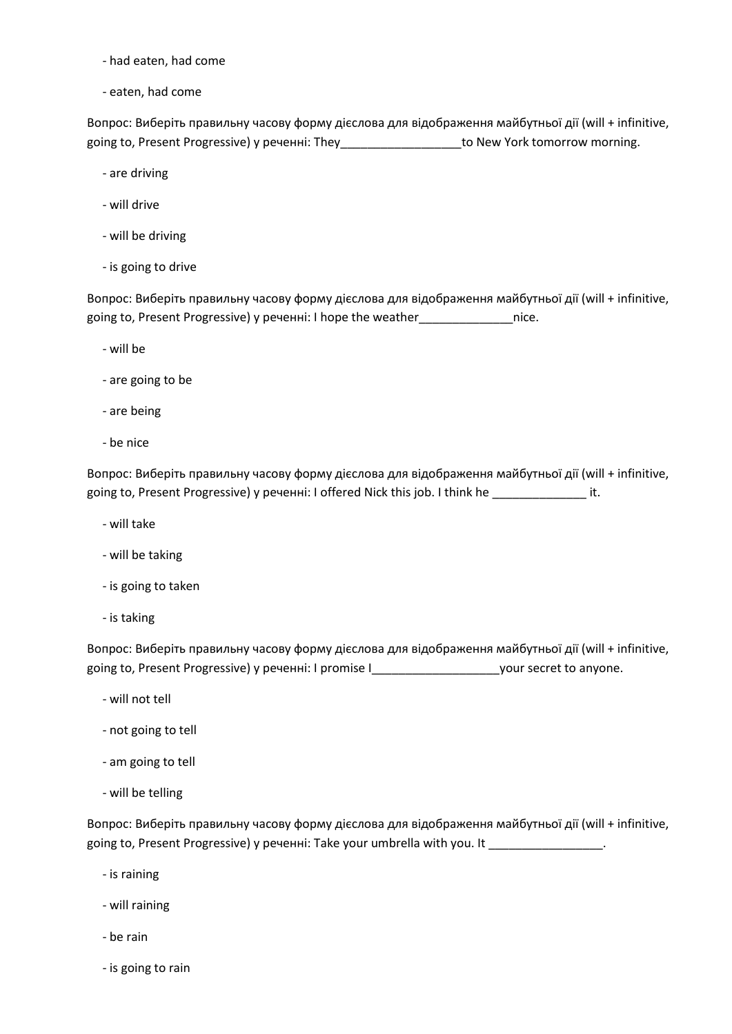- had eaten, had come

- eaten, had come

Вопрос: Виберіть правильну часову форму дієслова для відображення майбутньої дії (will + infinitive, going to, Present Progressive) у реченні: They_________________to New York tomorrow morning.

- are driving

- will drive

- will be driving

- is going to drive

Вопрос: Виберіть правильну часову форму дієслова для відображення майбутньої дії (will + infinitive, going to, Present Progressive) у реченні: I hope the weather_____________nice.

- will be

- are going to be

- are being

- be nice

Вопрос: Виберіть правильну часову форму дієслова для відображення майбутньої дії (will + infinitive, going to, Present Progressive) у реченні: I offered Nick this job. I think he _____________ it.

- will take

- will be taking

- is going to taken

- is taking

Вопрос: Виберіть правильну часову форму дієслова для відображення майбутньої дії (will + infinitive, going to, Present Progressive) у реченні: I promise I__________________your secret to anyone.

- will not tell

- not going to tell

- am going to tell

- will be telling

Вопрос: Виберіть правильну часову форму дієслова для відображення майбутньої дії (will + infinitive, going to, Present Progressive) у реченні: Take your umbrella with you. It ________________.

- is raining

- will raining

- be rain

- is going to rain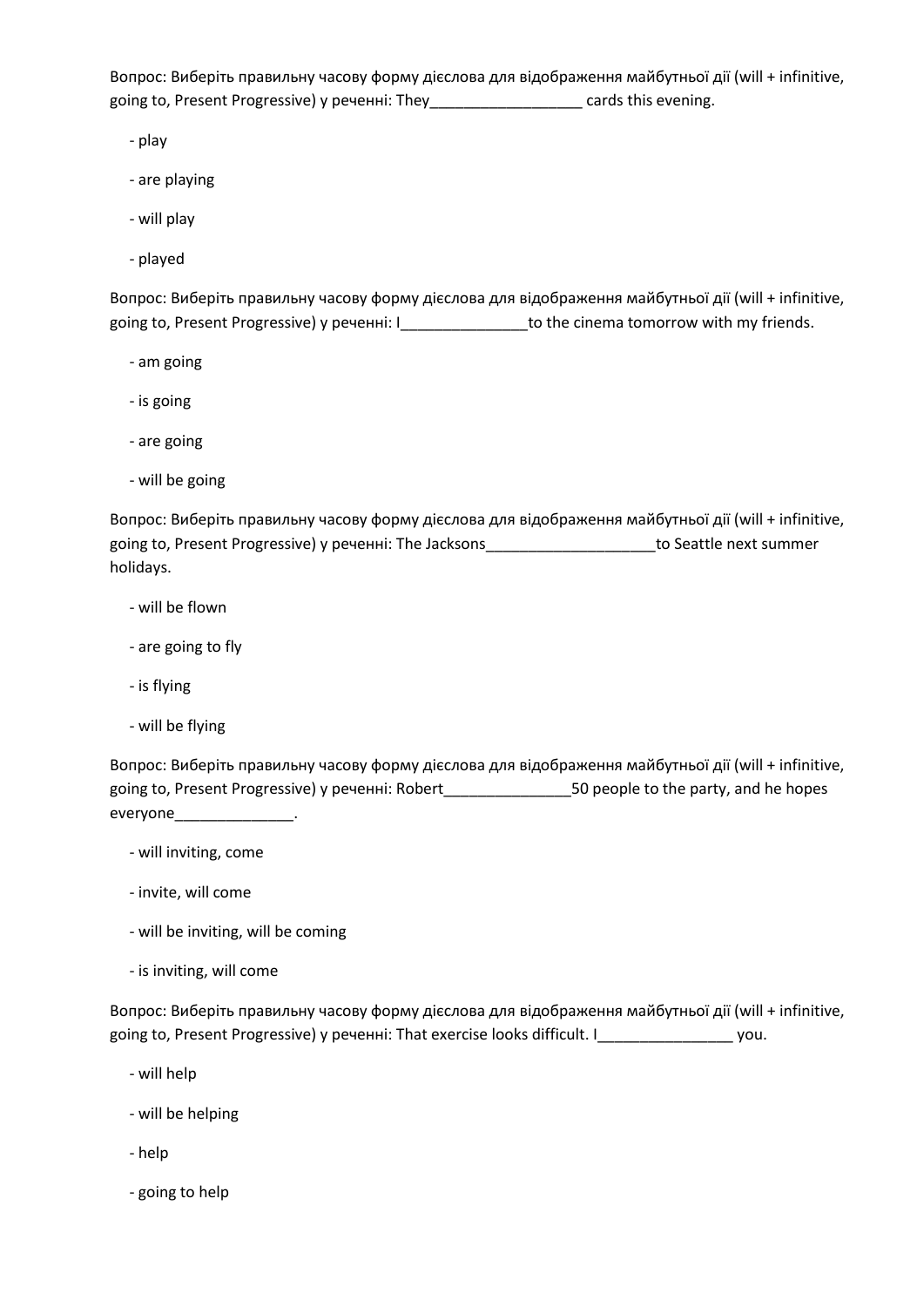Вопрос: Виберіть правильну часову форму дієслова для відображення майбутньої дії (will + infinitive, going to, Present Progressive) у реченні: They__________________ cards this evening.

- play
- are playing
- will play
- played

Вопрос: Виберіть правильну часову форму дієслова для відображення майбутньої дії (will + infinitive, going to, Present Progressive) у реченні: I_______________to the cinema tomorrow with my friends.

- am going
- is going
- are going
- will be going

Вопрос: Виберіть правильну часову форму дієслова для відображення майбутньої дії (will + infinitive, going to, Present Progressive) у реченні: The Jacksons____________________to Seattle next summer holidays.

- will be flown
- are going to fly
- is flying
- will be flying

Вопрос: Виберіть правильну часову форму дієслова для відображення майбутньої дії (will + infinitive, going to, Present Progressive) у реченні: Robert_______________50 people to the party, and he hopes everyone______________.

- will inviting, come
- invite, will come
- will be inviting, will be coming
- is inviting, will come

Вопрос: Виберіть правильну часову форму дієслова для відображення майбутньої дії (will + infinitive, going to, Present Progressive) у реченні: That exercise looks difficult. I________________ you.

- will help
- will be helping
- help
- going to help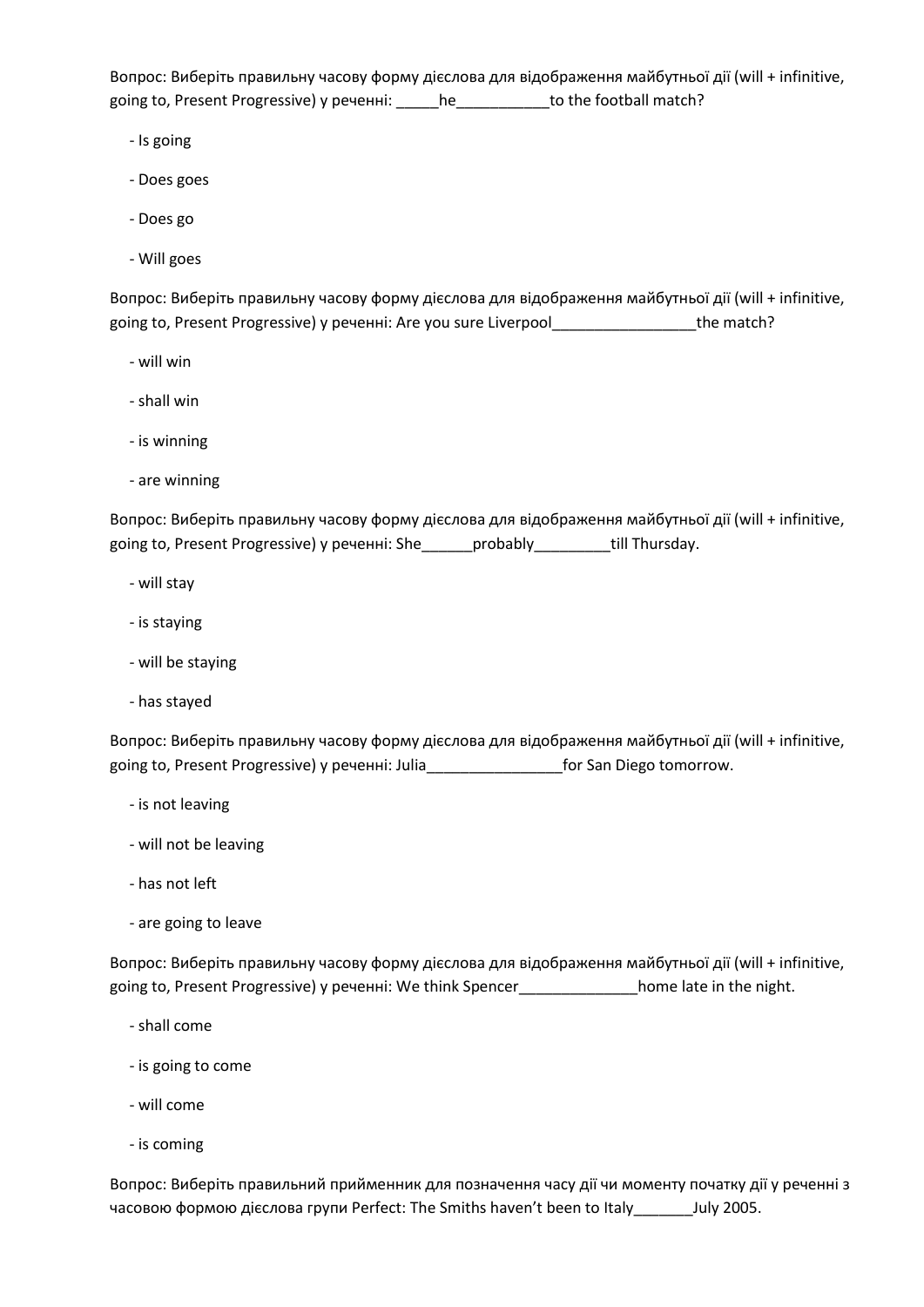Вопрос: Виберіть правильну часову форму дієслова для відображення майбутньої дії (will + infinitive, going to, Present Progressive) у реченні: _____he___________to the football match?

- Is going
- Does goes
- Does go
- Will goes

Вопрос: Виберіть правильну часову форму дієслова для відображення майбутньої дії (will + infinitive, going to, Present Progressive) у реченні: Are you sure Liverpool_________________the match?

- will win
- shall win
- is winning
- are winning

Вопрос: Виберіть правильну часову форму дієслова для відображення майбутньої дії (will + infinitive, going to, Present Progressive) у реченні: She______probably_________till Thursday.

- will stay
- is staying
- will be staying
- has stayed

Вопрос: Виберіть правильну часову форму дієслова для відображення майбутньої дії (will + infinitive, going to, Present Progressive) у реченні: Julia________________for San Diego tomorrow.

- is not leaving
- will not be leaving
- has not left
- are going to leave

Вопрос: Виберіть правильну часову форму дієслова для відображення майбутньої дії (will + infinitive, going to, Present Progressive) у реченні: We think Spencer______________home late in the night.

- shall come
- is going to come
- will come
- is coming

Вопрос: Виберіть правильний прийменник для позначення часу дії чи моменту початку дії у реченні з часовою формою дієслова групи Perfect: The Smiths haven't been to Italy_______July 2005.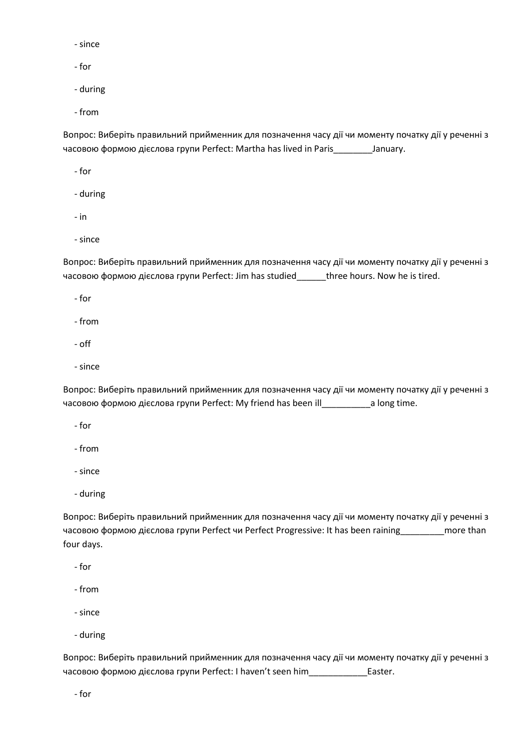- since

- for

- during

- from

Вопрос: Виберіть правильний прийменник для позначення часу дії чи моменту початку дії у реченні з часовою формою дієслова групи Perfect: Martha has lived in Paris________January.

- for

- during

- in

- since

Вопрос: Виберіть правильний прийменник для позначення часу дії чи моменту початку дії у реченні з часовою формою дієслова групи Perfect: Jim has studied______three hours. Now he is tired.

- for

- from

- off

- since

Вопрос: Виберіть правильний прийменник для позначення часу дії чи моменту початку дії у реченні з часовою формою дієслова групи Perfect: My friend has been ill__________a long time.

- for

- from

- since

- during

Вопрос: Виберіть правильний прийменник для позначення часу дії чи моменту початку дії у реченні з часовою формою дієслова групи Perfect чи Perfect Progressive: It has been raining_________more than four days.

- for

- from

- since

- during

Вопрос: Виберіть правильний прийменник для позначення часу дії чи моменту початку дії у реченні з часовою формою дієслова групи Perfect: I haven't seen him____________Easter.

- for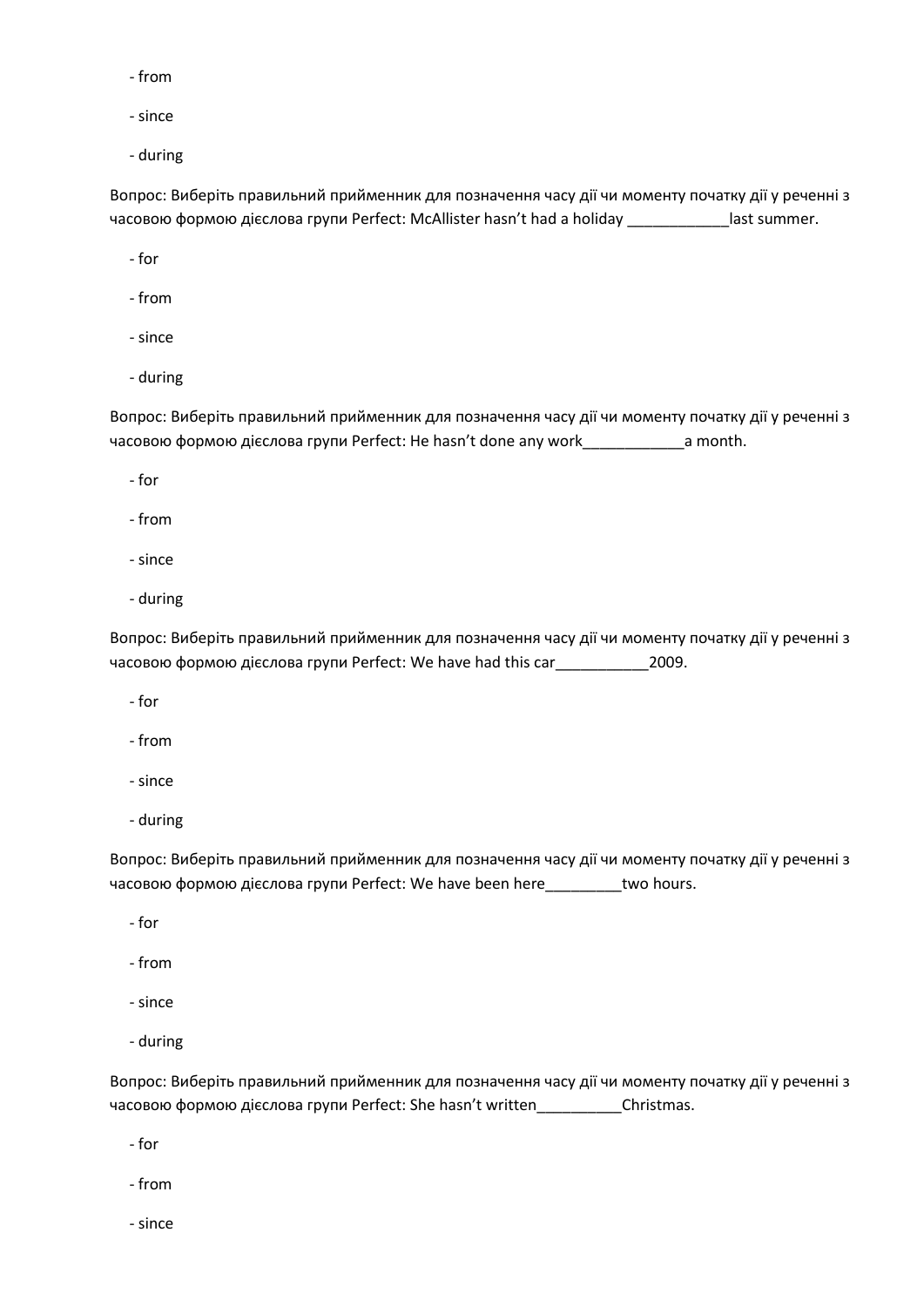- from

- since

- during

Вопрос: Виберіть правильний прийменник для позначення часу дії чи моменту початку дії у реченні з часовою формою дієслова групи Perfect: McAllister hasn’t had a holiday ____________last summer.

- for

- from

- since

- during

Вопрос: Виберіть правильний прийменник для позначення часу дії чи моменту початку дії у реченні з часовою формою дієслова групи Perfect: He hasn’t done any work____________a month.

- for

- from

- since

- during

Вопрос: Виберіть правильний прийменник для позначення часу дії чи моменту початку дії у реченні з часовою формою дієслова групи Perfect: We have had this car___________2009.

- for

- from

- since

- during

Вопрос: Виберіть правильний прийменник для позначення часу дії чи моменту початку дії у реченні з часовою формою дієслова групи Perfect: We have been here_________two hours.

- for

- from

- since

- during

Вопрос: Виберіть правильний прийменник для позначення часу дії чи моменту початку дії у реченні з часовою формою дієслова групи Perfect: She hasn’t written__________Christmas.

- for

- from

- since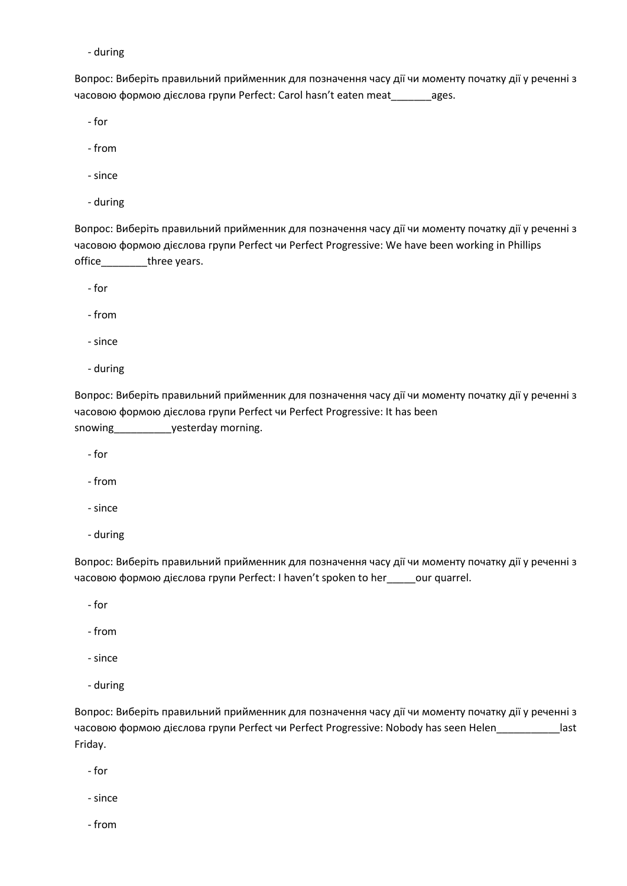- during

Вопрос: Виберіть правильний прийменник для позначення часу дії чи моменту початку дії у реченні з часовою формою дієслова групи Perfect: Carol hasn't eaten meat_______ages.

- for
- from
- since
- during

Вопрос: Виберіть правильний прийменник для позначення часу дії чи моменту початку дії у реченні з часовою формою дієслова групи Perfect чи Perfect Progressive: We have been working in Phillips office________three years.

- for
- from
- since
- during

Вопрос: Виберіть правильний прийменник для позначення часу дії чи моменту початку дії у реченні з часовою формою дієслова групи Perfect чи Perfect Progressive: It has been snowing__________yesterday morning.

- for
- from
- since
- during

Вопрос: Виберіть правильний прийменник для позначення часу дії чи моменту початку дії у реченні з часовою формою дієслова групи Perfect: I haven't spoken to her_____our quarrel.

- for
- from
- since
- during

Вопрос: Виберіть правильний прийменник для позначення часу дії чи моменту початку дії у реченні з часовою формою дієслова групи Perfect чи Perfect Progressive: Nobody has seen Helen___________last Friday.

- for
- since
- from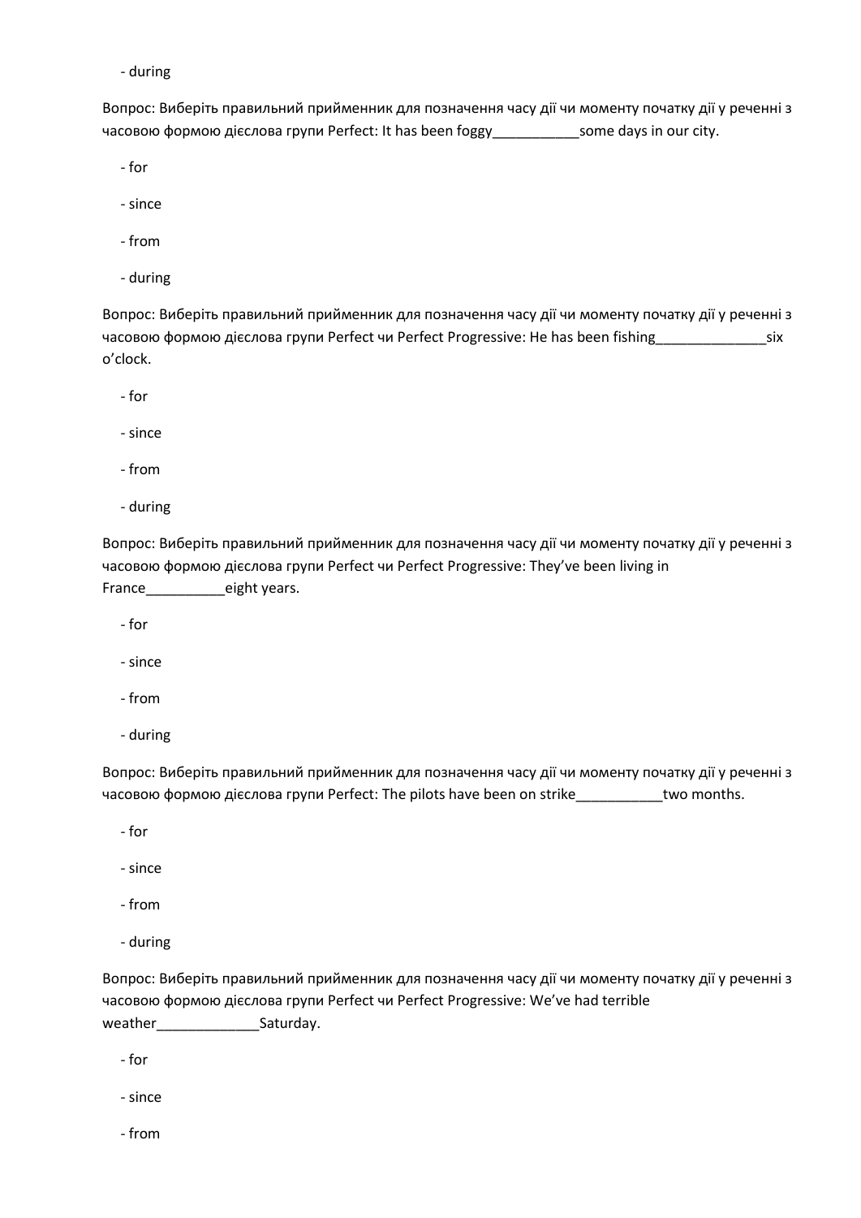- during

Вопрос: Виберіть правильний прийменник для позначення часу дії чи моменту початку дії у реченні з часовою формою дієслова групи Perfect: It has been foggy___________some days in our city.

- for
- since
- from
- during

Вопрос: Виберіть правильний прийменник для позначення часу дії чи моменту початку дії у реченні з часовою формою дієслова групи Perfect чи Perfect Progressive: He has been fishing______________six o'clock.

- for
- since
- from
- during

Вопрос: Виберіть правильний прийменник для позначення часу дії чи моменту початку дії у реченні з часовою формою дієслова групи Perfect чи Perfect Progressive: They've been living in France__________eight years.

- for
- since
- from
- during

Вопрос: Виберіть правильний прийменник для позначення часу дії чи моменту початку дії у реченні з часовою формою дієслова групи Perfect: The pilots have been on strike___________two months.

- for
- since
- from
- during

Вопрос: Виберіть правильний прийменник для позначення часу дії чи моменту початку дії у реченні з часовою формою дієслова групи Perfect чи Perfect Progressive: We've had terrible weather_____________Saturday.

- for
- since
- from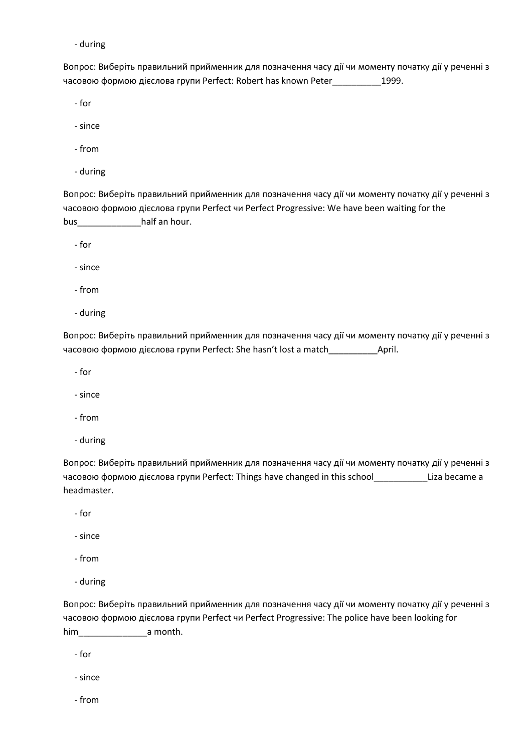- during

Вопрос: Виберіть правильний прийменник для позначення часу дії чи моменту початку дії у реченні з часовою формою дієслова групи Perfect: Robert has known Peter__________1999.

- for
- since
- from
- during

Вопрос: Виберіть правильний прийменник для позначення часу дії чи моменту початку дії у реченні з часовою формою дієслова групи Perfect чи Perfect Progressive: We have been waiting for the bus_____________half an hour.

- for
- since
- from
- during

Вопрос: Виберіть правильний прийменник для позначення часу дії чи моменту початку дії у реченні з часовою формою дієслова групи Perfect: She hasn't lost a match__________April.

- for
- since
- from
- during

Вопрос: Виберіть правильний прийменник для позначення часу дії чи моменту початку дії у реченні з часовою формою дієслова групи Perfect: Things have changed in this school___________Liza became a headmaster.

- for
- since
- from
- during

Вопрос: Виберіть правильний прийменник для позначення часу дії чи моменту початку дії у реченні з часовою формою дієслова групи Perfect чи Perfect Progressive: The police have been looking for him______________a month.

- for
- since
- from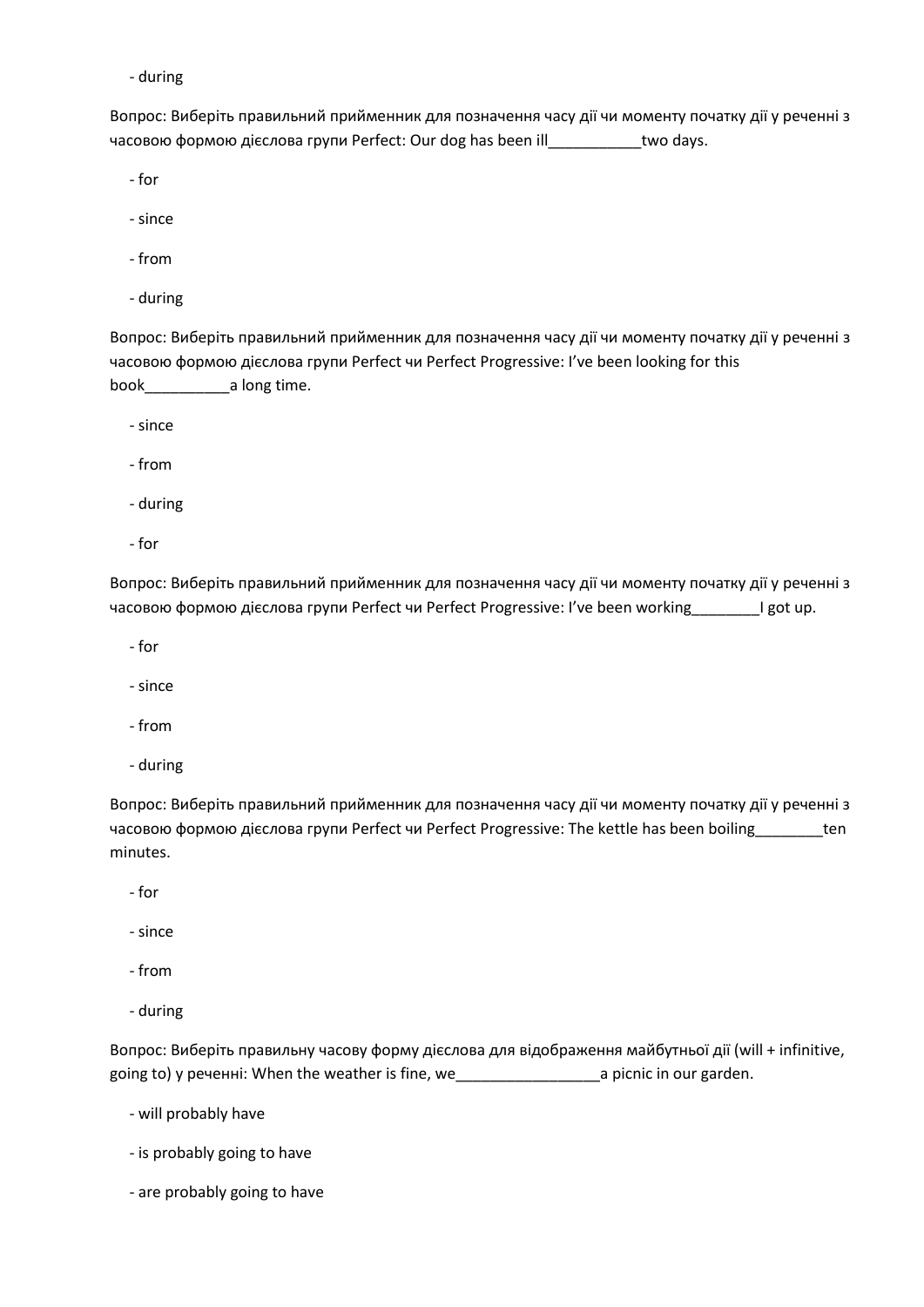- during

Вопрос: Виберіть правильний прийменник для позначення часу дії чи моменту початку дії у реченні з часовою формою дієслова групи Perfect: Our dog has been ill___________two days.

- for
- since
- from
- during

Вопрос: Виберіть правильний прийменник для позначення часу дії чи моменту початку дії у реченні з часовою формою дієслова групи Perfect чи Perfect Progressive: I've been looking for this book__________a long time.

- since
- from
- during
- for

Вопрос: Виберіть правильний прийменник для позначення часу дії чи моменту початку дії у реченні з часовою формою дієслова групи Perfect чи Perfect Progressive: I've been working________I got up.

- for
- since
- from
- during

Вопрос: Виберіть правильний прийменник для позначення часу дії чи моменту початку дії у реченні з часовою формою дієслова групи Perfect чи Perfect Progressive: The kettle has been boiling________ten minutes.

- for
- since
- from
- during

Вопрос: Виберіть правильну часову форму дієслова для відображення майбутньої дії (will + infinitive, going to) у реченні: When the weather is fine, we_________________a picnic in our garden.

- will probably have
- is probably going to have
- are probably going to have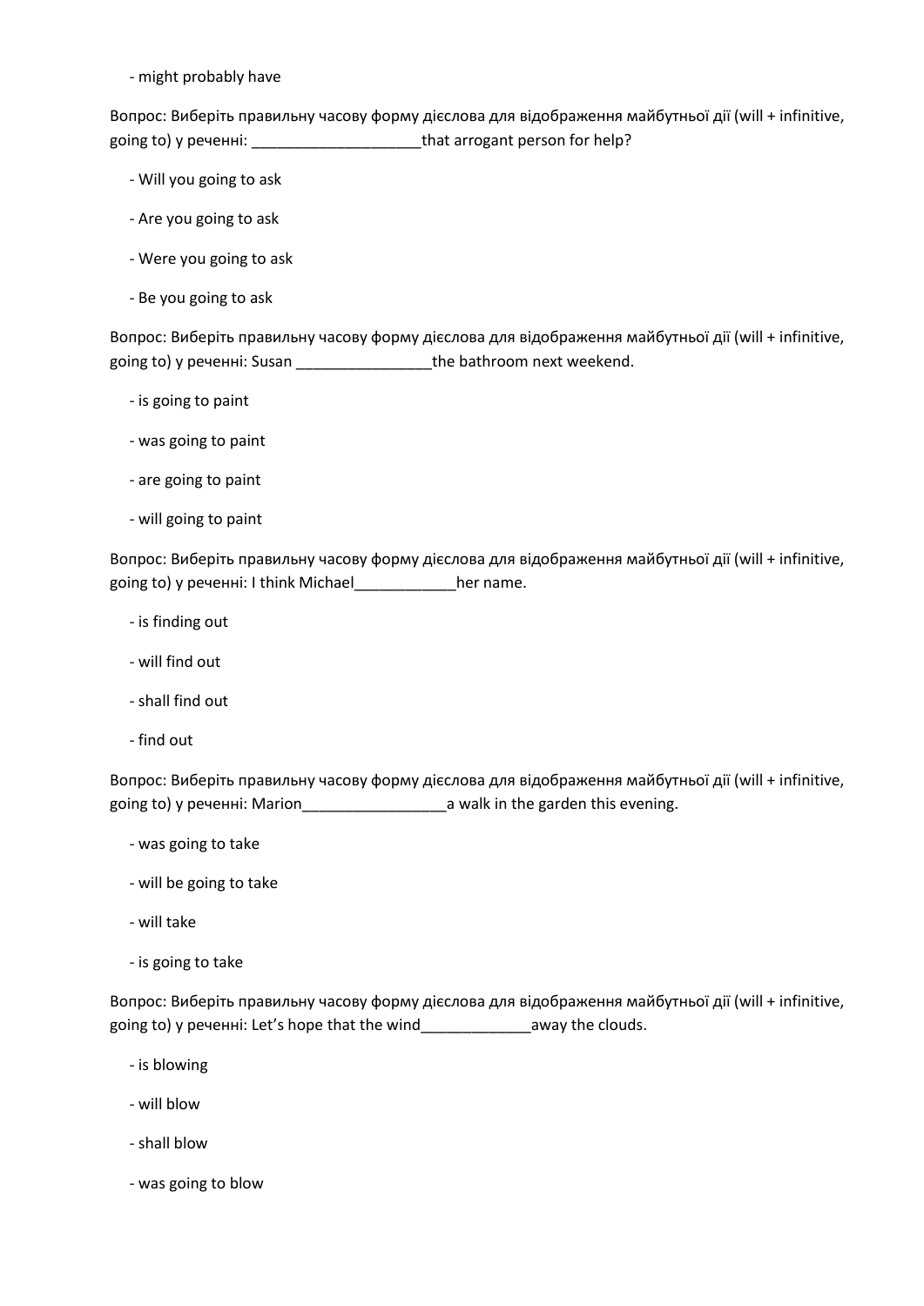- might probably have

Вопрос: Виберіть правильну часову форму дієслова для відображення майбутньої дії (will + infinitive, going to) у реченні: ____________________that arrogant person for help?

- Will you going to ask

- Are you going to ask

- Were you going to ask

- Be you going to ask

Вопрос: Виберіть правильну часову форму дієслова для відображення майбутньої дії (will + infinitive, going to) у реченні: Susan ________________the bathroom next weekend.

- is going to paint

- was going to paint

- are going to paint

- will going to paint

Вопрос: Виберіть правильну часову форму дієслова для відображення майбутньої дії (will + infinitive, going to) у реченні: I think Michael____________her name.

- is finding out

- will find out

- shall find out

- find out

Вопрос: Виберіть правильну часову форму дієслова для відображення майбутньої дії (will + infinitive, going to) у реченні: Marion_________________a walk in the garden this evening.

- was going to take

- will be going to take

- will take

- is going to take

Вопрос: Виберіть правильну часову форму дієслова для відображення майбутньої дії (will + infinitive, going to) у реченні: Let's hope that the wind_____________away the clouds.

- is blowing

- will blow

- shall blow

- was going to blow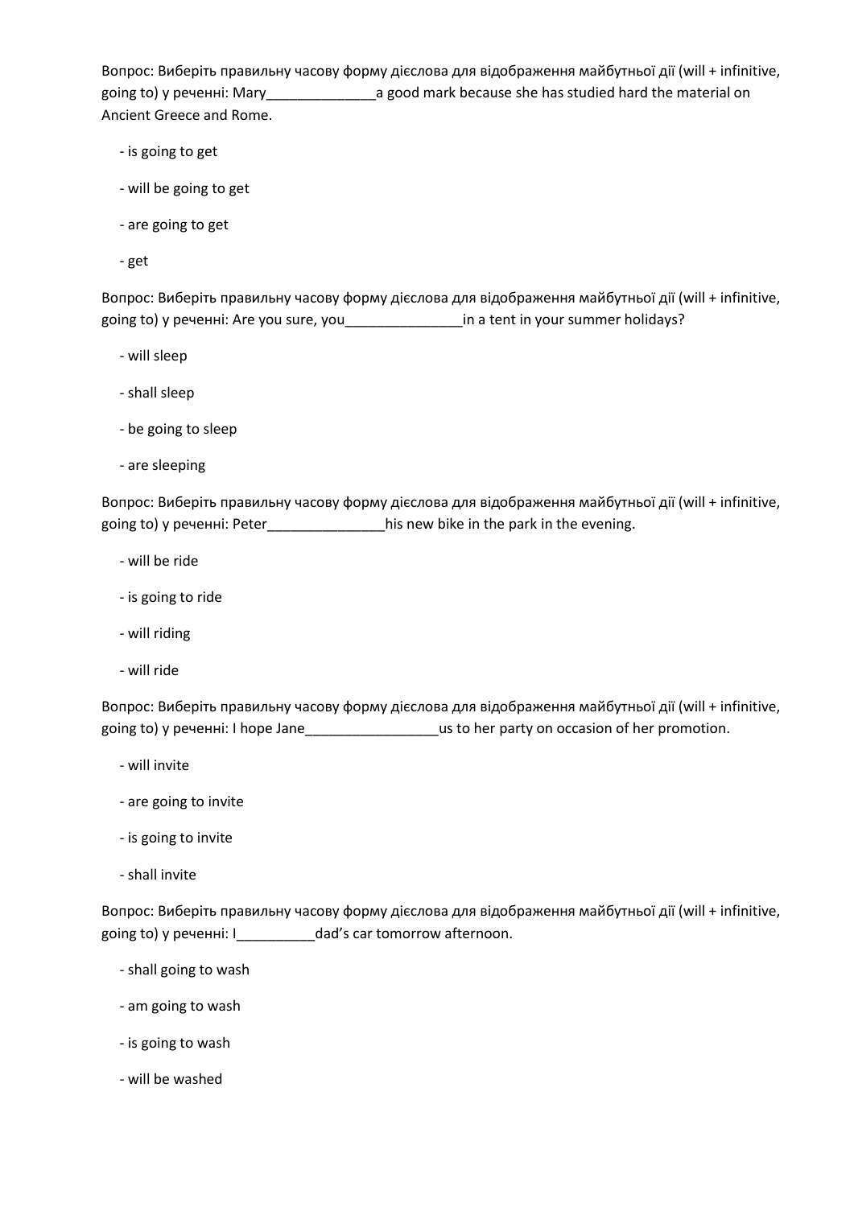Вопрос: Виберіть правильну часову форму дієслова для відображення майбутньої дії (will + infinitive, going to) у реченні: Mary______________a good mark because she has studied hard the material on Ancient Greece and Rome.

- is going to get
- will be going to get
- are going to get
- get

Вопрос: Виберіть правильну часову форму дієслова для відображення майбутньої дії (will + infinitive, going to) у реченні: Are you sure, you_______________in a tent in your summer holidays?

- will sleep
- shall sleep
- be going to sleep
- are sleeping

Вопрос: Виберіть правильну часову форму дієслова для відображення майбутньої дії (will + infinitive, going to) у реченні: Peter_______________his new bike in the park in the evening.

- will be ride
- is going to ride
- will riding
- will ride

Вопрос: Виберіть правильну часову форму дієслова для відображення майбутньої дії (will + infinitive, going to) у реченні: I hope Jane_________________us to her party on occasion of her promotion.

- will invite
- are going to invite
- is going to invite
- shall invite

Вопрос: Виберіть правильну часову форму дієслова для відображення майбутньої дії (will + infinitive, going to) у реченні: I__________dad's car tomorrow afternoon.

- shall going to wash
- am going to wash
- is going to wash
- will be washed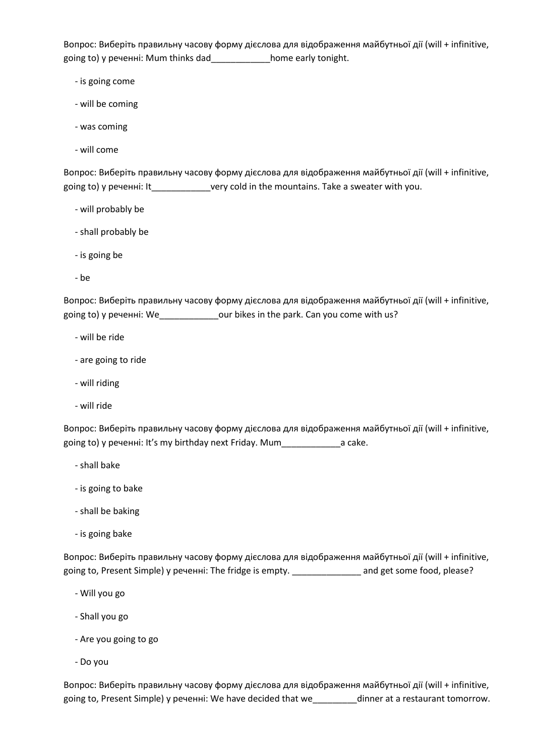Вопрос: Виберіть правильну часову форму дієслова для відображення майбутньої дії (will + infinitive, going to) у реченні: Mum thinks dad____________home early tonight.

- is going come
- will be coming
- was coming
- will come

Вопрос: Виберіть правильну часову форму дієслова для відображення майбутньої дії (will + infinitive, going to) у реченні: It____________very cold in the mountains. Take a sweater with you.

- will probably be
- shall probably be
- is going be
- be

Вопрос: Виберіть правильну часову форму дієслова для відображення майбутньої дії (will + infinitive, going to) у реченні: We____________our bikes in the park. Can you come with us?

- will be ride
- are going to ride
- will riding
- will ride

Вопрос: Виберіть правильну часову форму дієслова для відображення майбутньої дії (will + infinitive, going to) у реченні: It's my birthday next Friday. Mum____________a cake.

- shall bake
- is going to bake
- shall be baking
- is going bake

Вопрос: Виберіть правильну часову форму дієслова для відображення майбутньої дії (will + infinitive, going to, Present Simple) у реченні: The fridge is empty. ______________ and get some food, please?

- Will you go
- Shall you go
- Are you going to go
- Do you

Вопрос: Виберіть правильну часову форму дієслова для відображення майбутньої дії (will + infinitive, going to, Present Simple) у реченні: We have decided that we_________dinner at a restaurant tomorrow.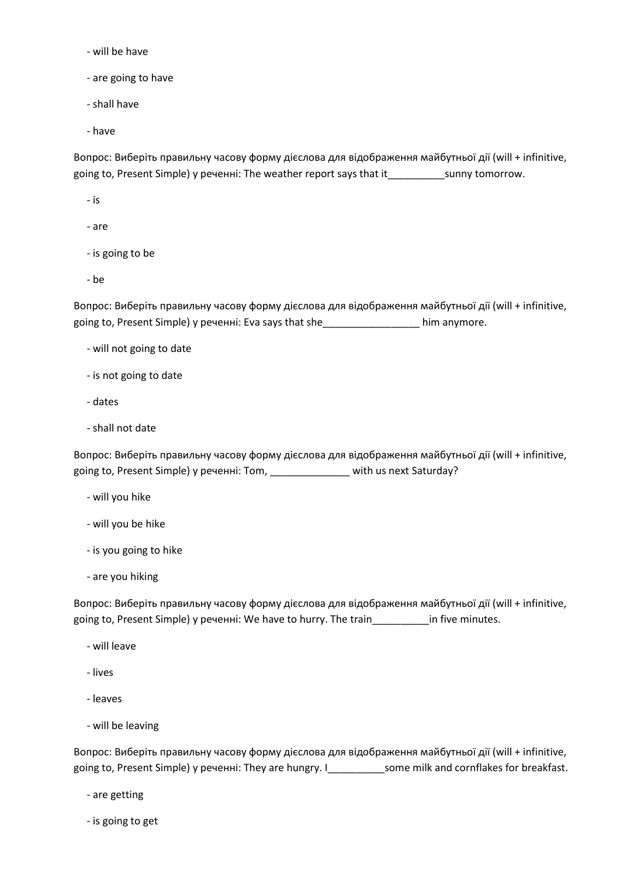- will be have

- are going to have

- shall have

- have

Вопрос: Виберіть правильну часову форму дієслова для відображення майбутньої дії (will + infinitive, going to, Present Simple) у реченні: The weather report says that it__________sunny tomorrow.

- is

- are

- is going to be

- be

Вопрос: Виберіть правильну часову форму дієслова для відображення майбутньої дії (will + infinitive, going to, Present Simple) у реченні: Eva says that she_________________ him anymore.

- will not going to date

- is not going to date

- dates

- shall not date

Вопрос: Виберіть правильну часову форму дієслова для відображення майбутньої дії (will + infinitive, going to, Present Simple) у реченні: Tom, ______________ with us next Saturday?

- will you hike

- will you be hike

- is you going to hike

- are you hiking

Вопрос: Виберіть правильну часову форму дієслова для відображення майбутньої дії (will + infinitive, going to, Present Simple) у реченні: We have to hurry. The train__________in five minutes.

- will leave

- lives

- leaves

- will be leaving

Вопрос: Виберіть правильну часову форму дієслова для відображення майбутньої дії (will + infinitive, going to, Present Simple) у реченні: They are hungry. I__________some milk and cornflakes for breakfast.

- are getting

- is going to get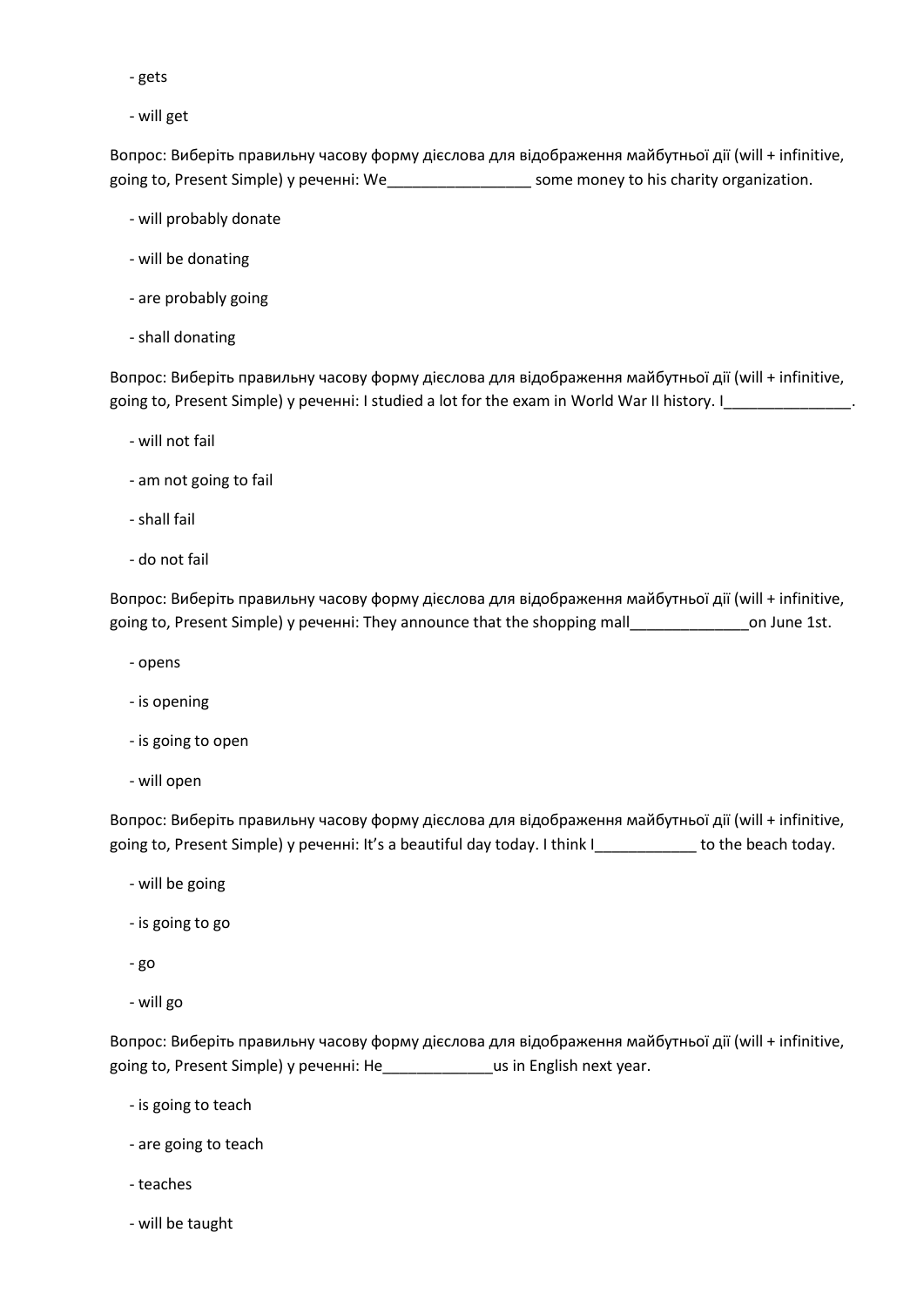- gets

- will get

Вопрос: Виберіть правильну часову форму дієслова для відображення майбутньої дії (will + infinitive, going to, Present Simple) у реченні: We_________________ some money to his charity organization.

- will probably donate

- will be donating

- are probably going

- shall donating

Вопрос: Виберіть правильну часову форму дієслова для відображення майбутньої дії (will + infinitive, going to, Present Simple) у реченні: I studied a lot for the exam in World War II history. I_______________.

- will not fail

- am not going to fail

- shall fail

- do not fail

Вопрос: Виберіть правильну часову форму дієслова для відображення майбутньої дії (will + infinitive, going to, Present Simple) у реченні: They announce that the shopping mall______________on June 1st.

- opens

- is opening

- is going to open

- will open

Вопрос: Виберіть правильну часову форму дієслова для відображення майбутньої дії (will + infinitive, going to, Present Simple) у реченні: It's a beautiful day today. I think I____________ to the beach today.

- will be going

- is going to go

- go

- will go

Вопрос: Виберіть правильну часову форму дієслова для відображення майбутньої дії (will + infinitive, going to, Present Simple) у реченні: He_____________us in English next year.

- is going to teach

- are going to teach

- teaches

- will be taught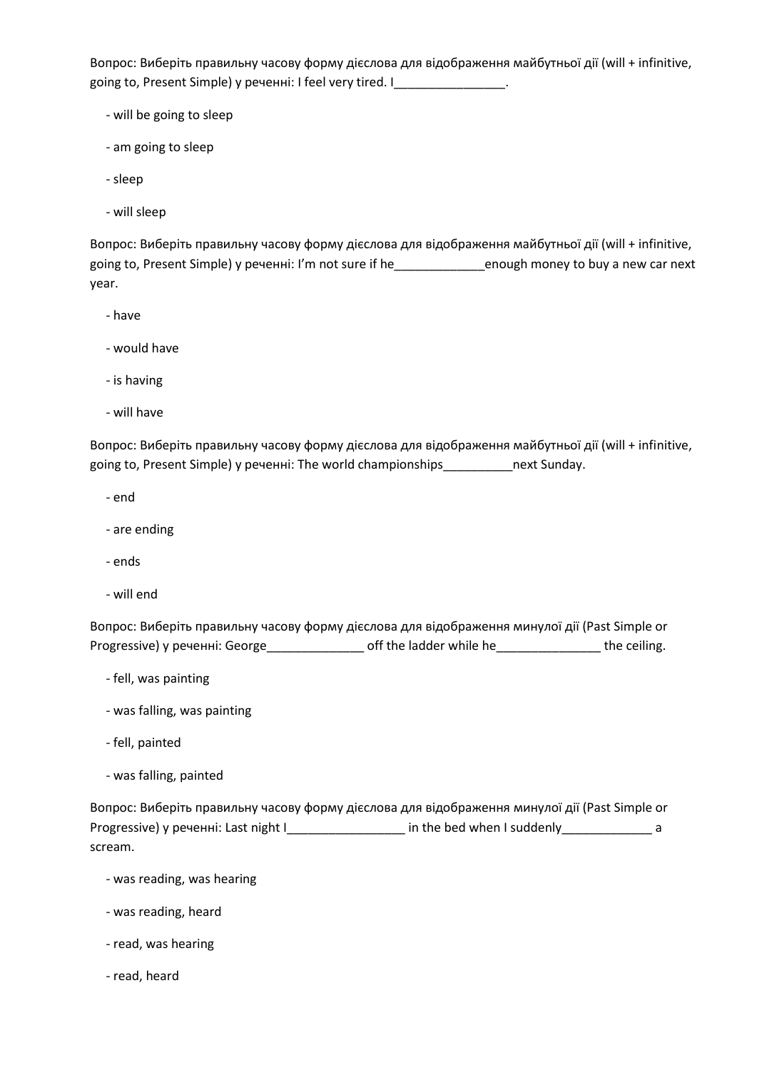Вопрос: Виберіть правильну часову форму дієслова для відображення майбутньої дії (will + infinitive, going to, Present Simple) у реченні: I feel very tired. I________________.

- will be going to sleep
- am going to sleep
- sleep
- will sleep

Вопрос: Виберіть правильну часову форму дієслова для відображення майбутньої дії (will + infinitive, going to, Present Simple) у реченні: I'm not sure if he_____________enough money to buy a new car next year.

- have
- would have
- is having
- will have

Вопрос: Виберіть правильну часову форму дієслова для відображення майбутньої дії (will + infinitive, going to, Present Simple) у реченні: The world championships__________next Sunday.

- end
- are ending
- ends
- will end

Вопрос: Виберіть правильну часову форму дієслова для відображення минулої дії (Past Simple or Progressive) у реченні: George______________ off the ladder while he_______________ the ceiling.

- fell, was painting
- was falling, was painting
- fell, painted
- was falling, painted

Вопрос: Виберіть правильну часову форму дієслова для відображення минулої дії (Past Simple or Progressive) у реченні: Last night I_________________ in the bed when I suddenly_____________ a scream.

- was reading, was hearing
- was reading, heard
- read, was hearing
- read, heard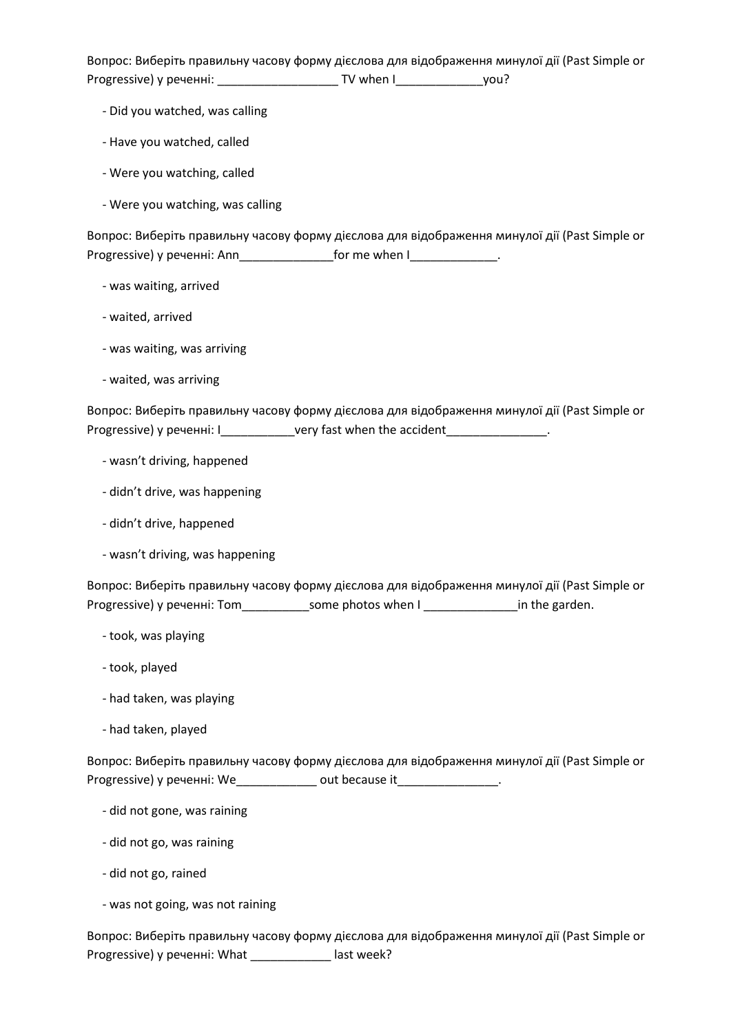Вопрос: Виберіть правильну часову форму дієслова для відображення минулої дії (Past Simple or Progressive) у реченні: __________________ TV when I_____________you?

- Did you watched, was calling
- Have you watched, called
- Were you watching, called
- Were you watching, was calling

Вопрос: Виберіть правильну часову форму дієслова для відображення минулої дії (Past Simple or Progressive) у реченні: Ann______________for me when I_____________.

- was waiting, arrived
- waited, arrived
- was waiting, was arriving
- waited, was arriving

Вопрос: Виберіть правильну часову форму дієслова для відображення минулої дії (Past Simple or Progressive) у реченні: I___________very fast when the accident_______________.

- wasn't driving, happened
- didn't drive, was happening
- didn't drive, happened
- wasn't driving, was happening

Вопрос: Виберіть правильну часову форму дієслова для відображення минулої дії (Past Simple or Progressive) у реченні: Tom__________some photos when I ______________in the garden.

- took, was playing
- took, played
- had taken, was playing
- had taken, played

Вопрос: Виберіть правильну часову форму дієслова для відображення минулої дії (Past Simple or Progressive) у реченні: We____________ out because it_______________.

- did not gone, was raining
- did not go, was raining
- did not go, rained
- was not going, was not raining

Вопрос: Виберіть правильну часову форму дієслова для відображення минулої дії (Past Simple or Progressive) у реченні: What ____________ last week?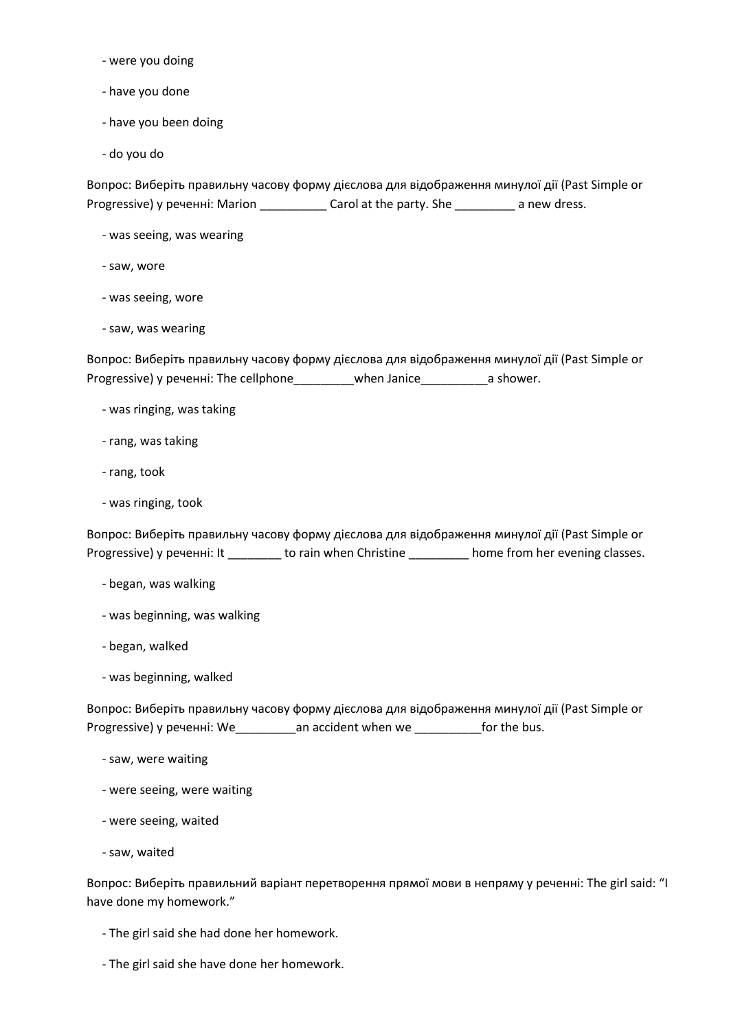- were you doing

- have you done

- have you been doing

- do you do

Вопрос: Виберіть правильну часову форму дієслова для відображення минулої дії (Past Simple or Progressive) у реченні: Marion __________ Carol at the party. She _________ a new dress.

- was seeing, was wearing

- saw, wore

- was seeing, wore

- saw, was wearing

Вопрос: Виберіть правильну часову форму дієслова для відображення минулої дії (Past Simple or Progressive) у реченні: The cellphone_________when Janice__________a shower.

- was ringing, was taking

- rang, was taking

- rang, took

- was ringing, took

Вопрос: Виберіть правильну часову форму дієслова для відображення минулої дії (Past Simple or Progressive) у реченні: It ________ to rain when Christine _________ home from her evening classes.

- began, was walking

- was beginning, was walking

- began, walked

- was beginning, walked

Вопрос: Виберіть правильну часову форму дієслова для відображення минулої дії (Past Simple or Progressive) у реченні: We_________an accident when we __________for the bus.

- saw, were waiting

- were seeing, were waiting

- were seeing, waited

- saw, waited

Вопрос: Виберіть правильний варіант перетворення прямої мови в непряму у реченні: The girl said: “I have done my homework.”

- The girl said she had done her homework.

- The girl said she have done her homework.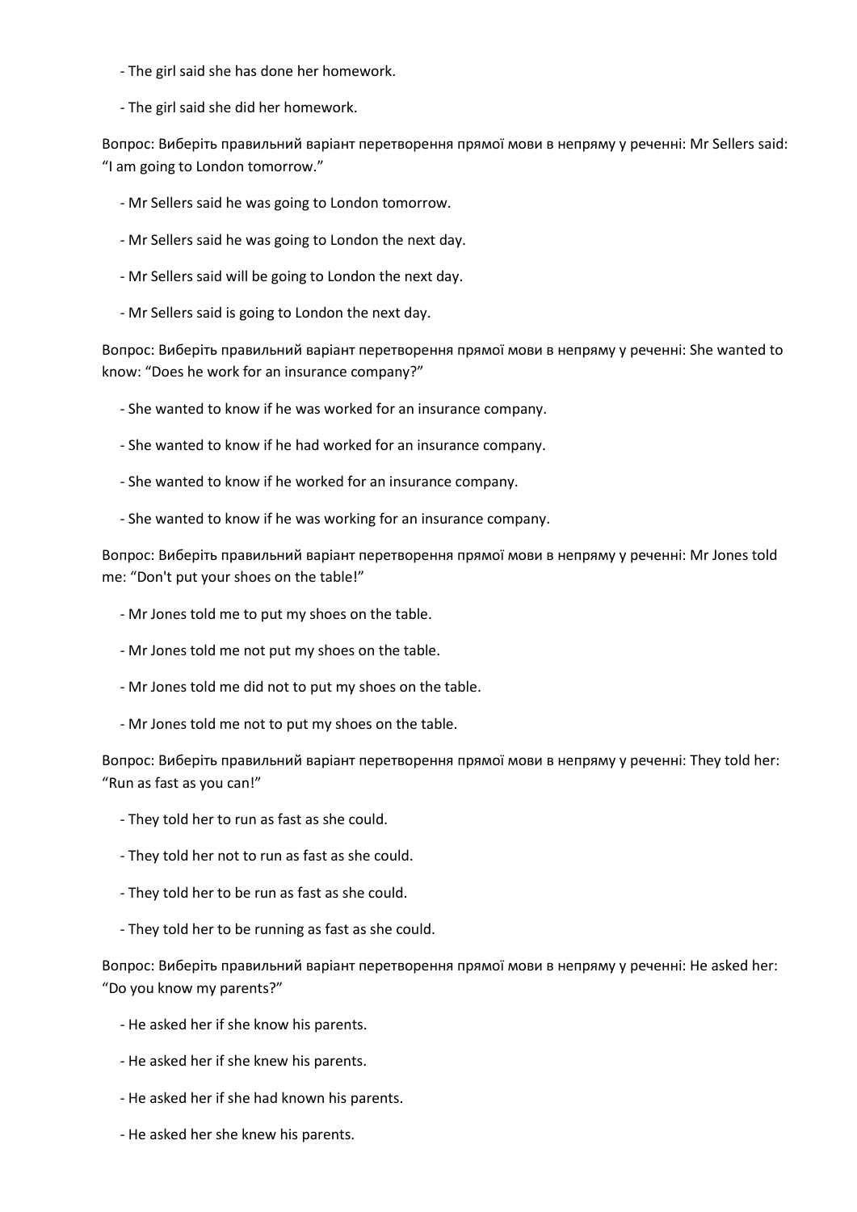- The girl said she has done her homework.

- The girl said she did her homework.

Вопрос: Виберіть правильний варіант перетворення прямої мови в непряму у реченні: Mr Sellers said: “I am going to London tomorrow.”

- Mr Sellers said he was going to London tomorrow.

- Mr Sellers said he was going to London the next day.

- Mr Sellers said will be going to London the next day.

- Mr Sellers said is going to London the next day.

Вопрос: Виберіть правильний варіант перетворення прямої мови в непряму у реченні: She wanted to know: “Does he work for an insurance company?”

- She wanted to know if he was worked for an insurance company.

- She wanted to know if he had worked for an insurance company.

- She wanted to know if he worked for an insurance company.

- She wanted to know if he was working for an insurance company.

Вопрос: Виберіть правильний варіант перетворення прямої мови в непряму у реченні: Mr Jones told me: “Don't put your shoes on the table!”

- Mr Jones told me to put my shoes on the table.

- Mr Jones told me not put my shoes on the table.

- Mr Jones told me did not to put my shoes on the table.

- Mr Jones told me not to put my shoes on the table.

Вопрос: Виберіть правильний варіант перетворення прямої мови в непряму у реченні: They told her: “Run as fast as you can!”

- They told her to run as fast as she could.

- They told her not to run as fast as she could.

- They told her to be run as fast as she could.

- They told her to be running as fast as she could.

Вопрос: Виберіть правильний варіант перетворення прямої мови в непряму у реченні: He asked her: “Do you know my parents?”

- He asked her if she know his parents.

- He asked her if she knew his parents.

- He asked her if she had known his parents.

- He asked her she knew his parents.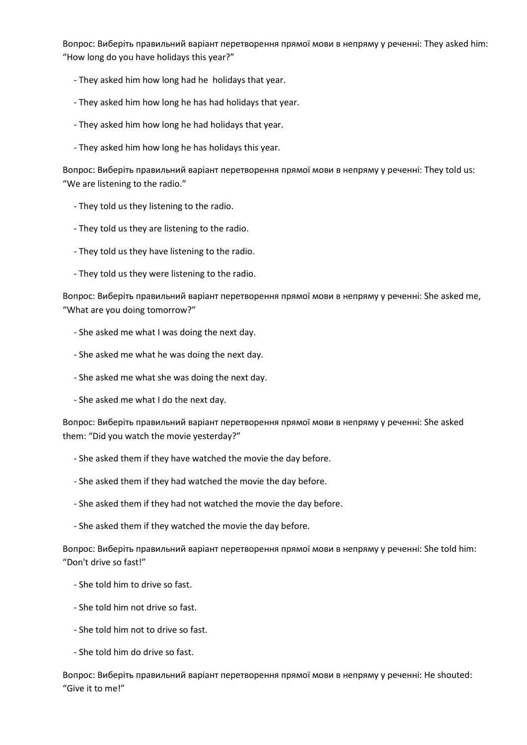Вопрос: Виберіть правильний варіант перетворення прямої мови в непряму у реченні: They asked him: “How long do you have holidays this year?”

- They asked him how long had he  holidays that year.
- They asked him how long he has had holidays that year.
- They asked him how long he had holidays that year.
- They asked him how long he has holidays this year.

Вопрос: Виберіть правильний варіант перетворення прямої мови в непряму у реченні: They told us: “We are listening to the radio.”

- They told us they listening to the radio.
- They told us they are listening to the radio.
- They told us they have listening to the radio.
- They told us they were listening to the radio.

Вопрос: Виберіть правильний варіант перетворення прямої мови в непряму у реченні: She asked me, “What are you doing tomorrow?”

- She asked me what I was doing the next day.
- She asked me what he was doing the next day.
- She asked me what she was doing the next day.
- She asked me what I do the next day.

Вопрос: Виберіть правильний варіант перетворення прямої мови в непряму у реченні: She asked them: “Did you watch the movie yesterday?”

- She asked them if they have watched the movie the day before.
- She asked them if they had watched the movie the day before.
- She asked them if they had not watched the movie the day before.
- She asked them if they watched the movie the day before.

Вопрос: Виберіть правильний варіант перетворення прямої мови в непряму у реченні: She told him: “Don't drive so fast!”

- She told him to drive so fast.
- She told him not drive so fast.
- She told him not to drive so fast.
- She told him do drive so fast.

Вопрос: Виберіть правильний варіант перетворення прямої мови в непряму у реченні: He shouted: “Give it to me!”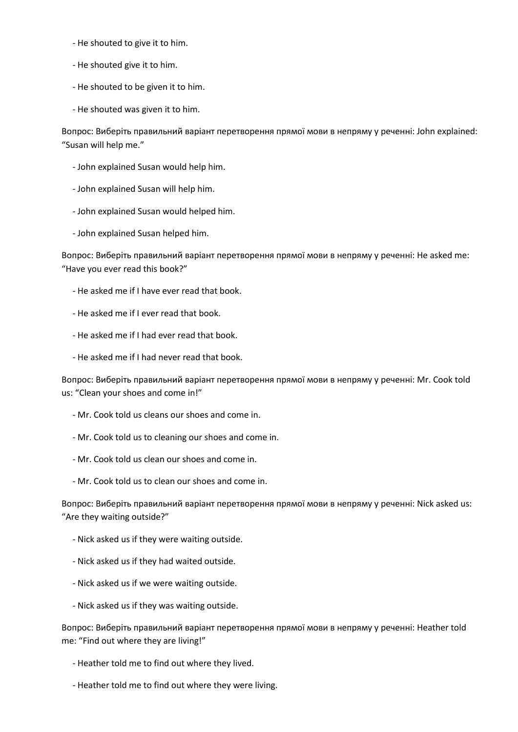- He shouted to give it to him.

- He shouted give it to him.

- He shouted to be given it to him.

- He shouted was given it to him.

Вопрос: Виберіть правильний варіант перетворення прямої мови в непряму у реченні: John explained: “Susan will help me.”

- John explained Susan would help him.

- John explained Susan will help him.

- John explained Susan would helped him.

- John explained Susan helped him.

Вопрос: Виберіть правильний варіант перетворення прямої мови в непряму у реченні: He asked me: “Have you ever read this book?”

- He asked me if I have ever read that book.

- He asked me if I ever read that book.

- He asked me if I had ever read that book.

- He asked me if I had never read that book.

Вопрос: Виберіть правильний варіант перетворення прямої мови в непряму у реченні: Mr. Cook told us: “Clean your shoes and come in!”

- Mr. Cook told us cleans our shoes and come in.

- Mr. Cook told us to cleaning our shoes and come in.

- Mr. Cook told us clean our shoes and come in.

- Mr. Cook told us to clean our shoes and come in.

Вопрос: Виберіть правильний варіант перетворення прямої мови в непряму у реченні: Nick asked us: “Are they waiting outside?”

- Nick asked us if they were waiting outside.

- Nick asked us if they had waited outside.

- Nick asked us if we were waiting outside.

- Nick asked us if they was waiting outside.

Вопрос: Виберіть правильний варіант перетворення прямої мови в непряму у реченні: Heather told me: “Find out where they are living!”

- Heather told me to find out where they lived.

- Heather told me to find out where they were living.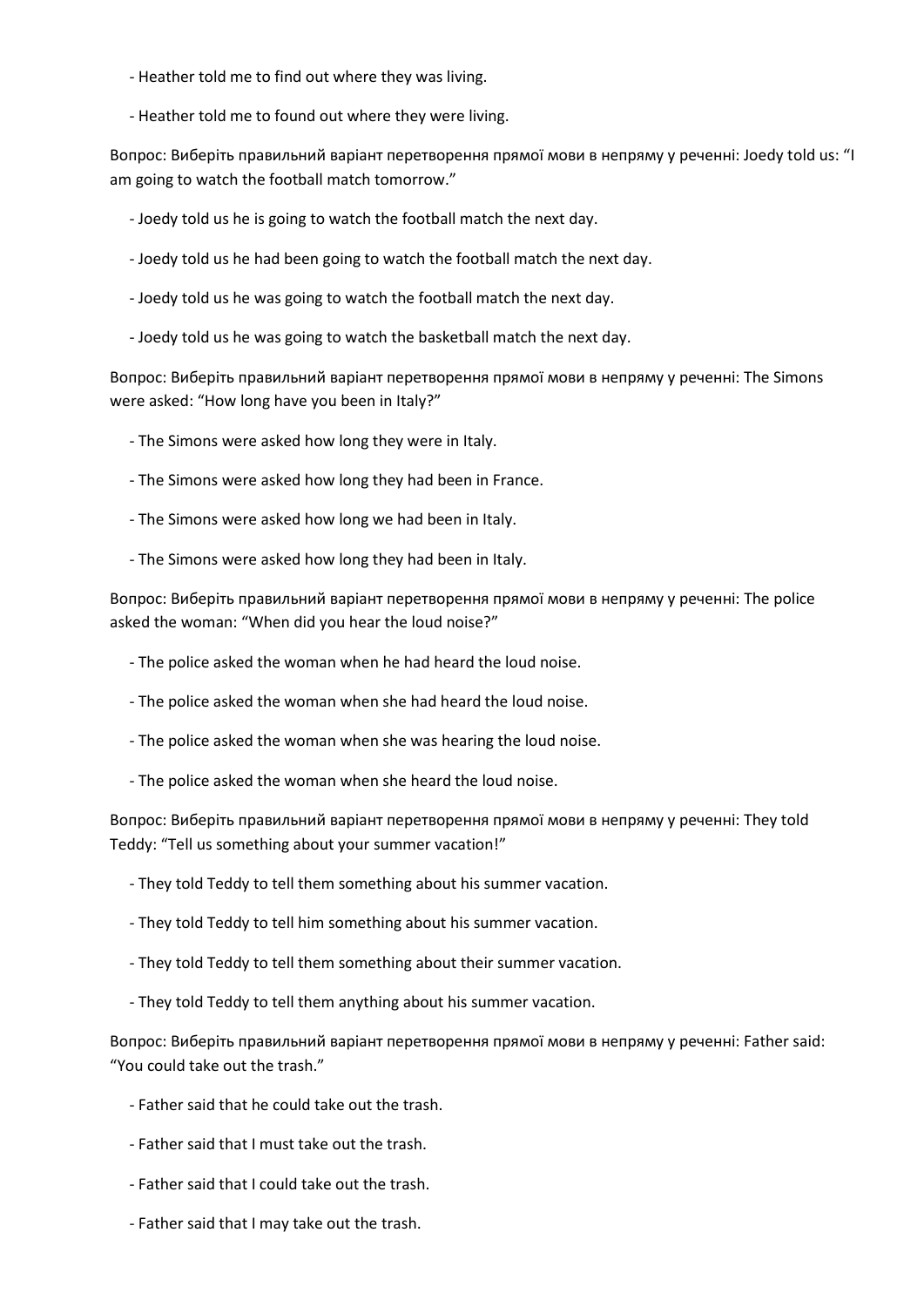- Heather told me to find out where they was living.

- Heather told me to found out where they were living.

Вопрос: Виберіть правильний варіант перетворення прямої мови в непряму у реченні: Joedy told us: "I am going to watch the football match tomorrow."

- Joedy told us he is going to watch the football match the next day.

- Joedy told us he had been going to watch the football match the next day.

- Joedy told us he was going to watch the football match the next day.

- Joedy told us he was going to watch the basketball match the next day.

Вопрос: Виберіть правильний варіант перетворення прямої мови в непряму у реченні: The Simons were asked: "How long have you been in Italy?"

- The Simons were asked how long they were in Italy.

- The Simons were asked how long they had been in France.

- The Simons were asked how long we had been in Italy.

- The Simons were asked how long they had been in Italy.

Вопрос: Виберіть правильний варіант перетворення прямої мови в непряму у реченні: The police asked the woman: "When did you hear the loud noise?"

- The police asked the woman when he had heard the loud noise.

- The police asked the woman when she had heard the loud noise.

- The police asked the woman when she was hearing the loud noise.

- The police asked the woman when she heard the loud noise.

Вопрос: Виберіть правильний варіант перетворення прямої мови в непряму у реченні: They told Teddy: "Tell us something about your summer vacation!"

- They told Teddy to tell them something about his summer vacation.

- They told Teddy to tell him something about his summer vacation.

- They told Teddy to tell them something about their summer vacation.

- They told Teddy to tell them anything about his summer vacation.

Вопрос: Виберіть правильний варіант перетворення прямої мови в непряму у реченні: Father said: "You could take out the trash."

- Father said that he could take out the trash.

- Father said that I must take out the trash.

- Father said that I could take out the trash.

- Father said that I may take out the trash.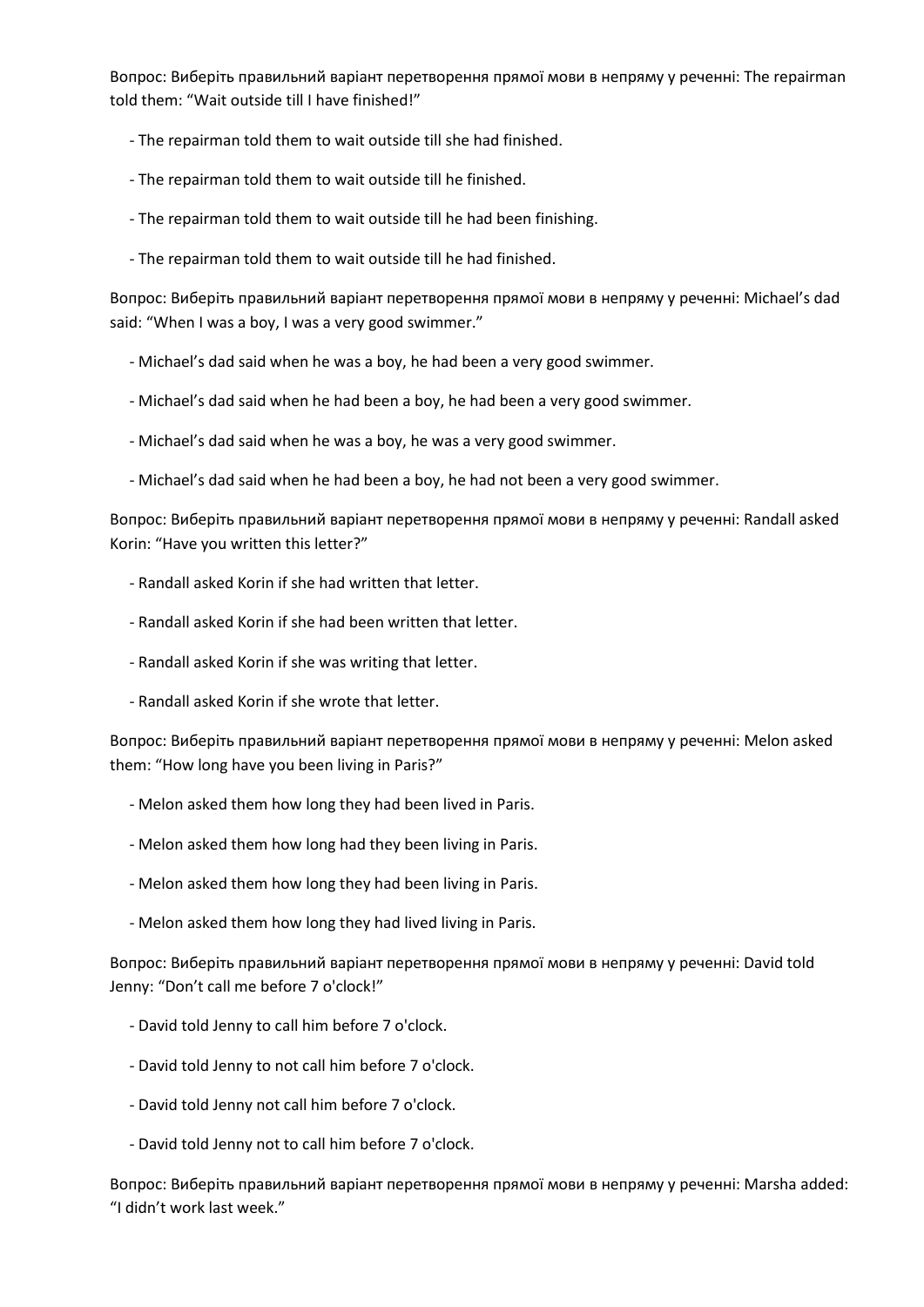Вопрос: Виберіть правильний варіант перетворення прямої мови в непряму у реченні: The repairman told them: “Wait outside till I have finished!”

- The repairman told them to wait outside till she had finished.
- The repairman told them to wait outside till he finished.
- The repairman told them to wait outside till he had been finishing.
- The repairman told them to wait outside till he had finished.

Вопрос: Виберіть правильний варіант перетворення прямої мови в непряму у реченні: Michael’s dad said: “When I was a boy, I was a very good swimmer.”

- Michael’s dad said when he was a boy, he had been a very good swimmer.
- Michael’s dad said when he had been a boy, he had been a very good swimmer.
- Michael’s dad said when he was a boy, he was a very good swimmer.
- Michael’s dad said when he had been a boy, he had not been a very good swimmer.

Вопрос: Виберіть правильний варіант перетворення прямої мови в непряму у реченні: Randall asked Korin: “Have you written this letter?”

- Randall asked Korin if she had written that letter.
- Randall asked Korin if she had been written that letter.
- Randall asked Korin if she was writing that letter.
- Randall asked Korin if she wrote that letter.

Вопрос: Виберіть правильний варіант перетворення прямої мови в непряму у реченні: Melon asked them: “How long have you been living in Paris?”

- Melon asked them how long they had been lived in Paris.
- Melon asked them how long had they been living in Paris.
- Melon asked them how long they had been living in Paris.
- Melon asked them how long they had lived living in Paris.

Вопрос: Виберіть правильний варіант перетворення прямої мови в непряму у реченні: David told Jenny: “Don’t call me before 7 o'clock!”

- David told Jenny to call him before 7 o'clock.
- David told Jenny to not call him before 7 o'clock.
- David told Jenny not call him before 7 o'clock.
- David told Jenny not to call him before 7 o'clock.

Вопрос: Виберіть правильний варіант перетворення прямої мови в непряму у реченні: Marsha added: “I didn’t work last week.”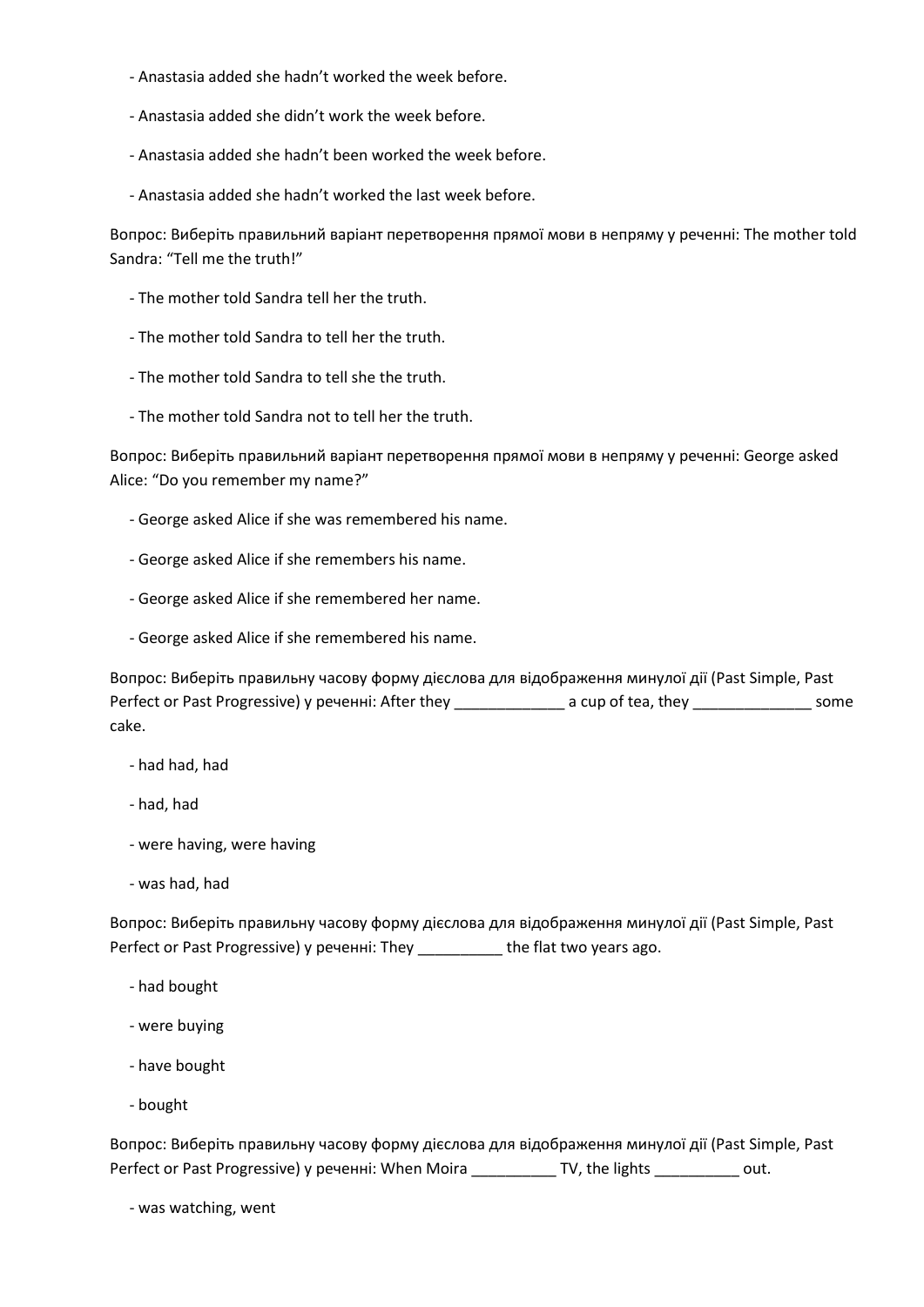- Anastasia added she hadn't worked the week before.

- Anastasia added she didn't work the week before.

- Anastasia added she hadn't been worked the week before.

- Anastasia added she hadn't worked the last week before.

Вопрос: Виберіть правильний варіант перетворення прямої мови в непряму у реченні: The mother told Sandra: "Tell me the truth!"

- The mother told Sandra tell her the truth.

- The mother told Sandra to tell her the truth.

- The mother told Sandra to tell she the truth.

- The mother told Sandra not to tell her the truth.

Вопрос: Виберіть правильний варіант перетворення прямої мови в непряму у реченні: George asked Alice: "Do you remember my name?"

- George asked Alice if she was remembered his name.

- George asked Alice if she remembers his name.

- George asked Alice if she remembered her name.

- George asked Alice if she remembered his name.

Вопрос: Виберіть правильну часову форму дієслова для відображення минулої дії (Past Simple, Past Perfect or Past Progressive) у реченні: After they _____________ a cup of tea, they ______________ some cake.

- had had, had

- had, had

- were having, were having

- was had, had

Вопрос: Виберіть правильну часову форму дієслова для відображення минулої дії (Past Simple, Past Perfect or Past Progressive) у реченні: They __________ the flat two years ago.

- had bought

- were buying

- have bought

- bought

Вопрос: Виберіть правильну часову форму дієслова для відображення минулої дії (Past Simple, Past Perfect or Past Progressive) у реченні: When Moira __________ TV, the lights __________ out.

- was watching, went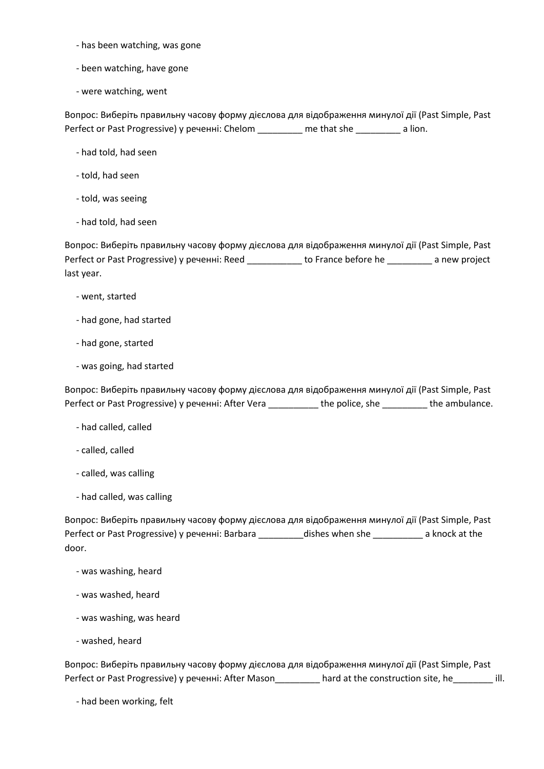- has been watching, was gone
- been watching, have gone
- were watching, went

Вопрос: Виберіть правильну часову форму дієслова для відображення минулої дії (Past Simple, Past Perfect or Past Progressive) у реченні: Chelom _________ me that she _________ a lion.

- had told, had seen
- told, had seen
- told, was seeing
- had told, had seen

Вопрос: Виберіть правильну часову форму дієслова для відображення минулої дії (Past Simple, Past Perfect or Past Progressive) у реченні: Reed ___________ to France before he _________ a new project last year.

- went, started
- had gone, had started
- had gone, started
- was going, had started

Вопрос: Виберіть правильну часову форму дієслова для відображення минулої дії (Past Simple, Past Perfect or Past Progressive) у реченні: After Vera __________ the police, she _________ the ambulance.

- had called, called
- called, called
- called, was calling
- had called, was calling

Вопрос: Виберіть правильну часову форму дієслова для відображення минулої дії (Past Simple, Past Perfect or Past Progressive) у реченні: Barbara _________dishes when she __________ a knock at the door.

- was washing, heard
- was washed, heard
- was washing, was heard
- washed, heard

Вопрос: Виберіть правильну часову форму дієслова для відображення минулої дії (Past Simple, Past Perfect or Past Progressive) у реченні: After Mason_________ hard at the construction site, he________ ill.

- had been working, felt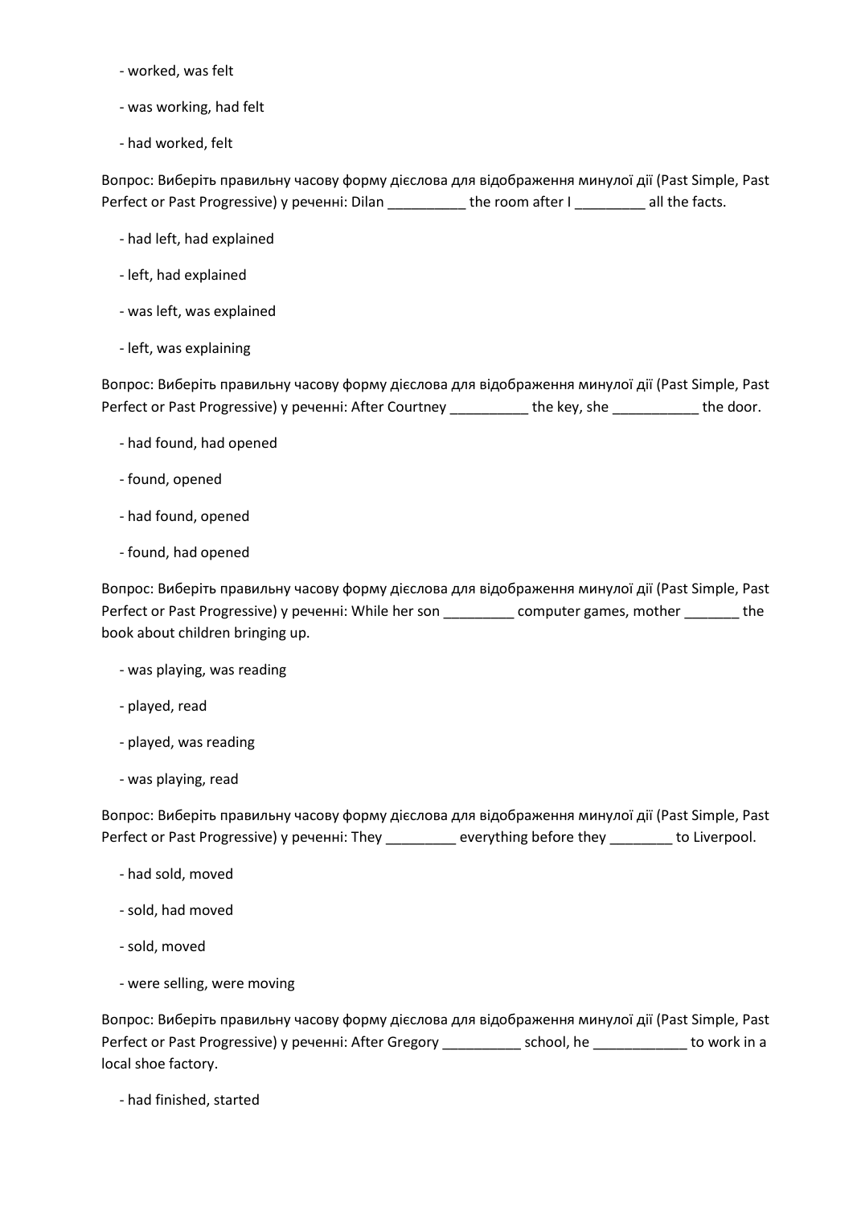- worked, was felt

- was working, had felt

- had worked, felt

Вопрос: Виберіть правильну часову форму дієслова для відображення минулої дії (Past Simple, Past Perfect or Past Progressive) у реченні: Dilan __________ the room after I _________ all the facts.

- had left, had explained

- left, had explained

- was left, was explained

- left, was explaining

Вопрос: Виберіть правильну часову форму дієслова для відображення минулої дії (Past Simple, Past Perfect or Past Progressive) у реченні: After Courtney __________ the key, she ___________ the door.

- had found, had opened

- found, opened

- had found, opened

- found, had opened

Вопрос: Виберіть правильну часову форму дієслова для відображення минулої дії (Past Simple, Past Perfect or Past Progressive) у реченні: While her son _________ computer games, mother _______ the book about children bringing up.

- was playing, was reading

- played, read

- played, was reading

- was playing, read

Вопрос: Виберіть правильну часову форму дієслова для відображення минулої дії (Past Simple, Past Perfect or Past Progressive) у реченні: They _________ everything before they ________ to Liverpool.

- had sold, moved

- sold, had moved

- sold, moved

- were selling, were moving

Вопрос: Виберіть правильну часову форму дієслова для відображення минулої дії (Past Simple, Past Perfect or Past Progressive) у реченні: After Gregory __________ school, he ____________ to work in a local shoe factory.

- had finished, started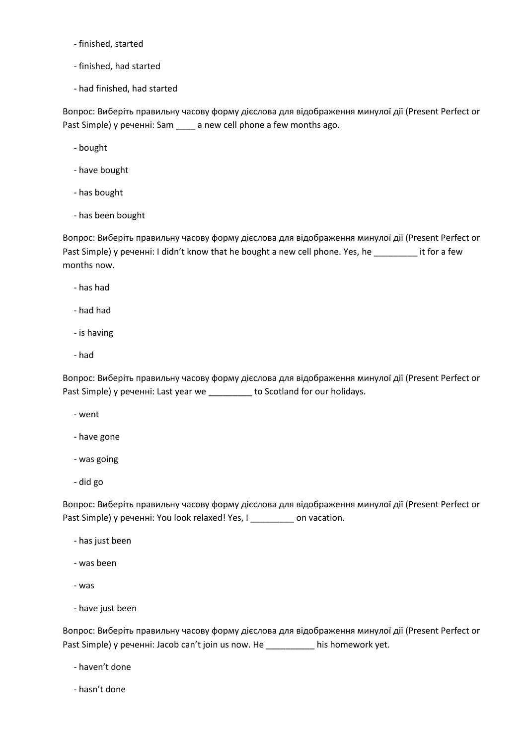- finished, started

- finished, had started

- had finished, had started

Вопрос: Виберіть правильну часову форму дієслова для відображення минулої дії (Present Perfect or Past Simple) у реченні: Sam ____ a new cell phone a few months ago.

- bought

- have bought

- has bought

- has been bought

Вопрос: Виберіть правильну часову форму дієслова для відображення минулої дії (Present Perfect or Past Simple) у реченні: I didn't know that he bought a new cell phone. Yes, he _________ it for a few months now.

- has had

- had had

- is having

- had

Вопрос: Виберіть правильну часову форму дієслова для відображення минулої дії (Present Perfect or Past Simple) у реченні: Last year we _________ to Scotland for our holidays.

- went

- have gone

- was going

- did go

Вопрос: Виберіть правильну часову форму дієслова для відображення минулої дії (Present Perfect or Past Simple) у реченні: You look relaxed! Yes, I _________ on vacation.

- has just been

- was been

- was

- have just been

Вопрос: Виберіть правильну часову форму дієслова для відображення минулої дії (Present Perfect or Past Simple) у реченні: Jacob can't join us now. He __________ his homework yet.

- haven't done

- hasn't done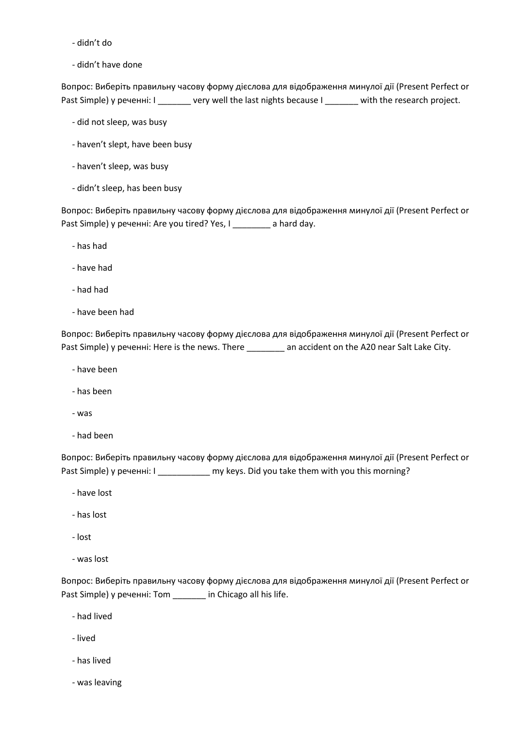- didn’t do

- didn’t have done

Вопрос: Виберіть правильну часову форму дієслова для відображення минулої дії (Present Perfect or Past Simple) у реченні: I _______ very well the last nights because I _______ with the research project.

- did not sleep, was busy

- haven’t slept, have been busy

- haven’t sleep, was busy

- didn’t sleep, has been busy

Вопрос: Виберіть правильну часову форму дієслова для відображення минулої дії (Present Perfect or Past Simple) у реченні: Are you tired? Yes, I ________ a hard day.

- has had

- have had

- had had

- have been had

Вопрос: Виберіть правильну часову форму дієслова для відображення минулої дії (Present Perfect or Past Simple) у реченні: Here is the news. There ________ an accident on the A20 near Salt Lake City.

- have been

- has been

- was

- had been

Вопрос: Виберіть правильну часову форму дієслова для відображення минулої дії (Present Perfect or Past Simple) у реченні: I ___________ my keys. Did you take them with you this morning?

- have lost

- has lost

- lost

- was lost

Вопрос: Виберіть правильну часову форму дієслова для відображення минулої дії (Present Perfect or Past Simple) у реченні: Tom _______ in Chicago all his life.

- had lived

- lived

- has lived

- was leaving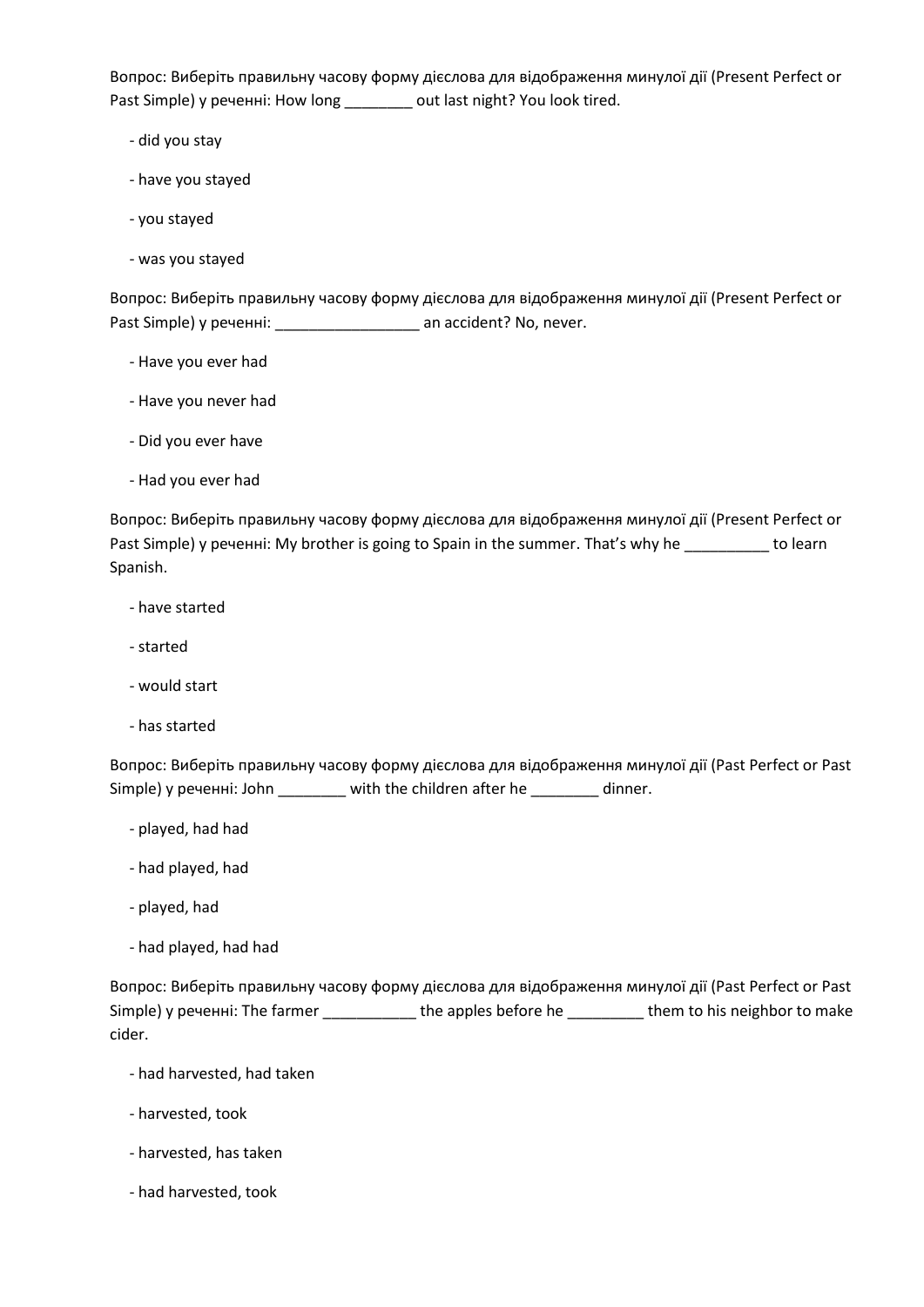Вопрос: Виберіть правильну часову форму дієслова для відображення минулої дії (Present Perfect or Past Simple) у реченні: How long ________ out last night? You look tired.

- did you stay
- have you stayed
- you stayed
- was you stayed

Вопрос: Виберіть правильну часову форму дієслова для відображення минулої дії (Present Perfect or Past Simple) у реченні: _________________ an accident? No, never.

- Have you ever had
- Have you never had
- Did you ever have
- Had you ever had

Вопрос: Виберіть правильну часову форму дієслова для відображення минулої дії (Present Perfect or Past Simple) у реченні: My brother is going to Spain in the summer. That's why he __________ to learn Spanish.

- have started
- started
- would start
- has started

Вопрос: Виберіть правильну часову форму дієслова для відображення минулої дії (Past Perfect or Past Simple) у реченні: John ________ with the children after he ________ dinner.

- played, had had
- had played, had
- played, had
- had played, had had

Вопрос: Виберіть правильну часову форму дієслова для відображення минулої дії (Past Perfect or Past Simple) у реченні: The farmer ___________ the apples before he _________ them to his neighbor to make cider.

- had harvested, had taken
- harvested, took
- harvested, has taken
- had harvested, took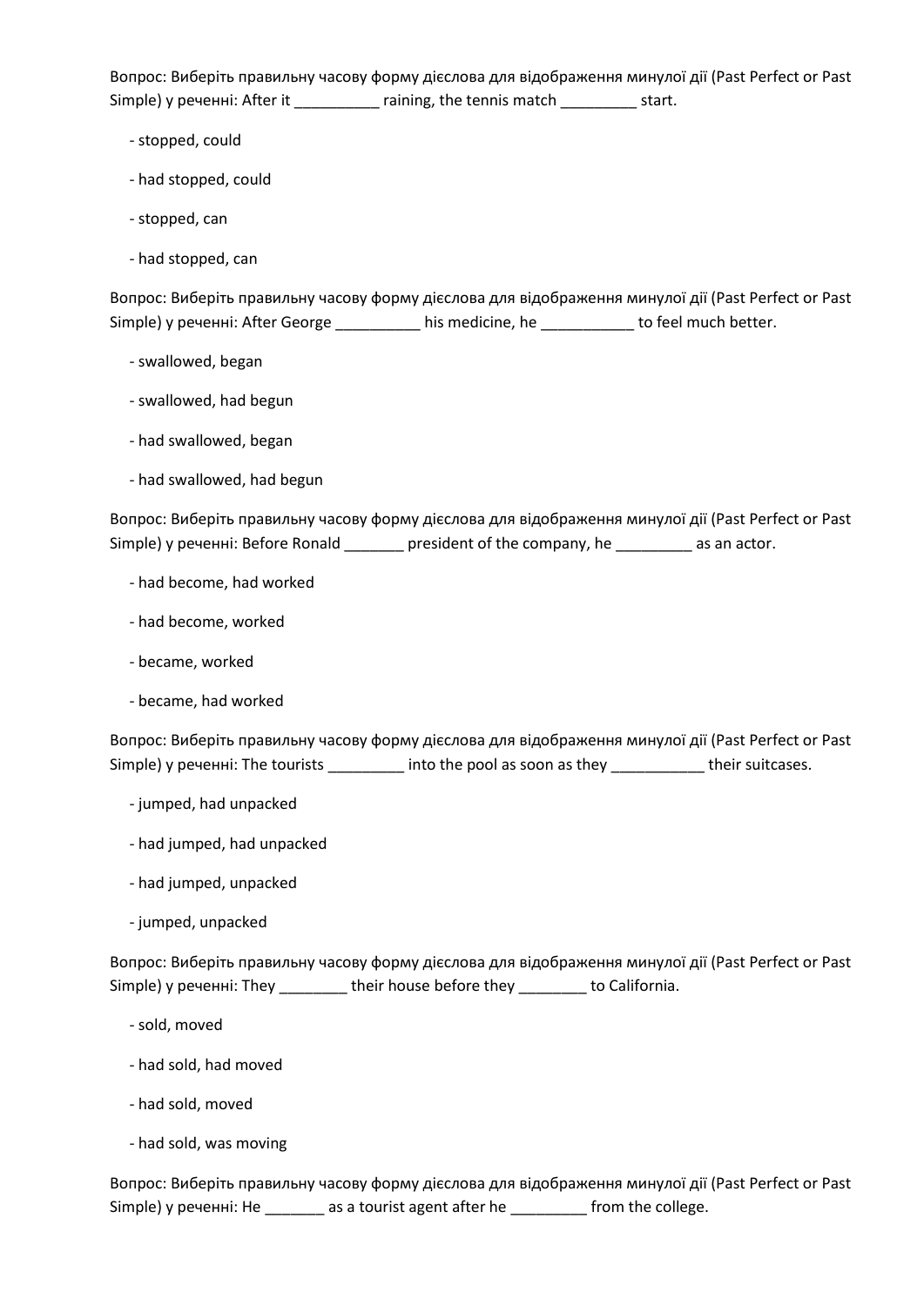Вопрос: Виберіть правильну часову форму дієслова для відображення минулої дії (Past Perfect or Past Simple) у реченні: After it __________ raining, the tennis match _________ start.

- stopped, could
- had stopped, could
- stopped, can
- had stopped, can

Вопрос: Виберіть правильну часову форму дієслова для відображення минулої дії (Past Perfect or Past Simple) у реченні: After George __________ his medicine, he ___________ to feel much better.

- swallowed, began
- swallowed, had begun
- had swallowed, began
- had swallowed, had begun

Вопрос: Виберіть правильну часову форму дієслова для відображення минулої дії (Past Perfect or Past Simple) у реченні: Before Ronald _______ president of the company, he _________ as an actor.

- had become, had worked
- had become, worked
- became, worked
- became, had worked

Вопрос: Виберіть правильну часову форму дієслова для відображення минулої дії (Past Perfect or Past Simple) у реченні: The tourists _________ into the pool as soon as they ___________ their suitcases.

- jumped, had unpacked
- had jumped, had unpacked
- had jumped, unpacked
- jumped, unpacked

Вопрос: Виберіть правильну часову форму дієслова для відображення минулої дії (Past Perfect or Past Simple) у реченні: They ________ their house before they ________ to California.

- sold, moved
- had sold, had moved
- had sold, moved
- had sold, was moving

Вопрос: Виберіть правильну часову форму дієслова для відображення минулої дії (Past Perfect or Past Simple) у реченні: He _______ as a tourist agent after he _________ from the college.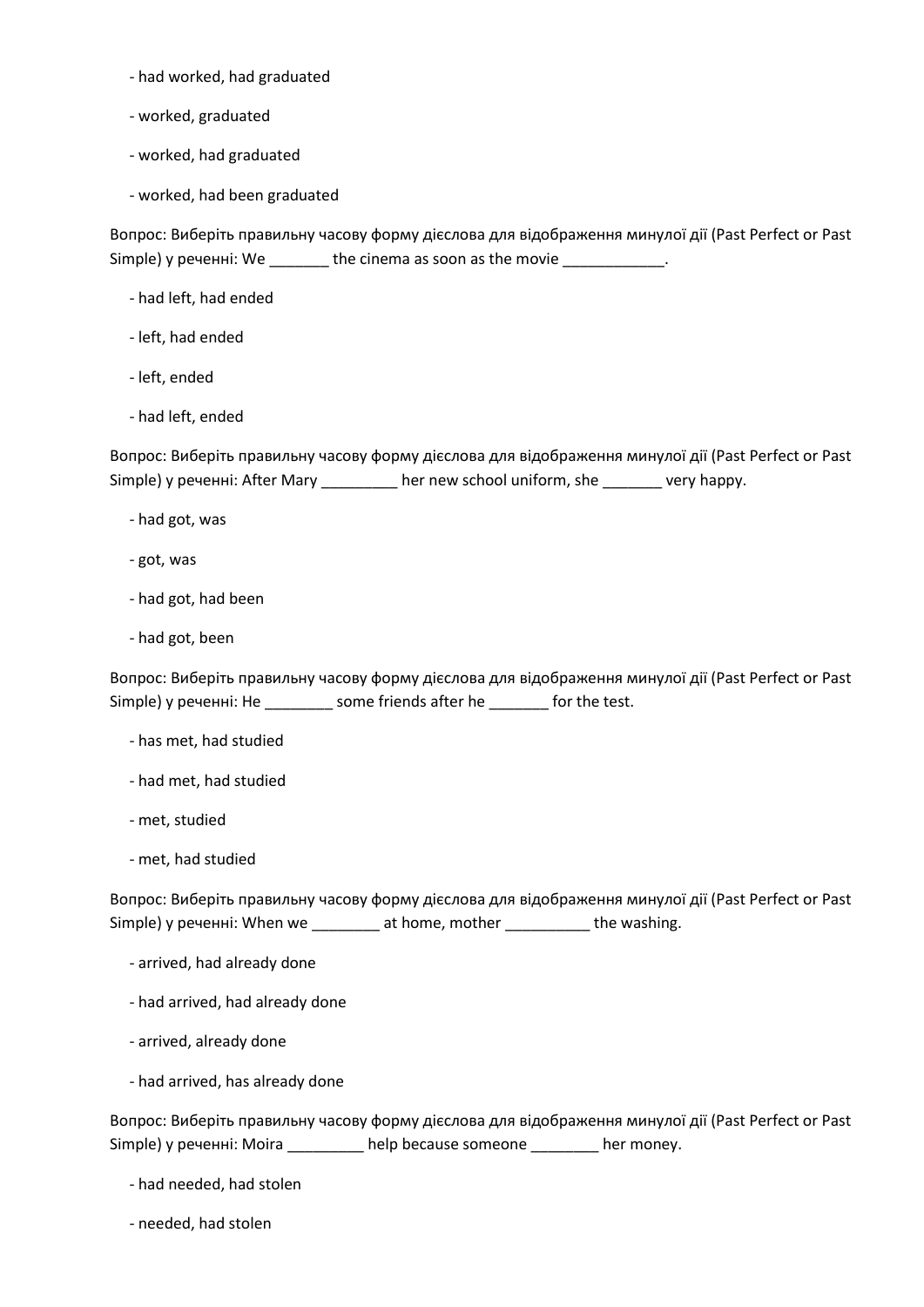- had worked, had graduated

- worked, graduated

- worked, had graduated

- worked, had been graduated

Вопрос: Виберіть правильну часову форму дієслова для відображення минулої дії (Past Perfect or Past Simple) у реченні: We _______ the cinema as soon as the movie ____________.

- had left, had ended

- left, had ended

- left, ended

- had left, ended

Вопрос: Виберіть правильну часову форму дієслова для відображення минулої дії (Past Perfect or Past Simple) у реченні: After Mary _________ her new school uniform, she _______ very happy.

- had got, was

- got, was

- had got, had been

- had got, been

Вопрос: Виберіть правильну часову форму дієслова для відображення минулої дії (Past Perfect or Past Simple) у реченні: He ________ some friends after he _______ for the test.

- has met, had studied

- had met, had studied

- met, studied

- met, had studied

Вопрос: Виберіть правильну часову форму дієслова для відображення минулої дії (Past Perfect or Past Simple) у реченні: When we ________ at home, mother __________ the washing.

- arrived, had already done

- had arrived, had already done

- arrived, already done

- had arrived, has already done

Вопрос: Виберіть правильну часову форму дієслова для відображення минулої дії (Past Perfect or Past Simple) у реченні: Moira _________ help because someone ________ her money.

- had needed, had stolen

- needed, had stolen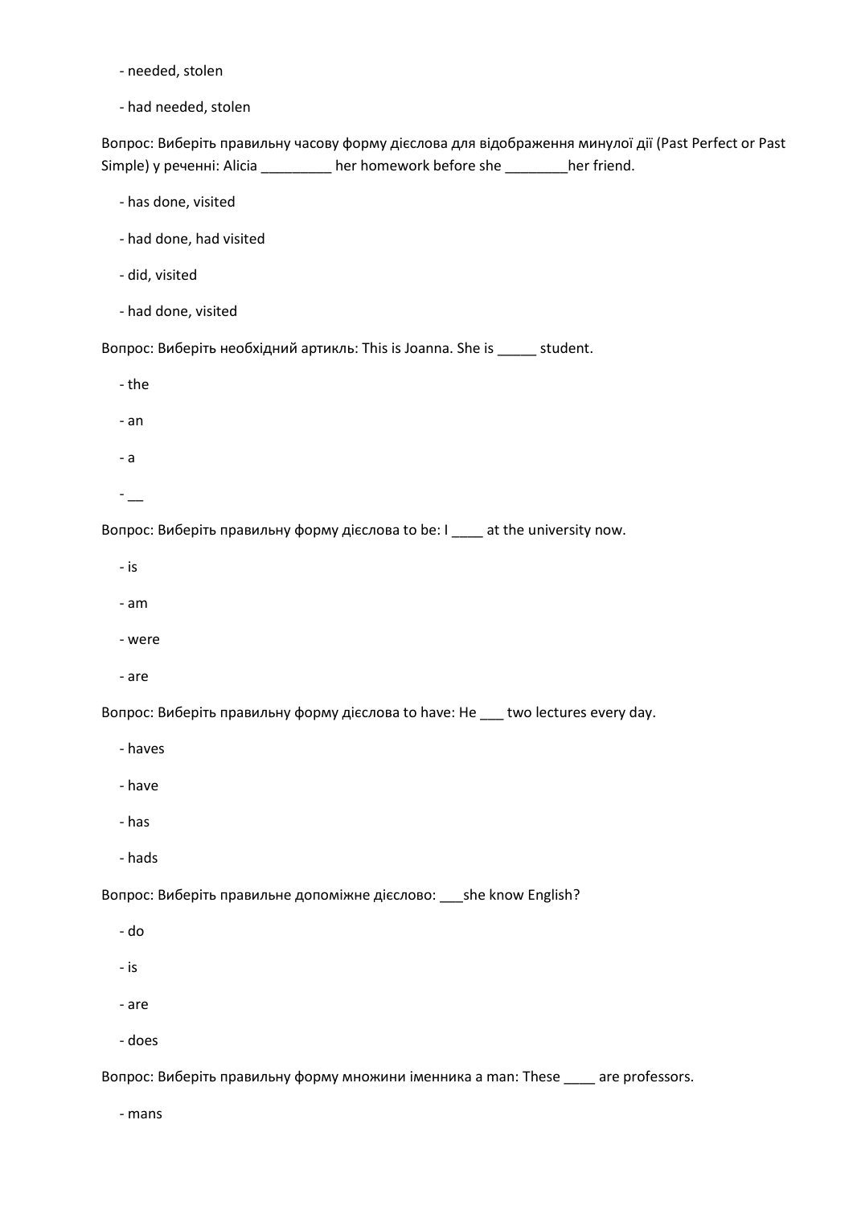- needed, stolen

- had needed, stolen

Вопрос: Виберіть правильну часову форму дієслова для відображення минулої дії (Past Perfect or Past Simple) у реченні: Alicia _________ her homework before she ________her friend.

- has done, visited

- had done, had visited

- did, visited

- had done, visited

Вопрос: Виберіть необхідний артикль: This is Joanna. She is _____ student.

- the

- an

- a

- __

Вопрос: Виберіть правильну форму дієслова to be: I ____ at the university now.

- is

- am

- were

- are

Вопрос: Виберіть правильну форму дієслова to have: He ___ two lectures every day.

- haves

- have

- has

- hads

Вопрос: Виберіть правильне допоміжне дієслово: ___she know English?

- do

- is

- are

- does

Вопрос: Виберіть правильну форму множини іменника a man: These ____ are professors.

- mans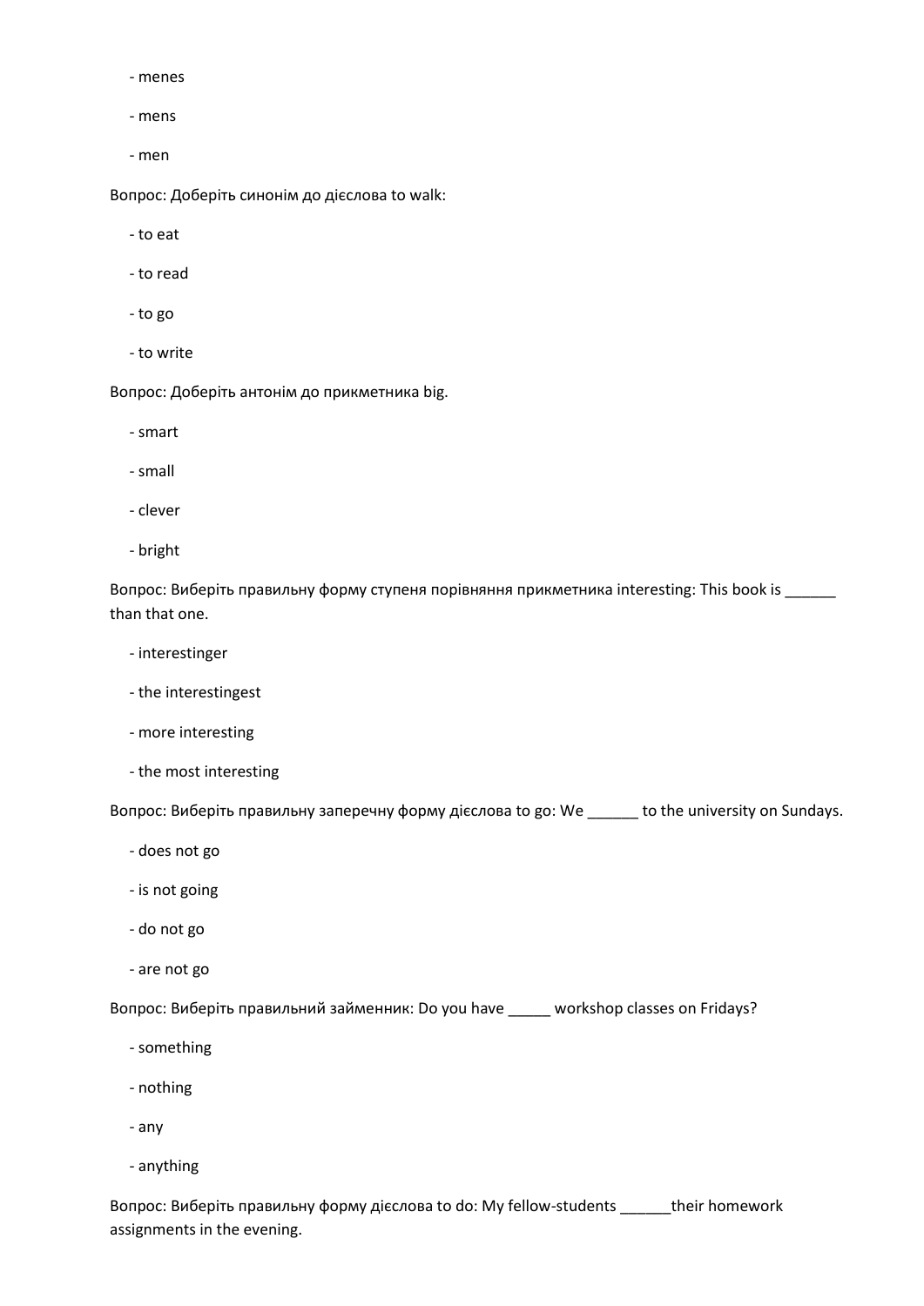- menes

- mens

- men

Вопрос: Доберіть синонім до дієслова to walk:

- to eat

- to read

- to go

- to write

Вопрос: Доберіть антонім до прикметника big.

- smart

- small

- clever

- bright

Вопрос: Виберіть правильну форму ступеня порівняння прикметника interesting: This book is ______ than that one.

- interestinger

- the interestingest

- more interesting

- the most interesting

Вопрос: Виберіть правильну заперечну форму дієслова to go: We ______ to the university on Sundays.

- does not go

- is not going

- do not go

- are not go

Вопрос: Виберіть правильний займенник: Do you have _____ workshop classes on Fridays?

- something

- nothing

- any

- anything

Вопрос: Виберіть правильну форму дієслова to do: My fellow-students ______their homework assignments in the evening.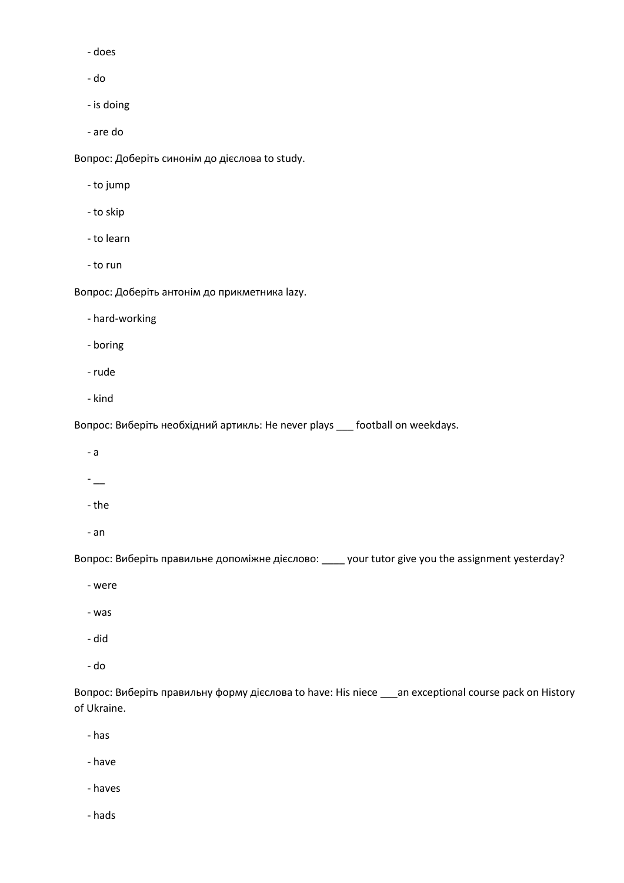- does
- do
- is doing
- are do

Вопрос: Доберіть синонім до дієслова to study.

- to jump
- to skip
- to learn
- to run

Вопрос: Доберіть антонім до прикметника lazy.

- hard-working
- boring
- rude
- kind

Вопрос: Виберіть необхідний артикль: He never plays ___ football on weekdays.

- a
- __
- the
- an

Вопрос: Виберіть правильне допоміжне дієслово: ____ your tutor give you the assignment yesterday?

- were
- was
- did
- do

Вопрос: Виберіть правильну форму дієслова to have: His niece ___an exceptional course pack on History of Ukraine.

- has
- have
- haves
- hads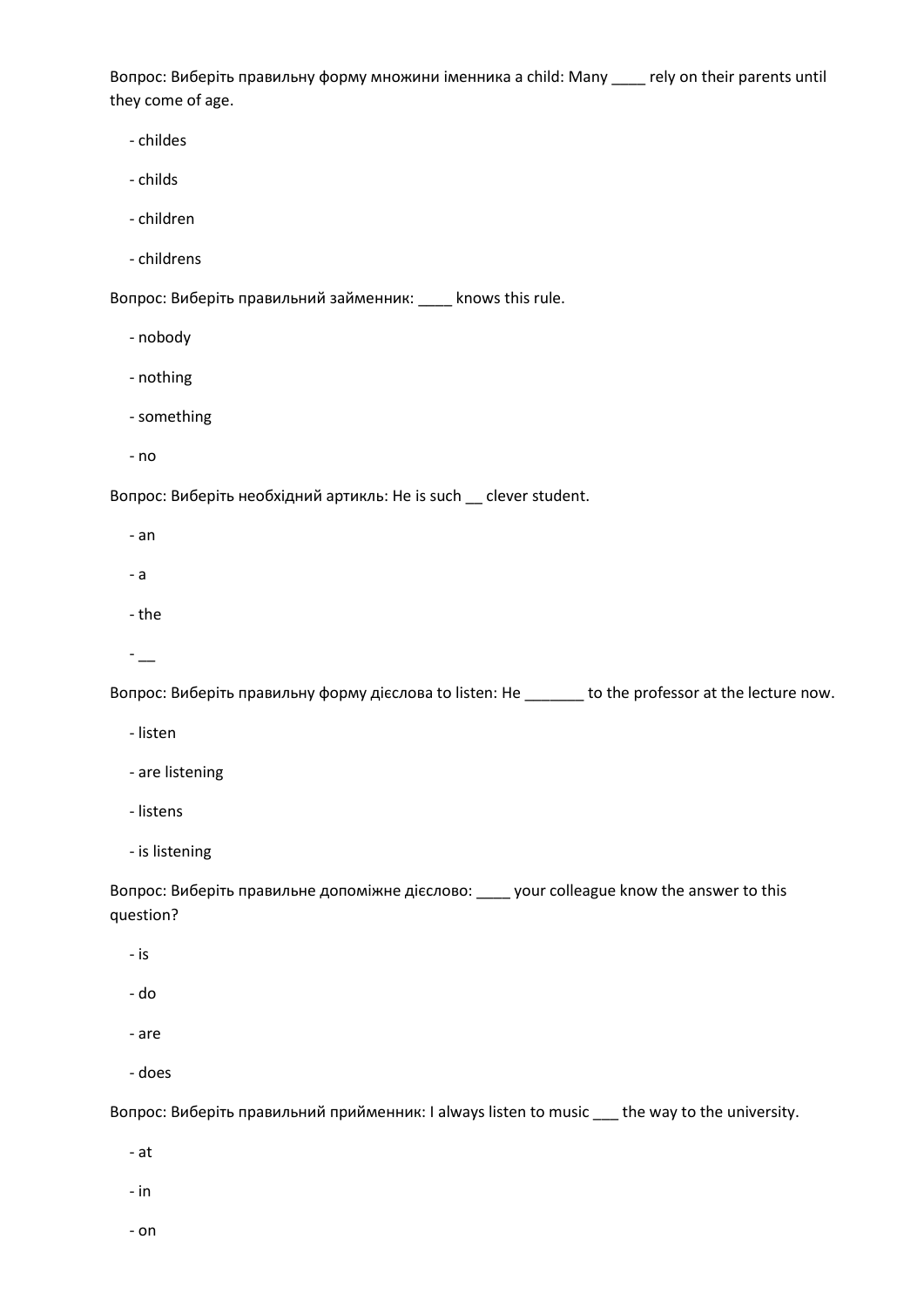Вопрос: Виберіть правильну форму множини іменника a child: Many ____ rely on their parents until they come of age.

- childes
- childs
- children
- childrens

Вопрос: Виберіть правильний займенник: ____ knows this rule.

- nobody
- nothing
- something
- no

Вопрос: Виберіть необхідний артикль: He is such __ clever student.

- an
- a
- the
- __

Вопрос: Виберіть правильну форму дієслова to listen: He _______ to the professor at the lecture now.

- listen
- are listening
- listens
- is listening

Вопрос: Виберіть правильне допоміжне дієслово: ____ your colleague know the answer to this question?

- is
- do
- are
- does

Вопрос: Виберіть правильний прийменник: I always listen to music ___ the way to the university.

- at
- in
- on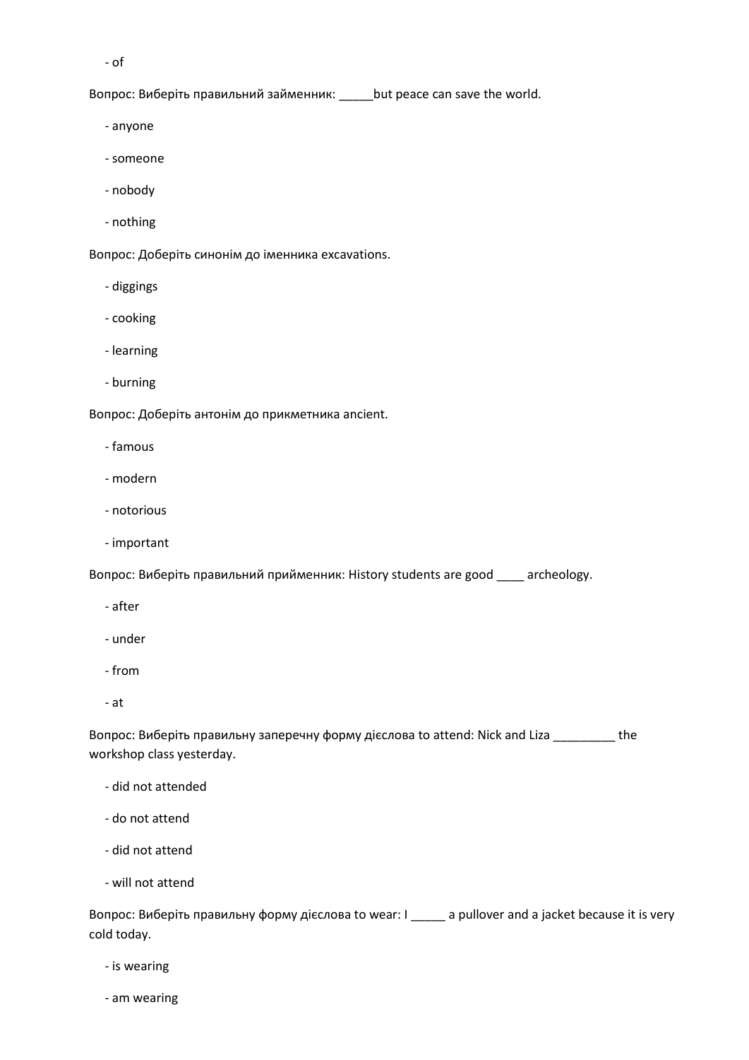- of

Вопрос: Виберіть правильний займенник: _____but peace can save the world.

- anyone
- someone
- nobody
- nothing

Вопрос: Доберіть синонім до іменника excavations.

- diggings
- cooking
- learning
- burning

Вопрос: Доберіть антонім до прикметника ancient.

- famous
- modern
- notorious
- important

Вопрос: Виберіть правильний прийменник: History students are good ____ archeology.

- after
- under
- from
- at

Вопрос: Виберіть правильну заперечну форму дієслова to attend: Nick and Liza _________ the workshop class yesterday.

- did not attended
- do not attend
- did not attend
- will not attend

Вопрос: Виберіть правильну форму дієслова to wear: I _____ a pullover and a jacket because it is very cold today.

- is wearing
- am wearing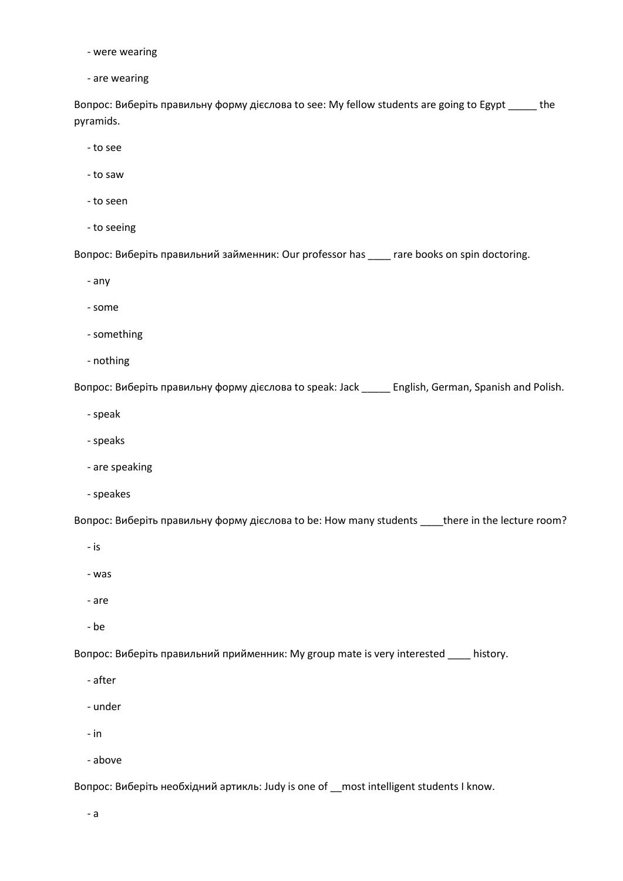- were wearing

- are wearing

Вопрос: Виберіть правильну форму дієслова to see: My fellow students are going to Egypt _____ the pyramids.

- to see

- to saw

- to seen

- to seeing

Вопрос: Виберіть правильний займенник: Our professor has ____ rare books on spin doctoring.

- any

- some

- something

- nothing

Вопрос: Виберіть правильну форму дієслова to speak: Jack _____ English, German, Spanish and Polish.

- speak

- speaks

- are speaking

- speakes

Вопрос: Виберіть правильну форму дієслова to be: How many students ____there in the lecture room?

- is

- was

- are

- be

Вопрос: Виберіть правильний прийменник: My group mate is very interested ____ history.

- after

- under

- in

- above

Вопрос: Виберіть необхідний артикль: Judy is one of __most intelligent students I know.

- a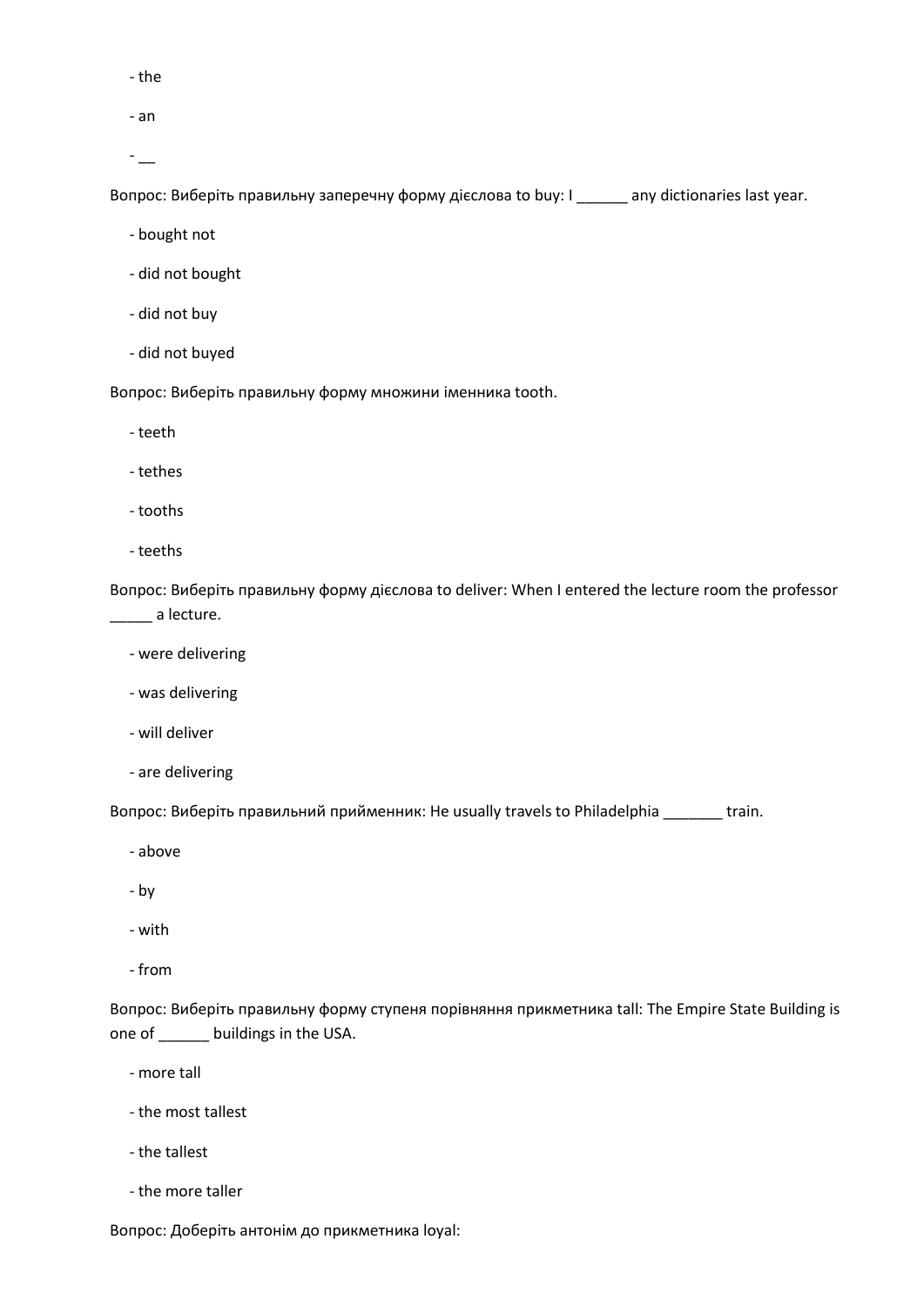- the

- an

- __

Вопрос: Виберіть правильну заперечну форму дієслова to buy: I ______ any dictionaries last year.

- bought not

- did not bought

- did not buy

- did not buyed

Вопрос: Виберіть правильну форму множини іменника tooth.

- teeth

- tethes

- tooths

- teeths

Вопрос: Виберіть правильну форму дієслова to deliver: When I entered the lecture room the professor _____ a lecture.

- were delivering

- was delivering

- will deliver

- are delivering

Вопрос: Виберіть правильний прийменник: He usually travels to Philadelphia _______ train.

- above

- by

- with

- from

Вопрос: Виберіть правильну форму ступеня порівняння прикметника tall: The Empire State Building is one of ______ buildings in the USA.

- more tall

- the most tallest

- the tallest

- the more taller

Вопрос: Доберіть антонім до прикметника loyal: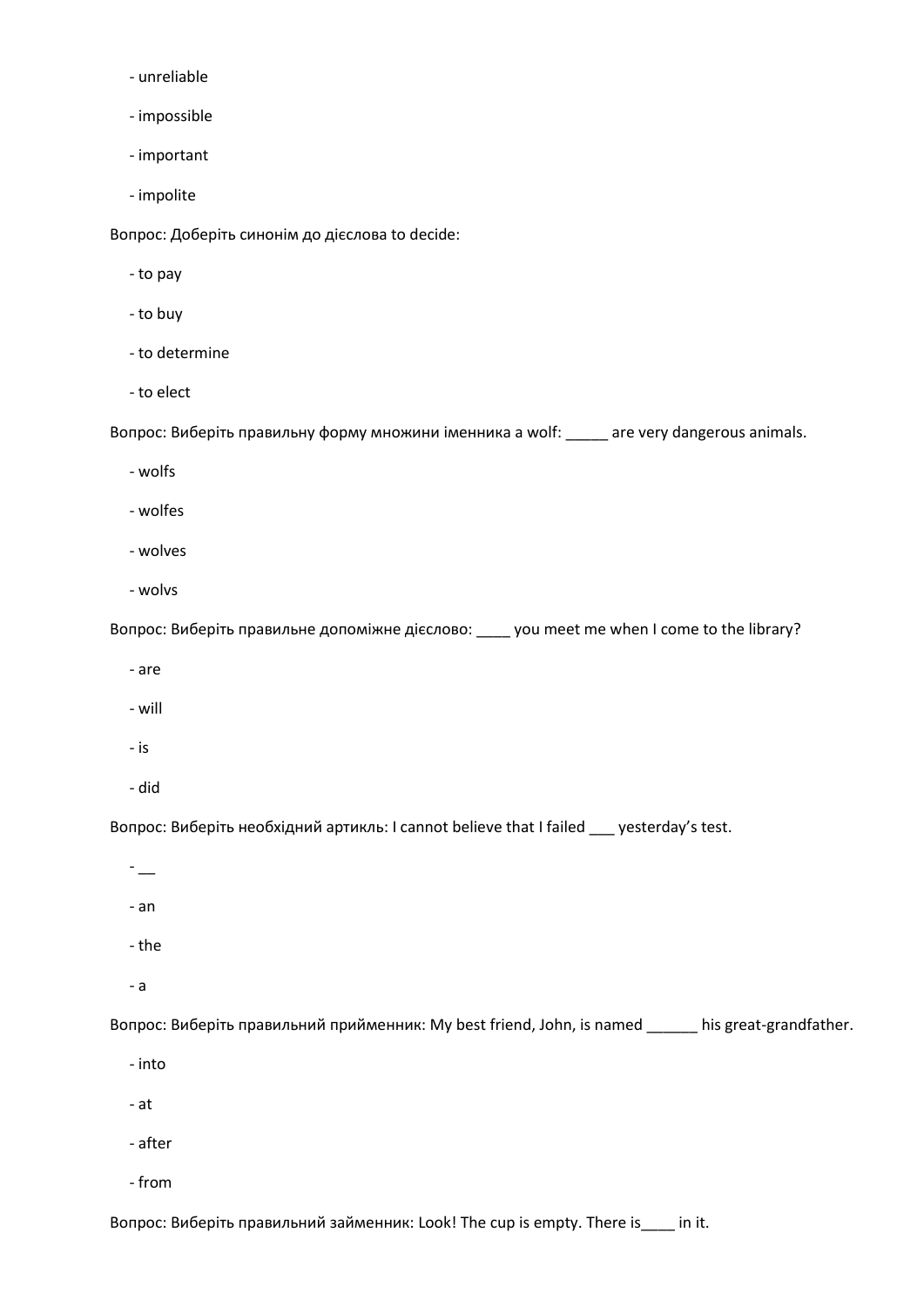- unreliable
- impossible
- important
- impolite

Вопрос: Доберіть синонім до дієслова to decide:

- to pay
- to buy
- to determine
- to elect

Вопрос: Виберіть правильну форму множини іменника a wolf: _____ are very dangerous animals.

- wolfs
- wolfes
- wolves
- wolvs

Вопрос: Виберіть правильне допоміжне дієслово: ____ you meet me when I come to the library?

- are
- will
- is
- did

Вопрос: Виберіть необхідний артикль: I cannot believe that I failed ___ yesterday's test.

- __
- an
- the
- a

Вопрос: Виберіть правильний прийменник: My best friend, John, is named ______ his great-grandfather.

- into
- at
- after
- from

Вопрос: Виберіть правильний займенник: Look! The cup is empty. There is____ in it.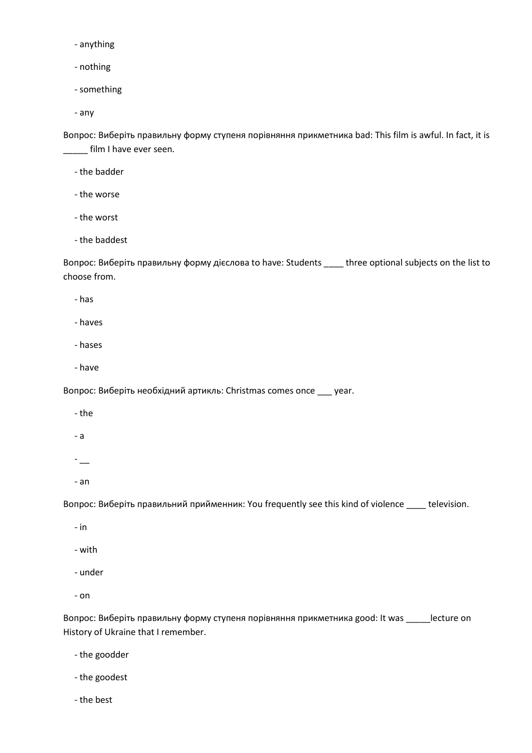- anything

- nothing

- something

- any

Вопрос: Виберіть правильну форму ступеня порівняння прикметника bad: This film is awful. In fact, it is _____ film I have ever seen.

- the badder

- the worse

- the worst

- the baddest

Вопрос: Виберіть правильну форму дієслова to have: Students ____ three optional subjects on the list to choose from.

- has

- haves

- hases

- have

Вопрос: Виберіть необхідний артикль: Christmas comes once ___ year.

- the

- a

- __

- an

Вопрос: Виберіть правильний прийменник: You frequently see this kind of violence ____ television.

- in

- with

- under

- on

Вопрос: Виберіть правильну форму ступеня порівняння прикметника good: It was _____lecture on History of Ukraine that I remember.

- the goodder

- the goodest

- the best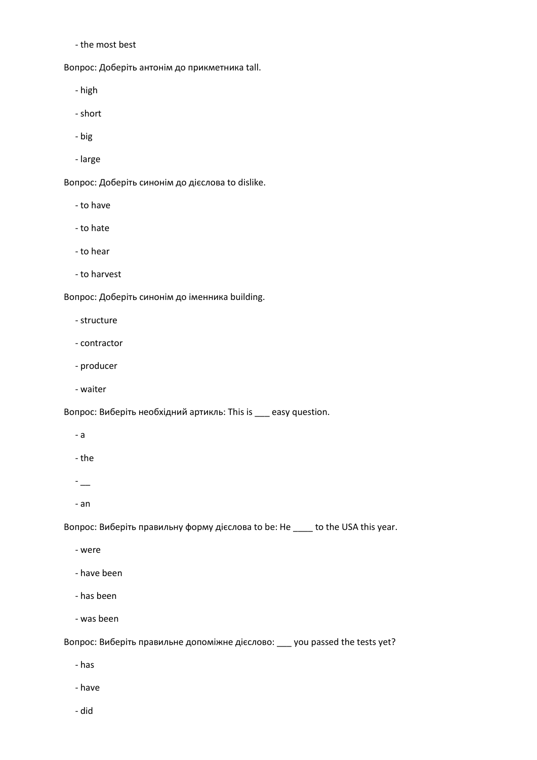- the most best

Вопрос: Доберіть антонім до прикметника tall.

- high
- short
- big
- large

Вопрос: Доберіть синонім до дієслова to dislike.

- to have
- to hate
- to hear
- to harvest

Вопрос: Доберіть синонім до іменника building.

- structure
- contractor
- producer
- waiter

Вопрос: Виберіть необхідний артикль: This is ___ easy question.

- a
- the
- __
- an

Вопрос: Виберіть правильну форму дієслова to be: He ____ to the USA this year.

- were
- have been
- has been
- was been

Вопрос: Виберіть правильне допоміжне дієслово: ___ you passed the tests yet?

- has
- have
- did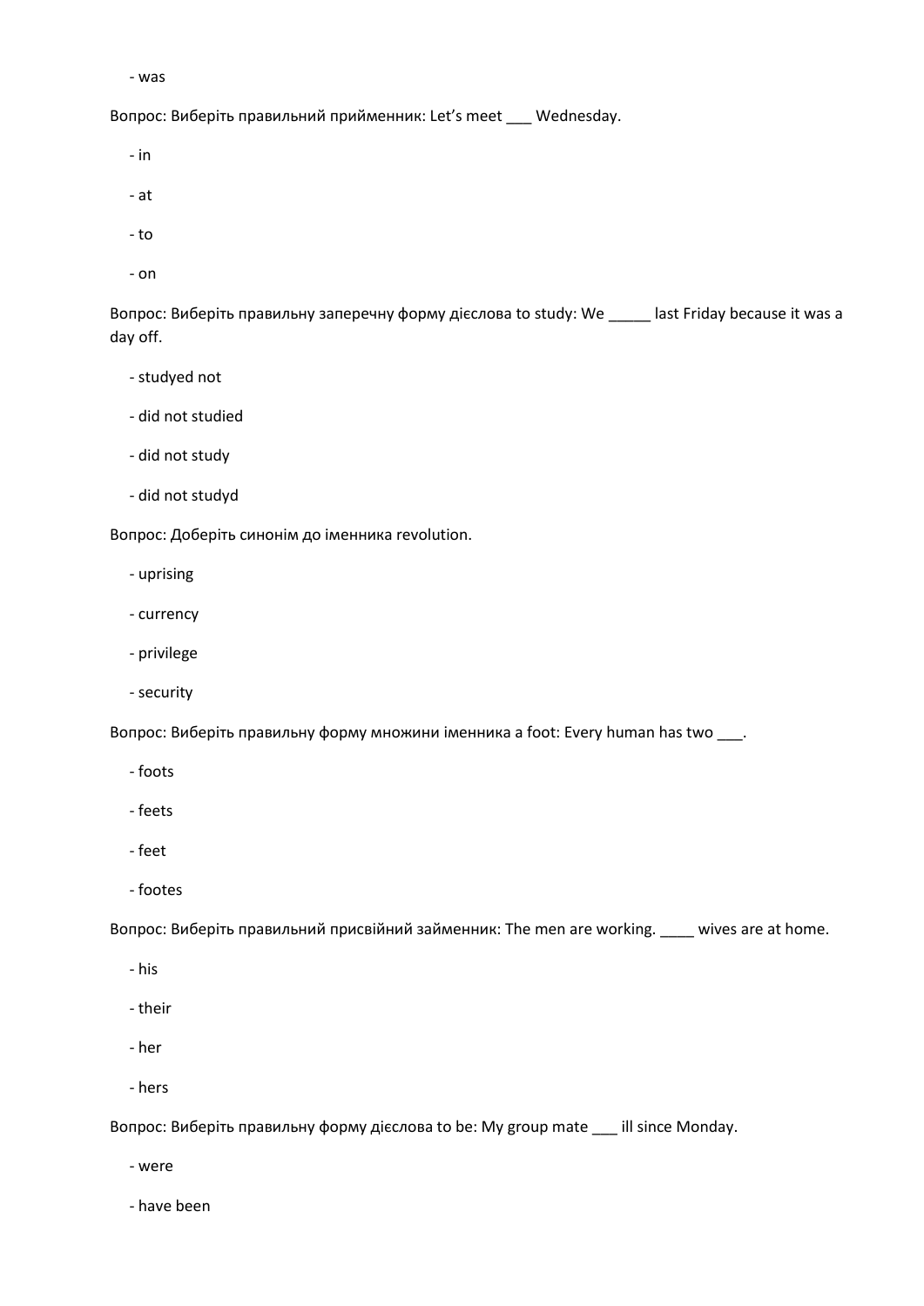- was

Вопрос: Виберіть правильний прийменник: Let's meet ___ Wednesday.

- in
- at
- to
- on

Вопрос: Виберіть правильну заперечну форму дієслова to study: We _____ last Friday because it was a day off.

- studyed not
- did not studied
- did not study
- did not studyd

Вопрос: Доберіть синонім до іменника revolution.

- uprising
- currency
- privilege
- security

Вопрос: Виберіть правильну форму множини іменника a foot: Every human has two ___.

- foots
- feets
- feet
- footes

Вопрос: Виберіть правильний присвійний займенник: The men are working. ____ wives are at home.

- his
- their
- her
- hers

Вопрос: Виберіть правильну форму дієслова to be: My group mate ___ ill since Monday.

- were
- have been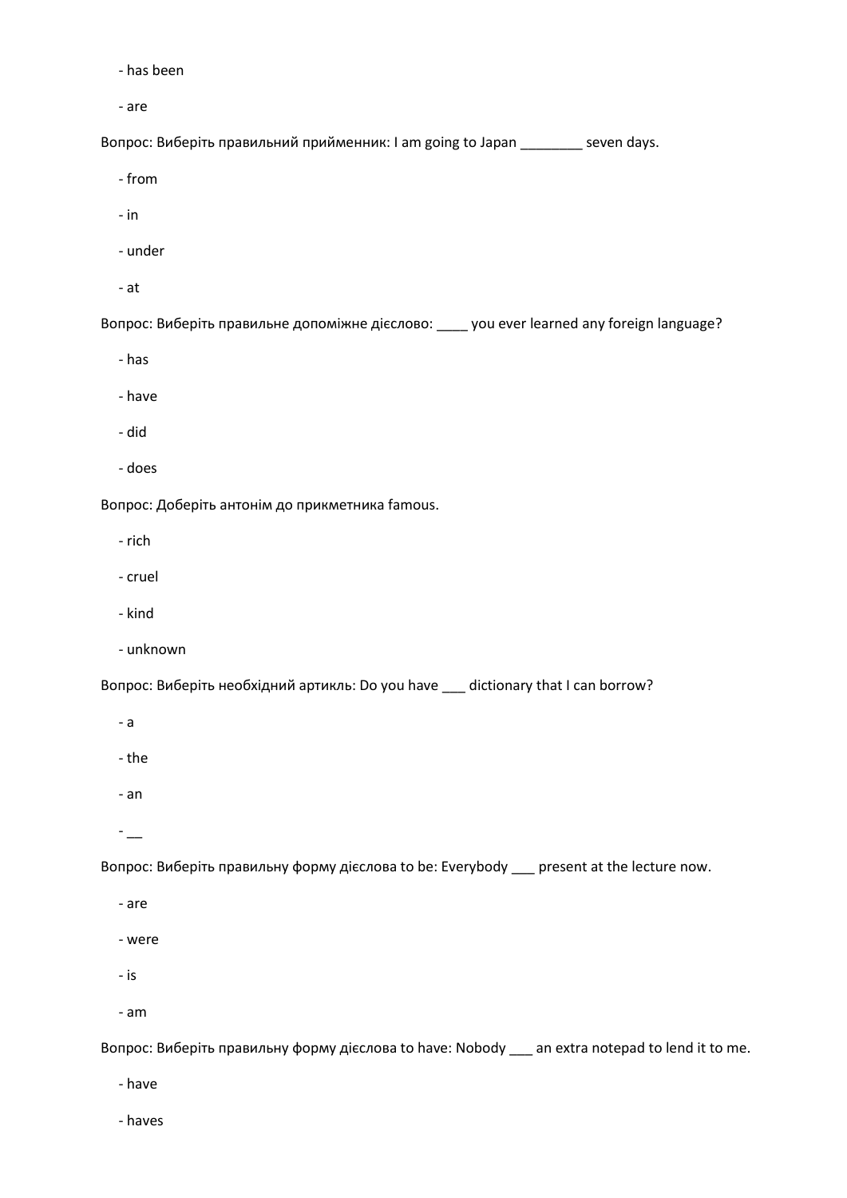- has been

- are

Вопрос: Виберіть правильний прийменник: I am going to Japan ________ seven days.

- from

- in

- under

- at

Вопрос: Виберіть правильне допоміжне дієслово: ____ you ever learned any foreign language?

- has

- have

- did

- does

Вопрос: Доберіть антонім до прикметника famous.

- rich

- cruel

- kind

- unknown

Вопрос: Виберіть необхідний артикль: Do you have ___ dictionary that I can borrow?

- a

- the

- an

- __

Вопрос: Виберіть правильну форму дієслова to be: Everybody ___ present at the lecture now.

- are

- were

- is

- am

Вопрос: Виберіть правильну форму дієслова to have: Nobody ___ an extra notepad to lend it to me.

- have

- haves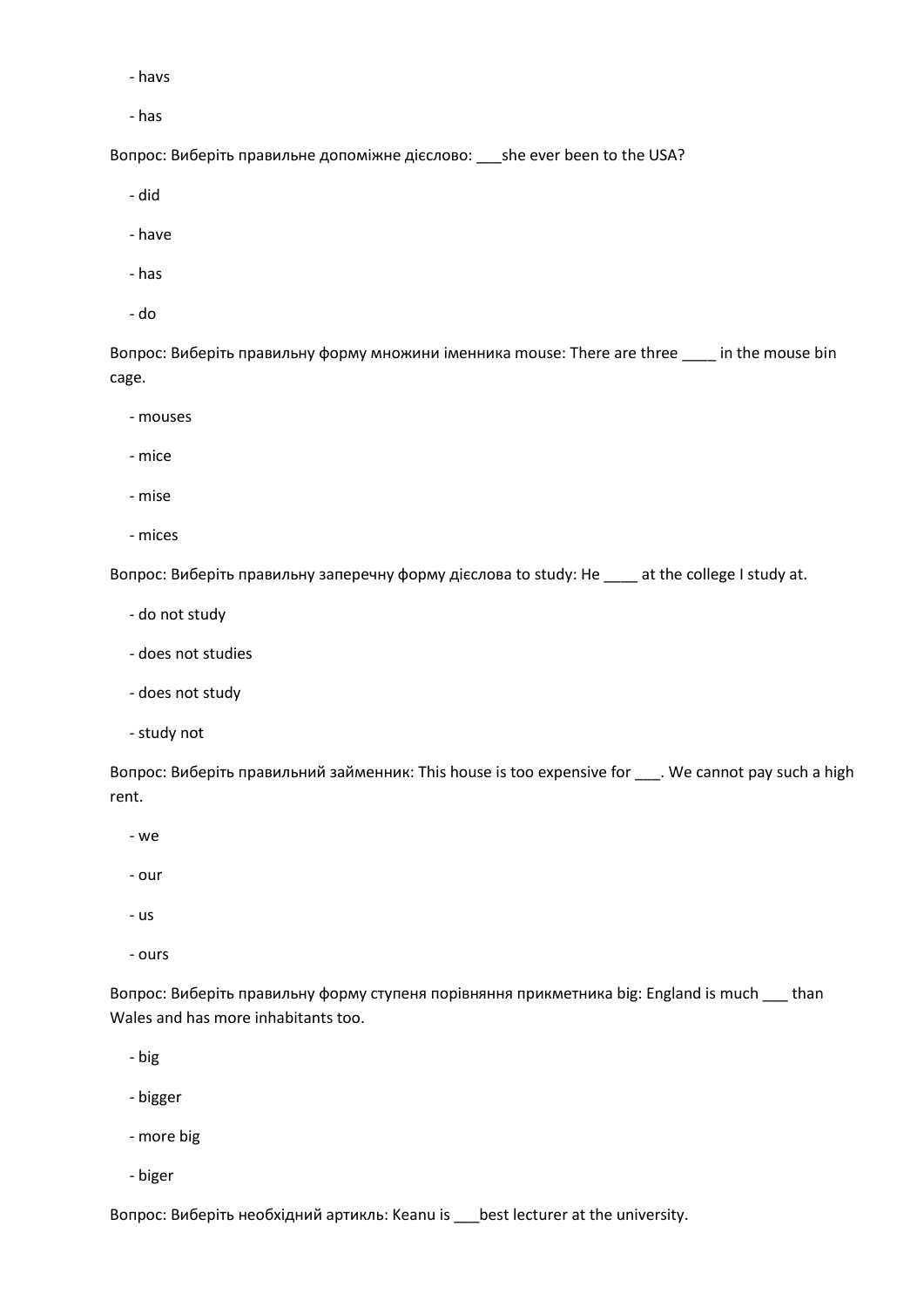- havs

- has

Вопрос: Виберіть правильне допоміжне дієслово: ___she ever been to the USA?

- did

- have

- has

- do

Вопрос: Виберіть правильну форму множини іменника mouse: There are three ____ in the mouse bin cage.

- mouses

- mice

- mise

- mices

Вопрос: Виберіть правильну заперечну форму дієслова to study: He ____ at the college I study at.

- do not study

- does not studies

- does not study

- study not

Вопрос: Виберіть правильний займенник: This house is too expensive for ___. We cannot pay such a high rent.

- we

- our

- us

- ours

Вопрос: Виберіть правильну форму ступеня порівняння прикметника big: England is much ___ than Wales and has more inhabitants too.

- big

- bigger

- more big

- biger

Вопрос: Виберіть необхідний артикль: Keanu is ___best lecturer at the university.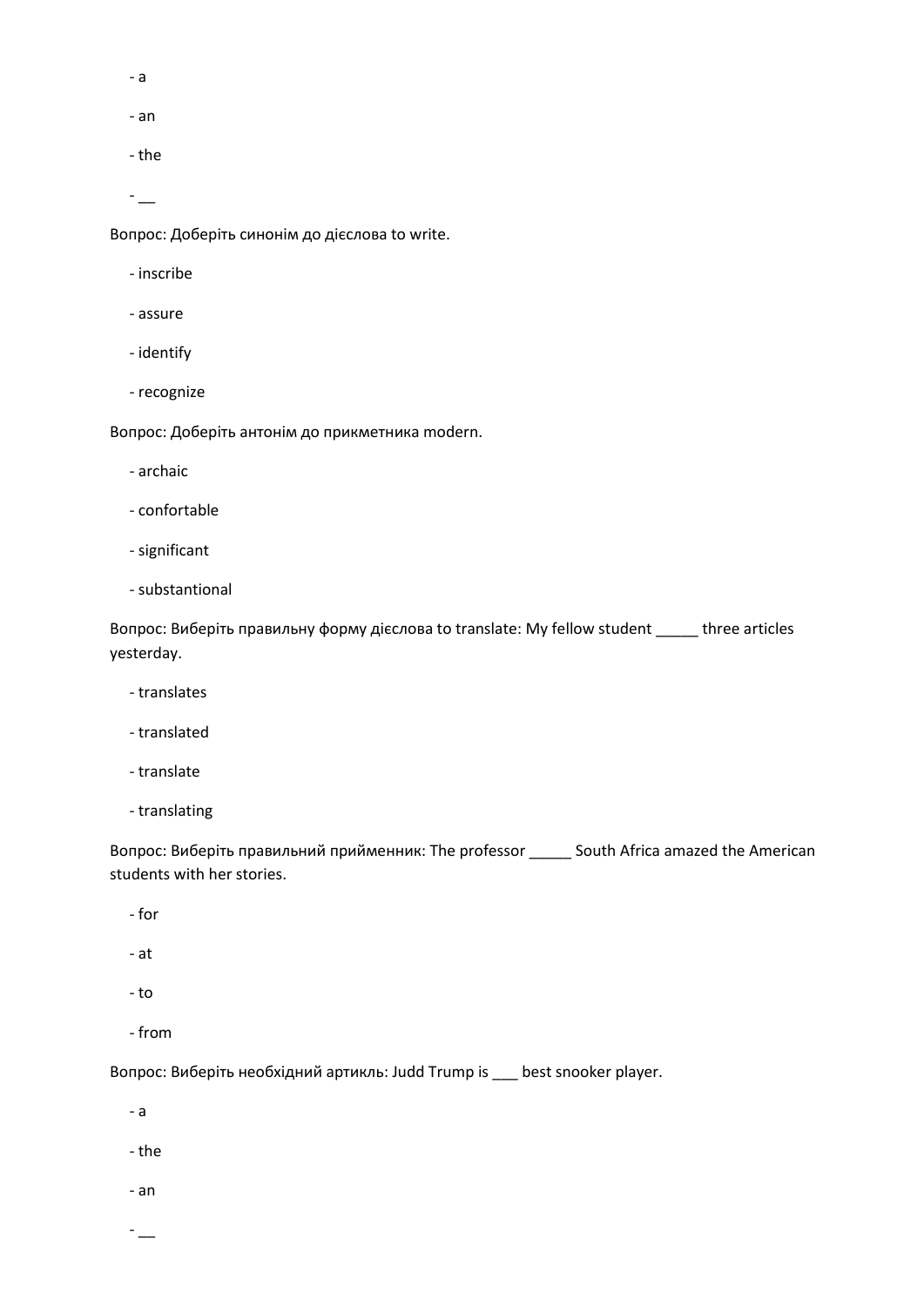- a

- an

- the

- __

Вопрос: Доберіть синонім до дієслова to write.

- inscribe

- assure

- identify

- recognize

Вопрос: Доберіть антонім до прикметника modern.

- archaic

- confortable

- significant

- substantional

Вопрос: Виберіть правильну форму дієслова to translate: My fellow student _____ three articles yesterday.

- translates

- translated

- translate

- translating

Вопрос: Виберіть правильний прийменник: The professor _____ South Africa amazed the American students with her stories.

- for

- at

- to

- from

Вопрос: Виберіть необхідний артикль: Judd Trump is ___ best snooker player.

- a

- the

- an

- __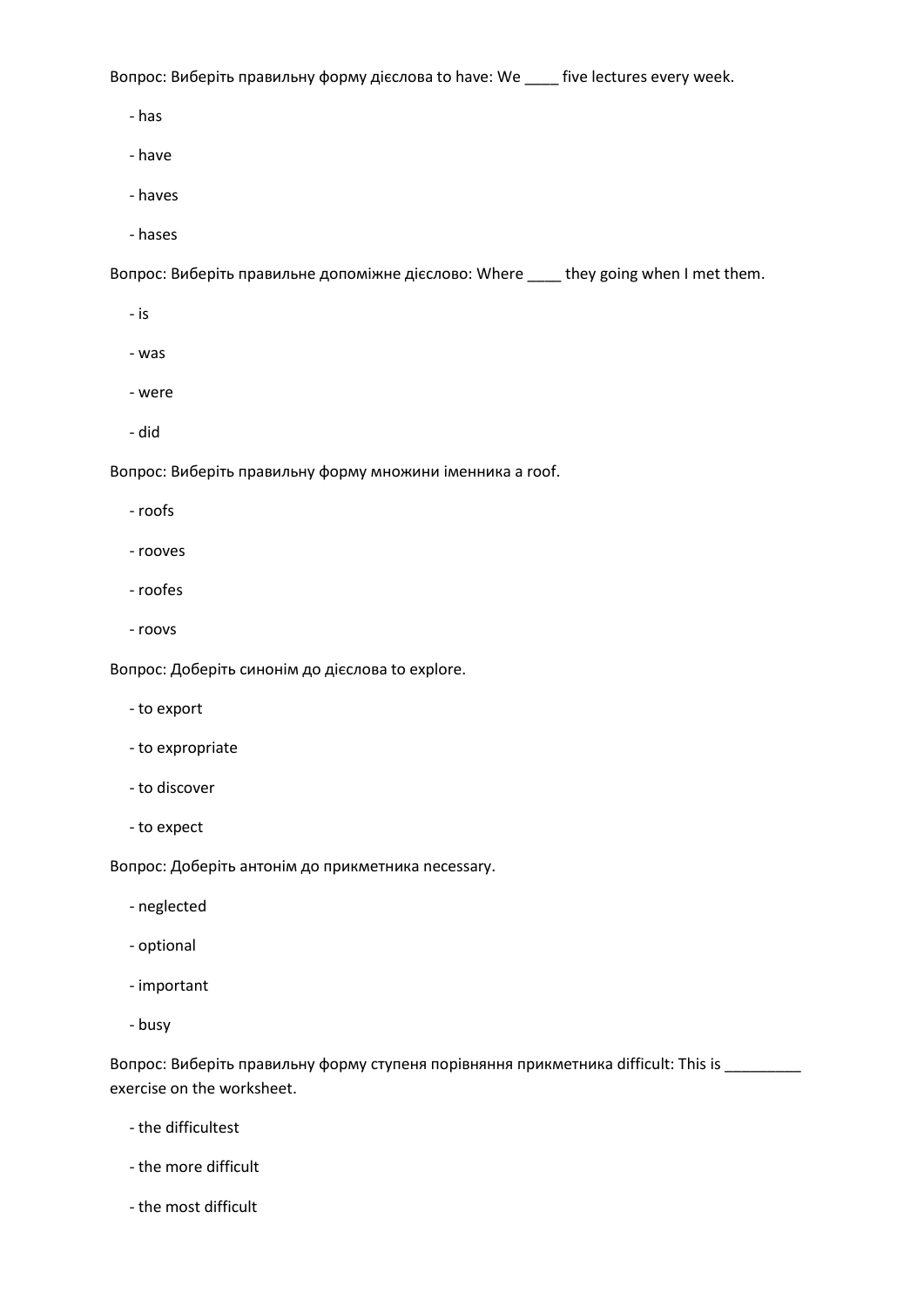Вопрос: Виберіть правильну форму дієслова to have: We ____ five lectures every week.

- has
- have
- haves
- hases

Вопрос: Виберіть правильне допоміжне дієслово: Where ____ they going when I met them.

- is
- was
- were
- did

Вопрос: Виберіть правильну форму множини іменника a roof.

- roofs
- rooves
- roofes
- roovs

Вопрос: Доберіть синонім до дієслова to explore.

- to export
- to expropriate
- to discover
- to expect

Вопрос: Доберіть антонім до прикметника necessary.

- neglected
- optional
- important
- busy

Вопрос: Виберіть правильну форму ступеня порівняння прикметника difficult: This is _________ exercise on the worksheet.

- the difficultest
- the more difficult
- the most difficult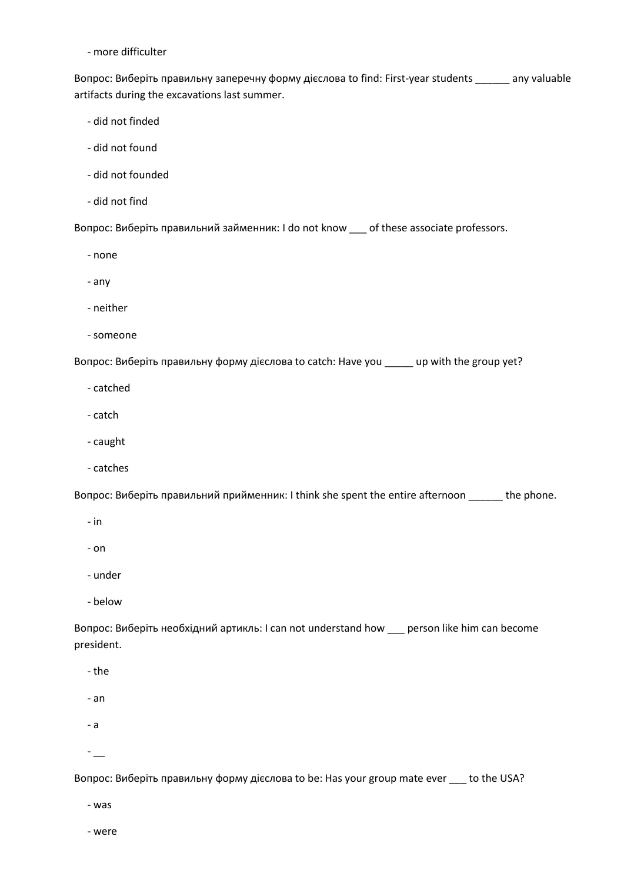- more difficulter

Вопрос: Виберіть правильну заперечну форму дієслова to find: First-year students ______ any valuable artifacts during the excavations last summer.

- did not finded
- did not found
- did not founded
- did not find

Вопрос: Виберіть правильний займенник: I do not know ___ of these associate professors.

- none
- any
- neither
- someone

Вопрос: Виберіть правильну форму дієслова to catch: Have you _____ up with the group yet?

- catched
- catch
- caught
- catches

Вопрос: Виберіть правильний прийменник: I think she spent the entire afternoon ______ the phone.

- in
- on
- under
- below

Вопрос: Виберіть необхідний артикль: I can not understand how ___ person like him can become president.

- the
- an
- a
- __

Вопрос: Виберіть правильну форму дієслова to be: Has your group mate ever ___ to the USA?

- was
- were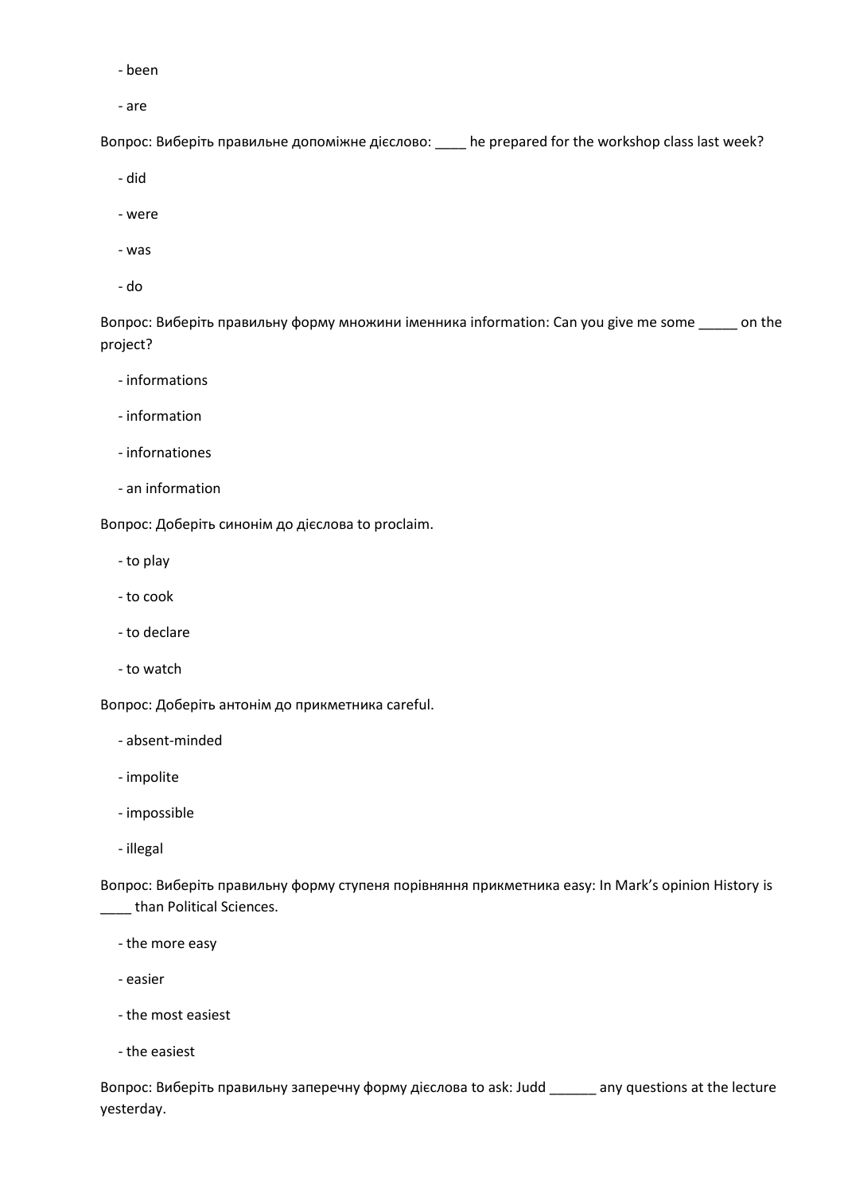- been

- are

Вопрос: Виберіть правильне допоміжне дієслово: ____ he prepared for the workshop class last week?

- did

- were

- was

- do

Вопрос: Виберіть правильну форму множини іменника information: Can you give me some _____ on the project?

- informations

- information

- infornationes

- an information

Вопрос: Доберіть синонім до дієслова to proclaim.

- to play

- to cook

- to declare

- to watch

Вопрос: Доберіть антонім до прикметника careful.

- absent-minded

- impolite

- impossible

- illegal

Вопрос: Виберіть правильну форму ступеня порівняння прикметника easy: In Mark's opinion History is ____ than Political Sciences.

- the more easy

- easier

- the most easiest

- the easiest

Вопрос: Виберіть правильну заперечну форму дієслова to ask: Judd ______ any questions at the lecture yesterday.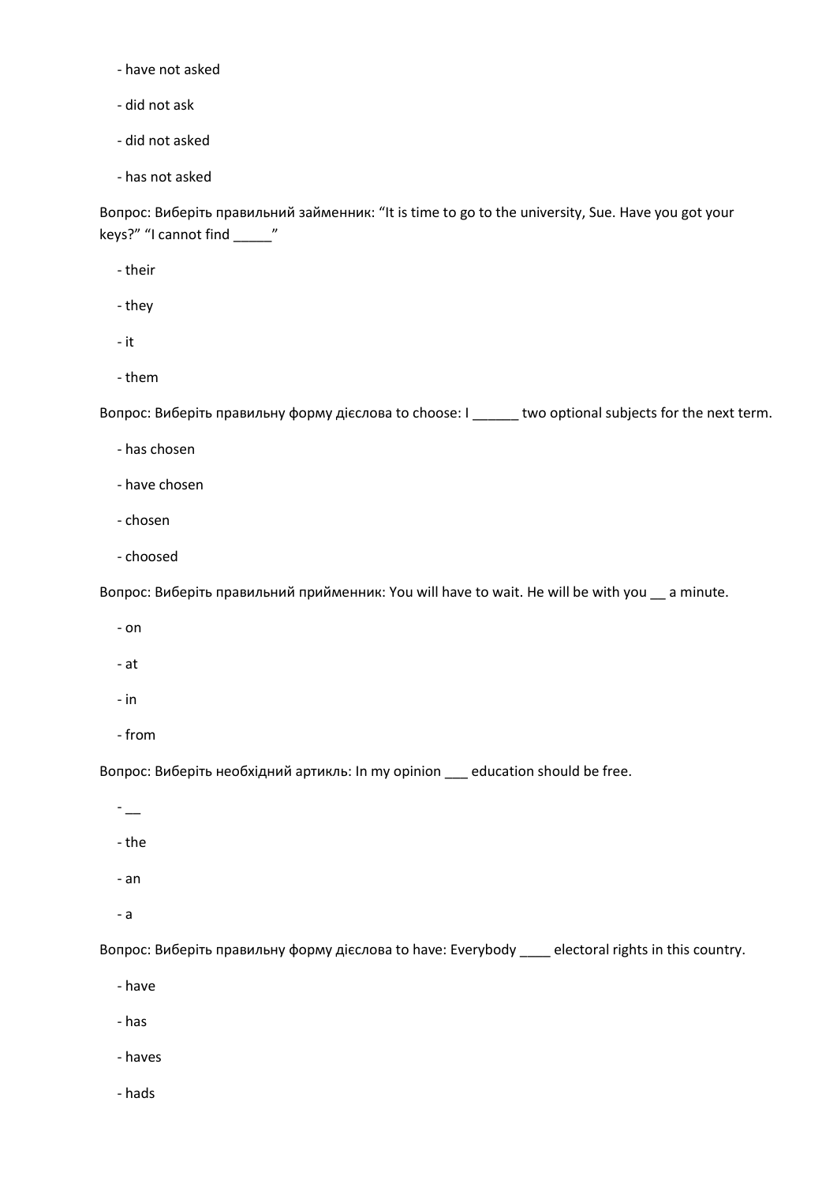- have not asked

- did not ask

- did not asked

- has not asked

Вопрос: Виберіть правильний займенник: “It is time to go to the university, Sue. Have you got your keys?” “I cannot find _____”

- their

- they

- it

- them

Вопрос: Виберіть правильну форму дієслова to choose: I ______ two optional subjects for the next term.

- has chosen

- have chosen

- chosen

- choosed

Вопрос: Виберіть правильний прийменник: You will have to wait. He will be with you __ a minute.

- on

- at

- in

- from

Вопрос: Виберіть необхідний артикль: In my opinion ___ education should be free.

- __

- the

- an

- a

Вопрос: Виберіть правильну форму дієслова to have: Everybody ____ electoral rights in this country.

- have

- has

- haves

- hads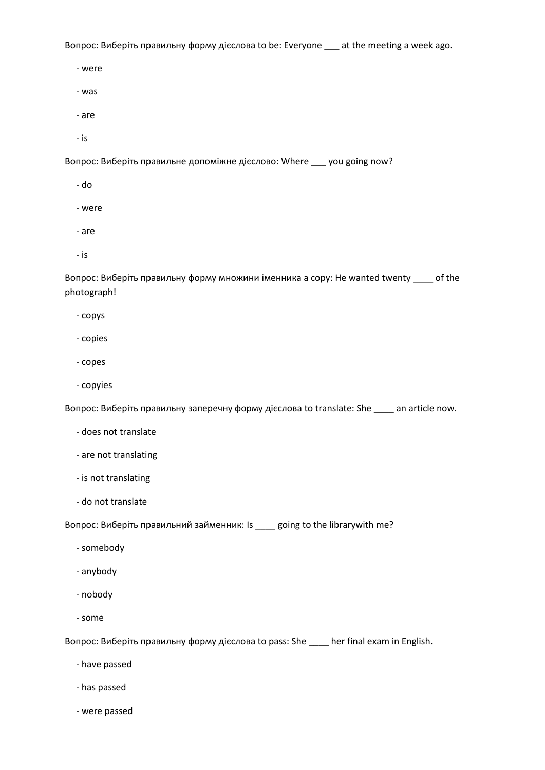Вопрос: Виберіть правильну форму дієслова to be: Everyone ___ at the meeting a week ago.

- were
- was
- are
- is

Вопрос: Виберіть правильне допоміжне дієслово: Where ___ you going now?

- do
- were
- are
- is

Вопрос: Виберіть правильну форму множини іменника a copy: He wanted twenty ____ of the photograph!

- copys
- copies
- copes
- copyies

Вопрос: Виберіть правильну заперечну форму дієслова to translate: She ____ an article now.

- does not translate
- are not translating
- is not translating
- do not translate

Вопрос: Виберіть правильний займенник: Is ____ going to the librarywith me?

- somebody
- anybody
- nobody
- some

Вопрос: Виберіть правильну форму дієслова to pass: She ____ her final exam in English.

- have passed
- has passed
- were passed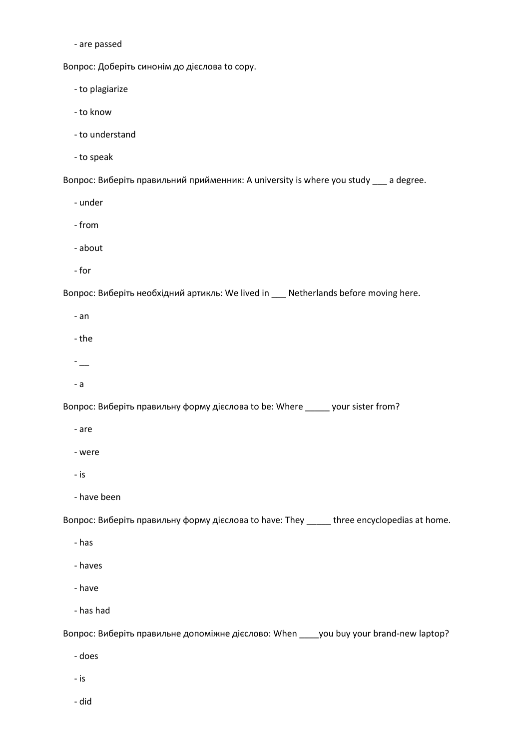- are passed

Вопрос: Доберіть синонім до дієслова to copy.

- to plagiarize
- to know
- to understand
- to speak

Вопрос: Виберіть правильний прийменник: A university is where you study ___ a degree.

- under
- from
- about
- for

Вопрос: Виберіть необхідний артикль: We lived in ___ Netherlands before moving here.

- an
- the
- __
- a

Вопрос: Виберіть правильну форму дієслова to be: Where _____ your sister from?

- are
- were
- is
- have been

Вопрос: Виберіть правильну форму дієслова to have: They _____ three encyclopedias at home.

- has
- haves
- have
- has had

Вопрос: Виберіть правильне допоміжне дієслово: When ____you buy your brand-new laptop?

- does
- is
- did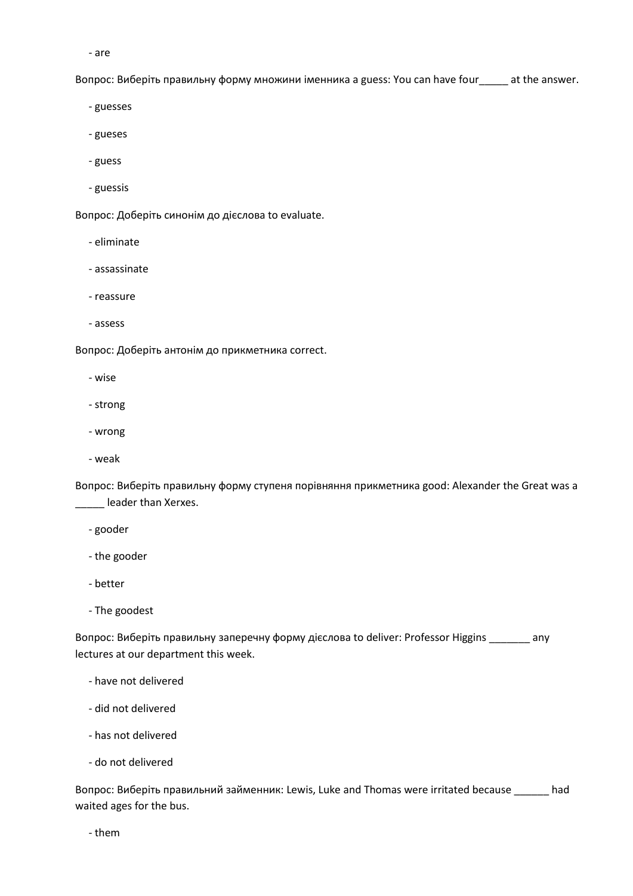- are

Вопрос: Виберіть правильну форму множини іменника a guess: You can have four_____ at the answer.

- guesses
- gueses
- guess
- guessis

Вопрос: Доберіть синонім до дієслова to evaluate.

- eliminate
- assassinate
- reassure
- assess

Вопрос: Доберіть антонім до прикметника correct.

- wise
- strong
- wrong
- weak

Вопрос: Виберіть правильну форму ступеня порівняння прикметника good: Alexander the Great was a _____ leader than Xerxes.

- gooder
- the gooder
- better
- The goodest

Вопрос: Виберіть правильну заперечну форму дієслова to deliver: Professor Higgins _______ any lectures at our department this week.

- have not delivered
- did not delivered
- has not delivered
- do not delivered

Вопрос: Виберіть правильний займенник: Lewis, Luke and Thomas were irritated because ______ had waited ages for the bus.

- them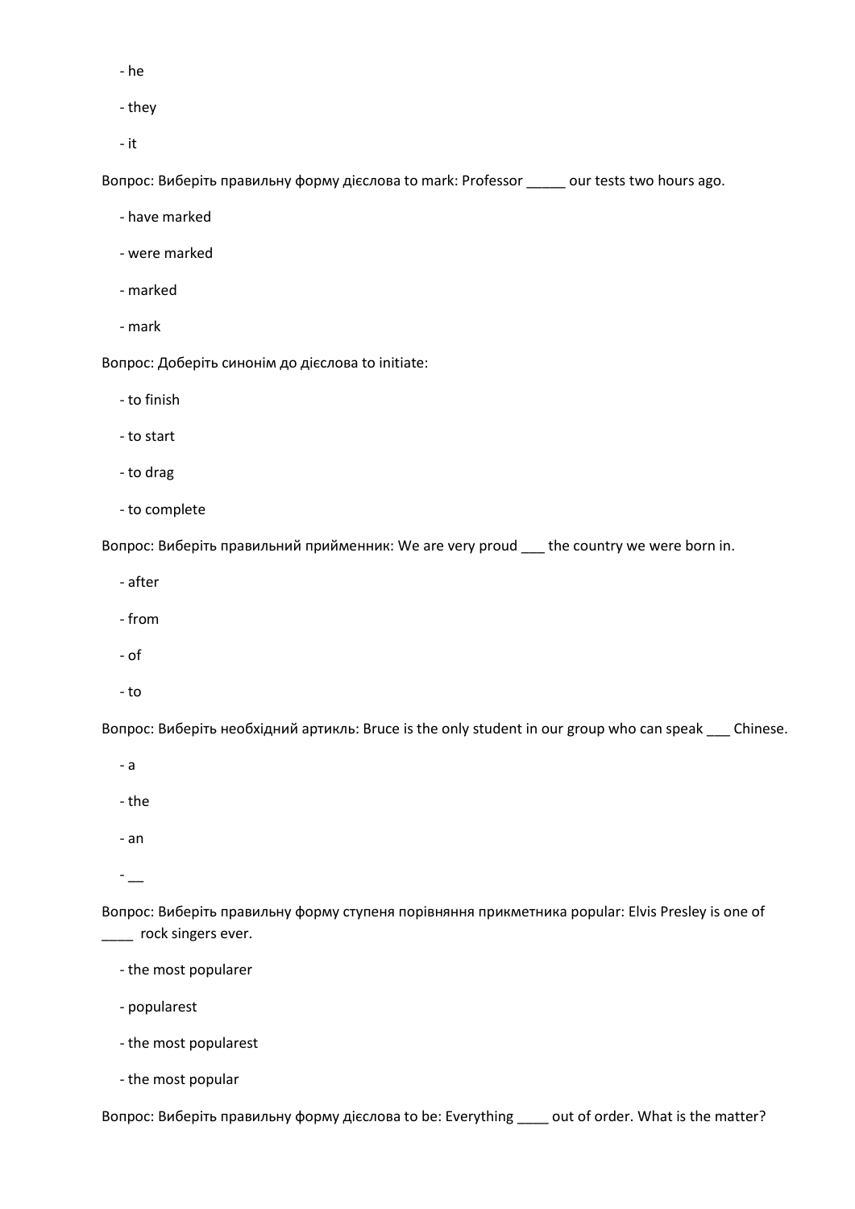- he

- they

- it

Вопрос: Виберіть правильну форму дієслова to mark: Professor _____ our tests two hours ago.

- have marked

- were marked

- marked

- mark

Вопрос: Доберіть синонім до дієслова to initiate:

- to finish

- to start

- to drag

- to complete

Вопрос: Виберіть правильний прийменник: We are very proud ___ the country we were born in.

- after

- from

- of

- to

Вопрос: Виберіть необхідний артикль: Bruce is the only student in our group who can speak ___ Chinese.

- a

- the

- an

- __

Вопрос: Виберіть правильну форму ступеня порівняння прикметника popular: Elvis Presley is one of ____ rock singers ever.

- the most popularer

- popularest

- the most popularest

- the most popular

Вопрос: Виберіть правильну форму дієслова to be: Everything ____ out of order. What is the matter?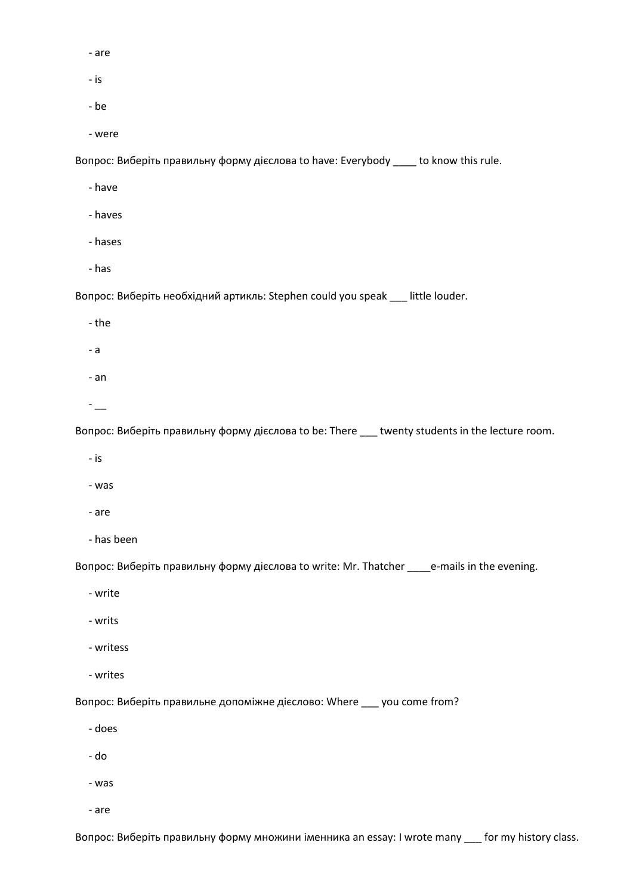- are

- is

- be

- were

Вопрос: Виберіть правильну форму дієслова to have: Everybody ____ to know this rule.

- have

- haves

- hases

- has

Вопрос: Виберіть необхідний артикль: Stephen could you speak ___ little louder.

- the

- a

- an

- __

Вопрос: Виберіть правильну форму дієслова to be: There ___ twenty students in the lecture room.

- is

- was

- are

- has been

Вопрос: Виберіть правильну форму дієслова to write: Mr. Thatcher ____e-mails in the evening.

- write

- writs

- writess

- writes

Вопрос: Виберіть правильне допоміжне дієслово: Where ___ you come from?

- does

- do

- was

- are

Вопрос: Виберіть правильну форму множини іменника an essay: I wrote many ___ for my history class.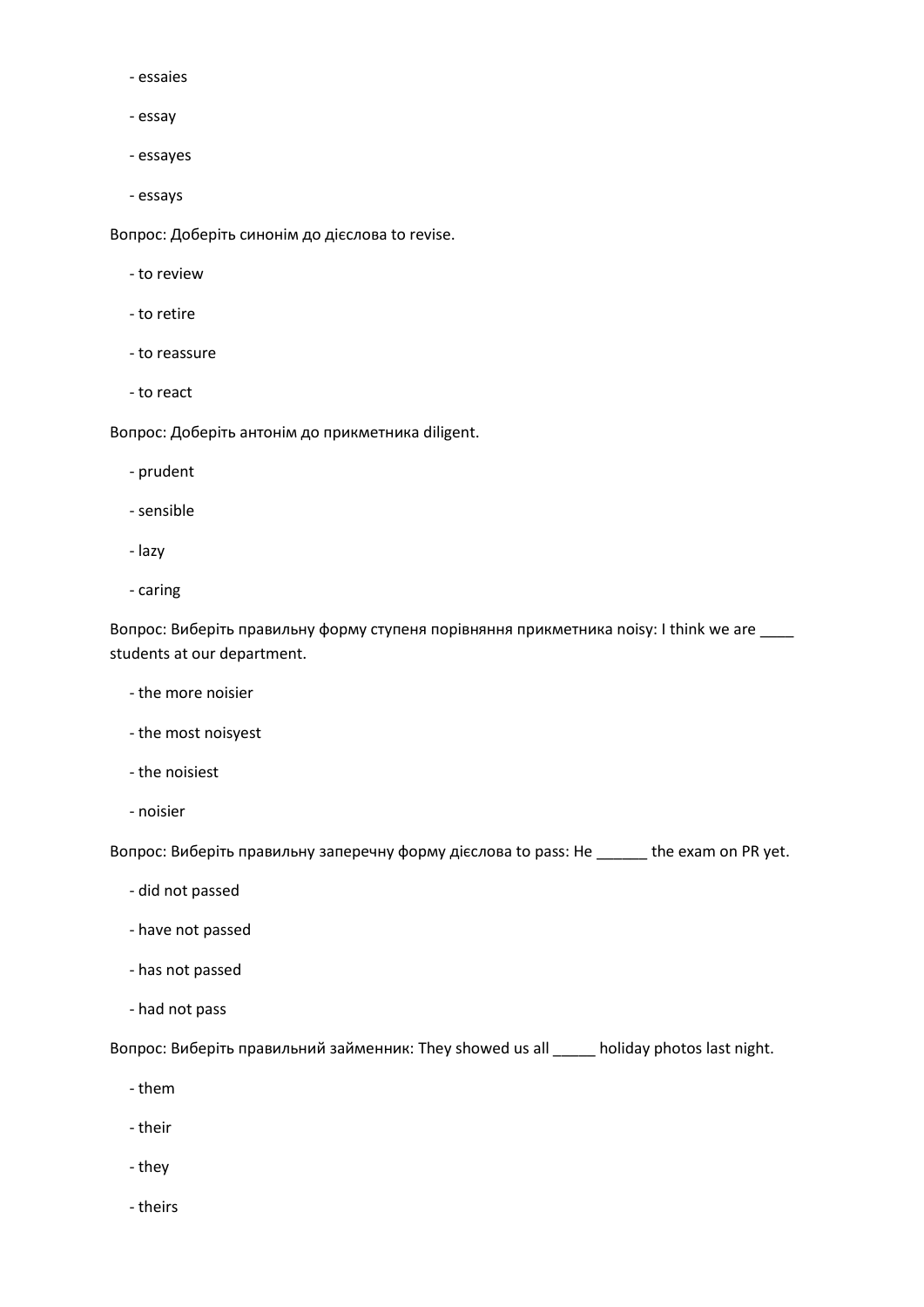- essaies

- essay

- essayes

- essays

Вопрос: Доберіть синонім до дієслова to revise.

- to review

- to retire

- to reassure

- to react

Вопрос: Доберіть антонім до прикметника diligent.

- prudent

- sensible

- lazy

- caring

Вопрос: Виберіть правильну форму ступеня порівняння прикметника noisy: I think we are ____ students at our department.

- the more noisier

- the most noisyest

- the noisiest

- noisier

Вопрос: Виберіть правильну заперечну форму дієслова to pass: He ______ the exam on PR yet.

- did not passed

- have not passed

- has not passed

- had not pass

Вопрос: Виберіть правильний займенник: They showed us all _____ holiday photos last night.

- them

- their

- they

- theirs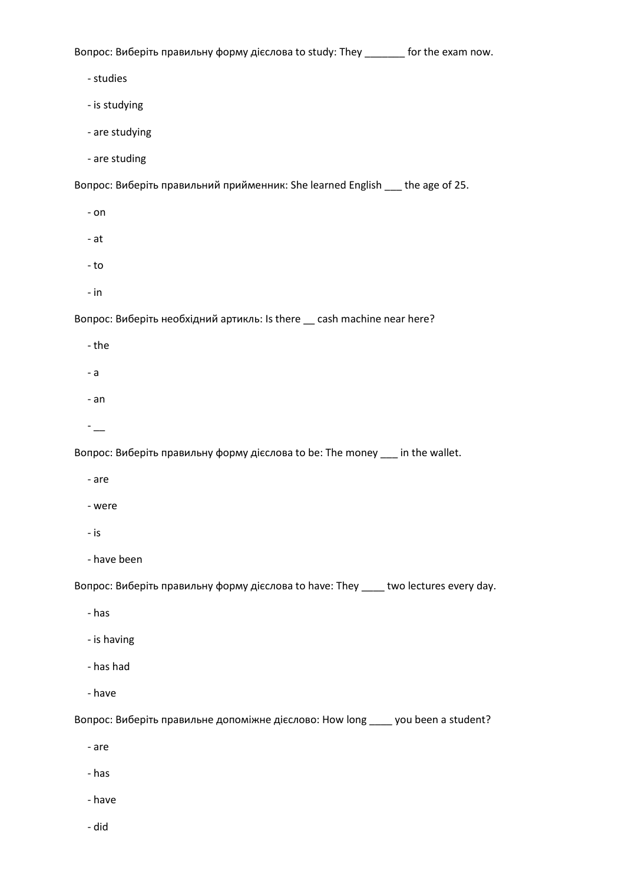Вопрос: Виберіть правильну форму дієслова to study: They _______ for the exam now.

- studies
- is studying
- are studying
- are studing

Вопрос: Виберіть правильний прийменник: She learned English ___ the age of 25.

- on
- at
- to
- in

Вопрос: Виберіть необхідний артикль: Is there __ cash machine near here?

- the
- a
- an
- __

Вопрос: Виберіть правильну форму дієслова to be: The money ___ in the wallet.

- are
- were
- is
- have been

Вопрос: Виберіть правильну форму дієслова to have: They ____ two lectures every day.

- has
- is having
- has had
- have

Вопрос: Виберіть правильне допоміжне дієслово: How long ____ you been a student?

- are
- has
- have
- did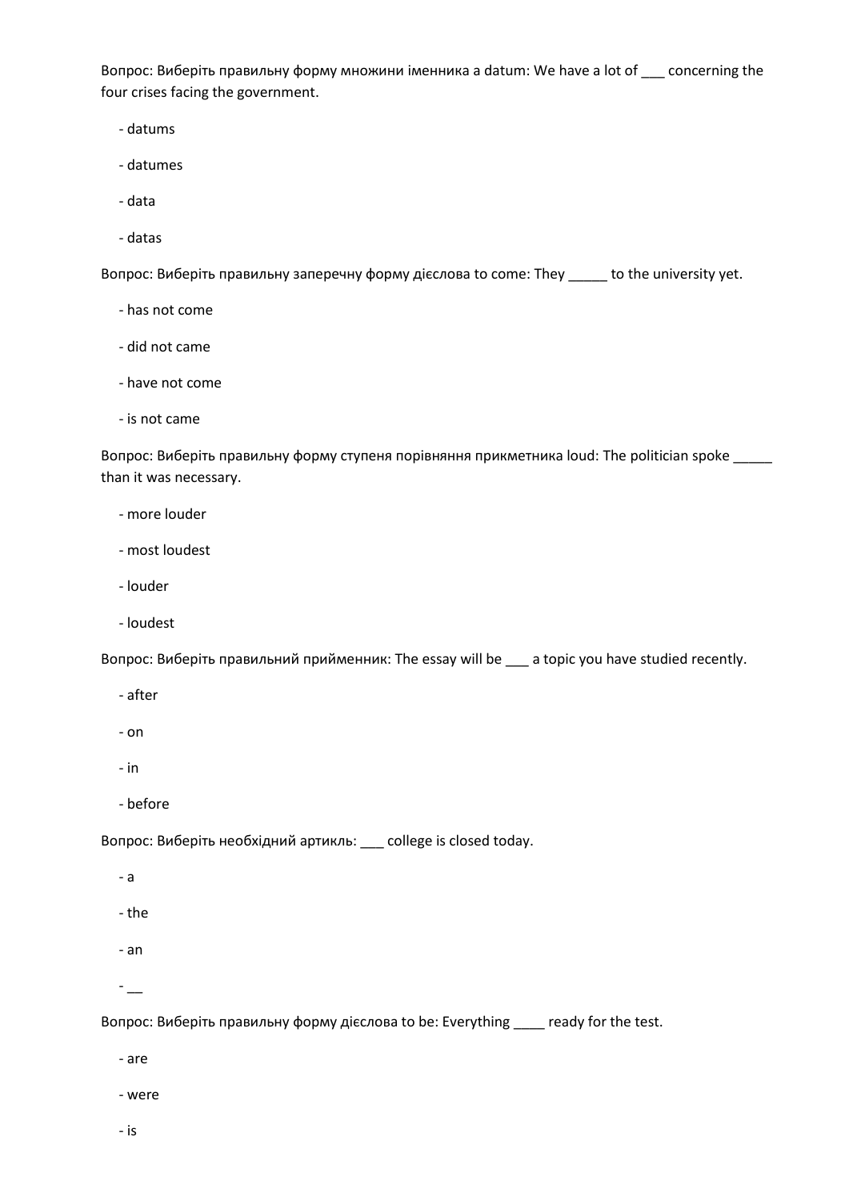Вопрос: Виберіть правильну форму множини іменника a datum: We have a lot of ___ concerning the four crises facing the government.

- datums
- datumes
- data
- datas

Вопрос: Виберіть правильну заперечну форму дієслова to come: They _____ to the university yet.

- has not come
- did not came
- have not come
- is not came

Вопрос: Виберіть правильну форму ступеня порівняння прикметника loud: The politician spoke _____ than it was necessary.

- more louder
- most loudest
- louder
- loudest

Вопрос: Виберіть правильний прийменник: The essay will be ___ a topic you have studied recently.

- after
- on
- in
- before

Вопрос: Виберіть необхідний артикль: ___ college is closed today.

- a
- the
- an
- __

Вопрос: Виберіть правильну форму дієслова to be: Everything ____ ready for the test.

- are
- were
- is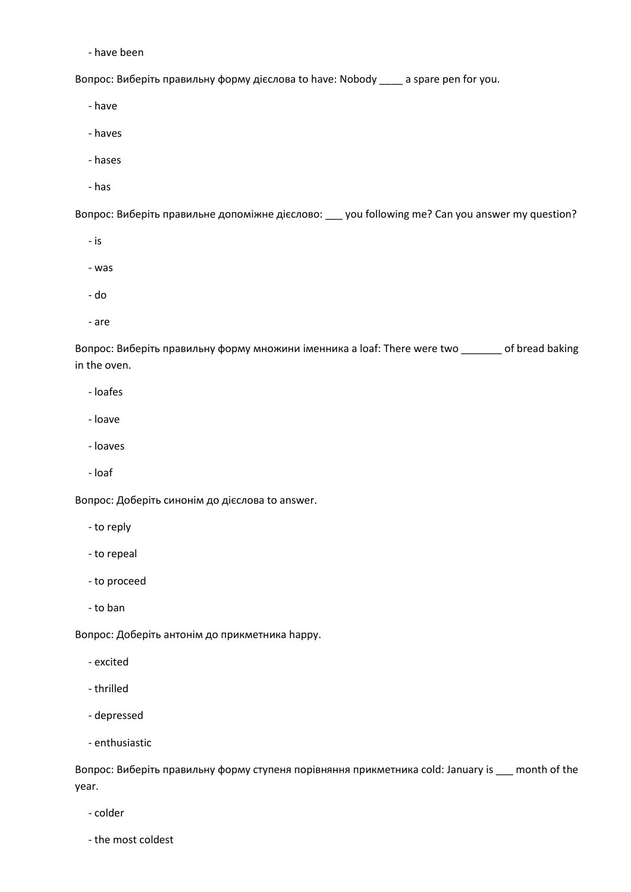- have been

Вопрос: Виберіть правильну форму дієслова to have: Nobody ____ a spare pen for you.

- have
- haves
- hases
- has

Вопрос: Виберіть правильне допоміжне дієслово: ___ you following me? Can you answer my question?

- is
- was
- do
- are

Вопрос: Виберіть правильну форму множини іменника a loaf: There were two _______ of bread baking in the oven.

- loafes
- loave
- loaves
- loaf

Вопрос: Доберіть синонім до дієслова to answer.

- to reply
- to repeal
- to proceed
- to ban

Вопрос: Доберіть антонім до прикметника happy.

- excited
- thrilled
- depressed
- enthusiastic

Вопрос: Виберіть правильну форму ступеня порівняння прикметника cold: January is ___ month of the year.

- colder
- the most coldest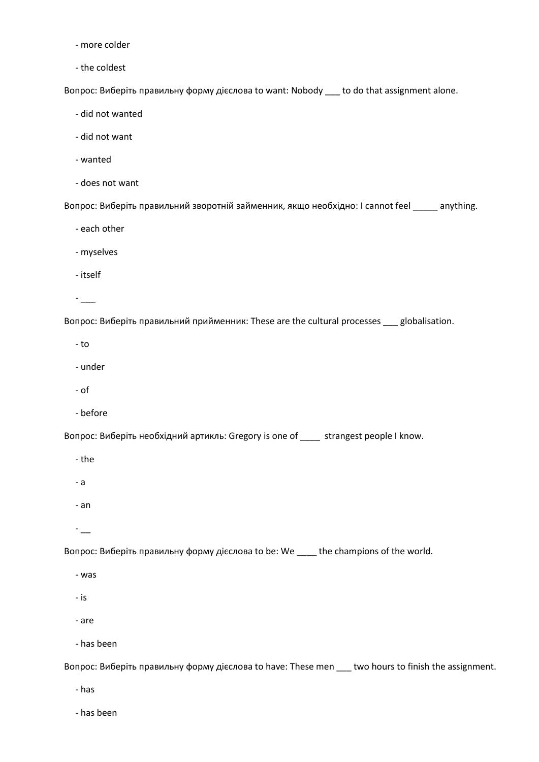- more colder

- the coldest

Вопрос: Виберіть правильну форму дієслова to want: Nobody ___ to do that assignment alone.

- did not wanted

- did not want

- wanted

- does not want

Вопрос: Виберіть правильний зворотній займенник, якщо необхідно: I cannot feel _____ anything.

- each other

- myselves

- itself

- ___

Вопрос: Виберіть правильний прийменник: These are the cultural processes ___ globalisation.

- to

- under

- of

- before

Вопрос: Виберіть необхідний артикль: Gregory is one of ____ strangest people I know.

- the

- a

- an

- __

Вопрос: Виберіть правильну форму дієслова to be: We ____ the champions of the world.

- was

- is

- are

- has been

Вопрос: Виберіть правильну форму дієслова to have: These men ___ two hours to finish the assignment.

- has

- has been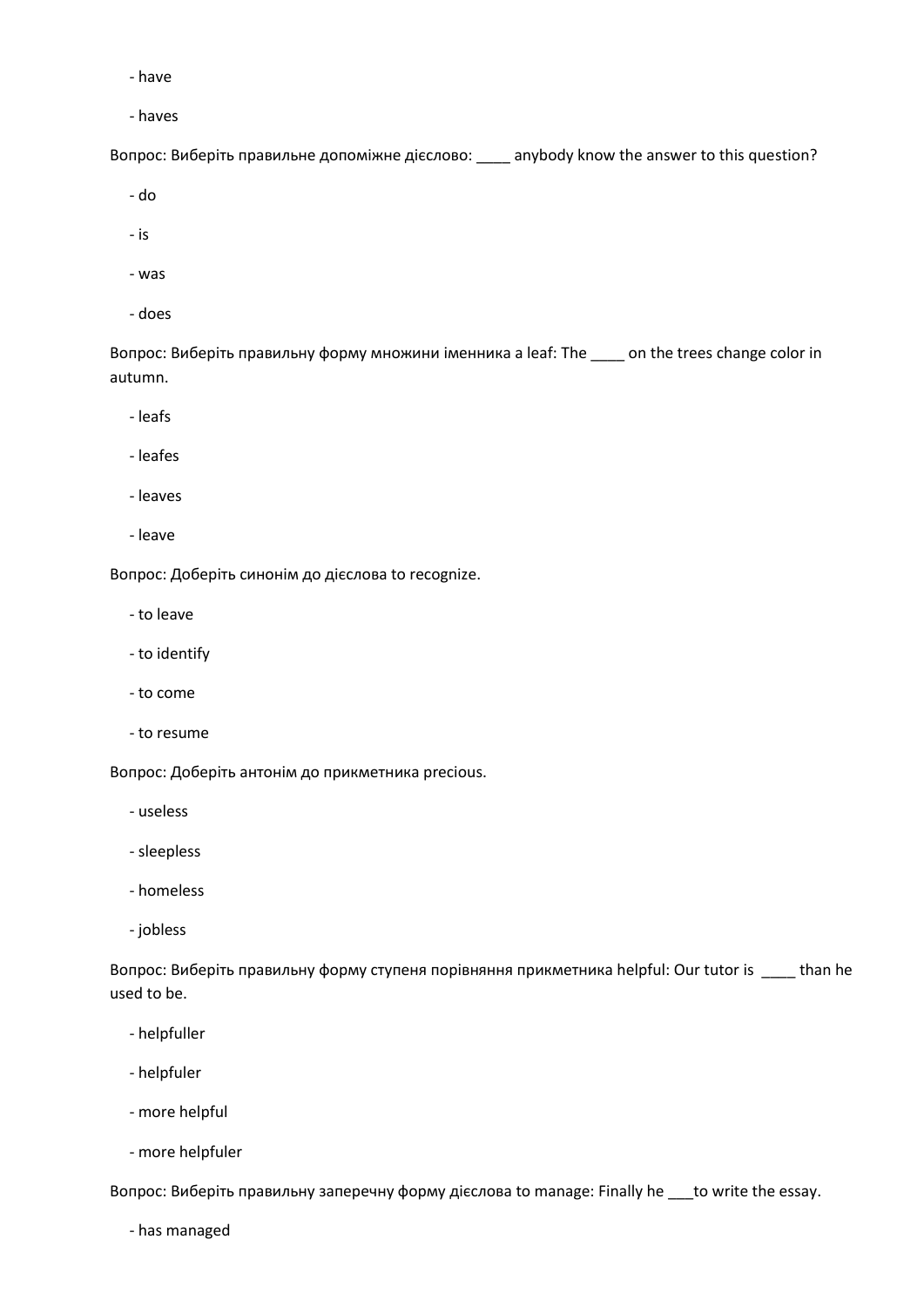- have

- haves

Вопрос: Виберіть правильне допоміжне дієслово: ____ anybody know the answer to this question?

- do

- is

- was

- does

Вопрос: Виберіть правильну форму множини іменника a leaf: The ____ on the trees change color in autumn.

- leafs

- leafes

- leaves

- leave

Вопрос: Доберіть синонім до дієслова to recognize.

- to leave

- to identify

- to come

- to resume

Вопрос: Доберіть антонім до прикметника precious.

- useless

- sleepless

- homeless

- jobless

Вопрос: Виберіть правильну форму ступеня порівняння прикметника helpful: Our tutor is ____ than he used to be.

- helpfuller

- helpfuler

- more helpful

- more helpfuler

Вопрос: Виберіть правильну заперечну форму дієслова to manage: Finally he ___to write the essay.

- has managed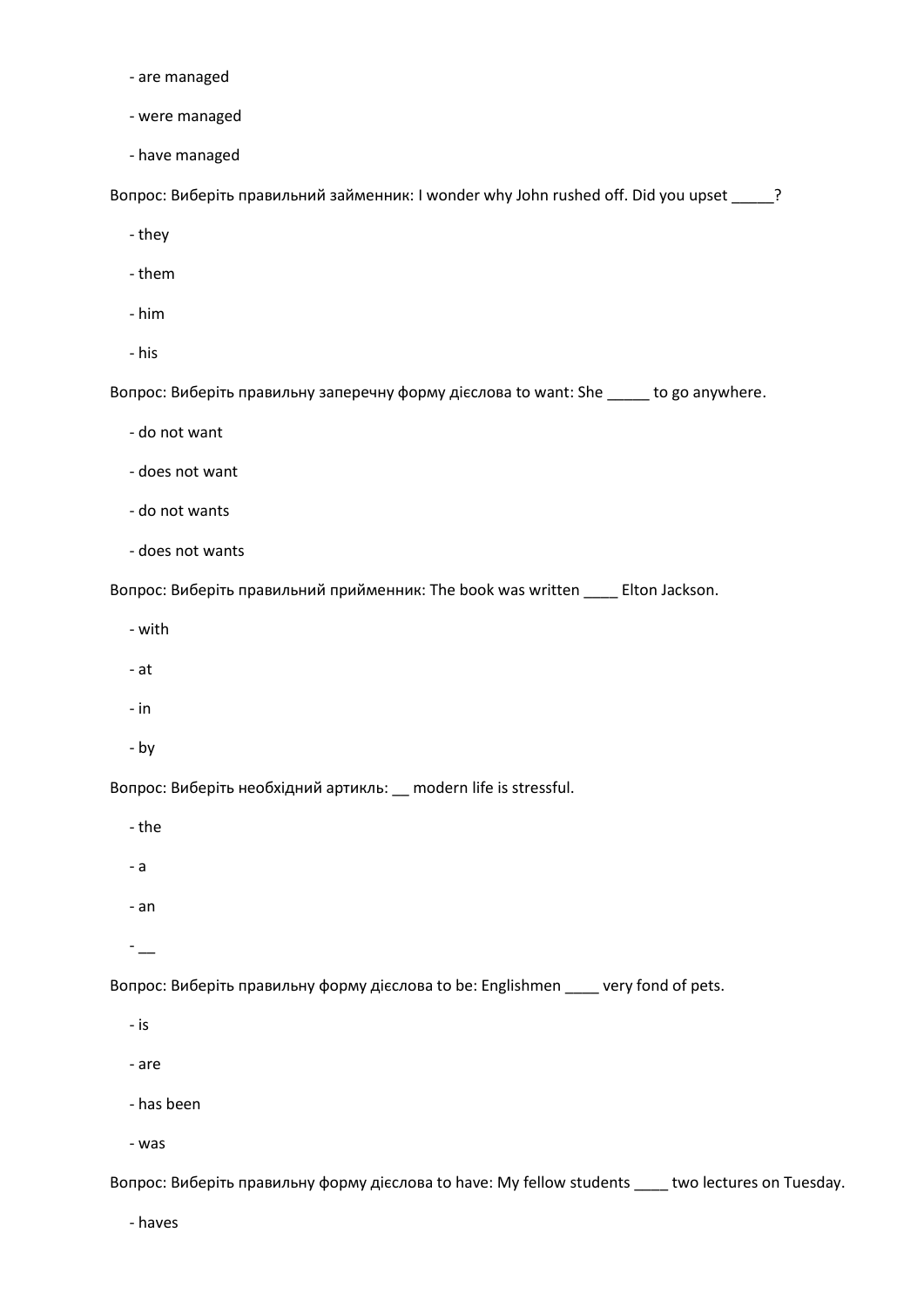- are managed

- were managed

- have managed

Вопрос: Виберіть правильний займенник: I wonder why John rushed off. Did you upset _____?

- they

- them

- him

- his

Вопрос: Виберіть правильну заперечну форму дієслова to want: She _____ to go anywhere.

- do not want

- does not want

- do not wants

- does not wants

Вопрос: Виберіть правильний прийменник: The book was written ____ Elton Jackson.

- with

- at

- in

- by

Вопрос: Виберіть необхідний артикль: __ modern life is stressful.

- the

- a

- an

- __

Вопрос: Виберіть правильну форму дієслова to be: Englishmen ____ very fond of pets.

- is

- are

- has been

- was

Вопрос: Виберіть правильну форму дієслова to have: My fellow students ____ two lectures on Tuesday.

- haves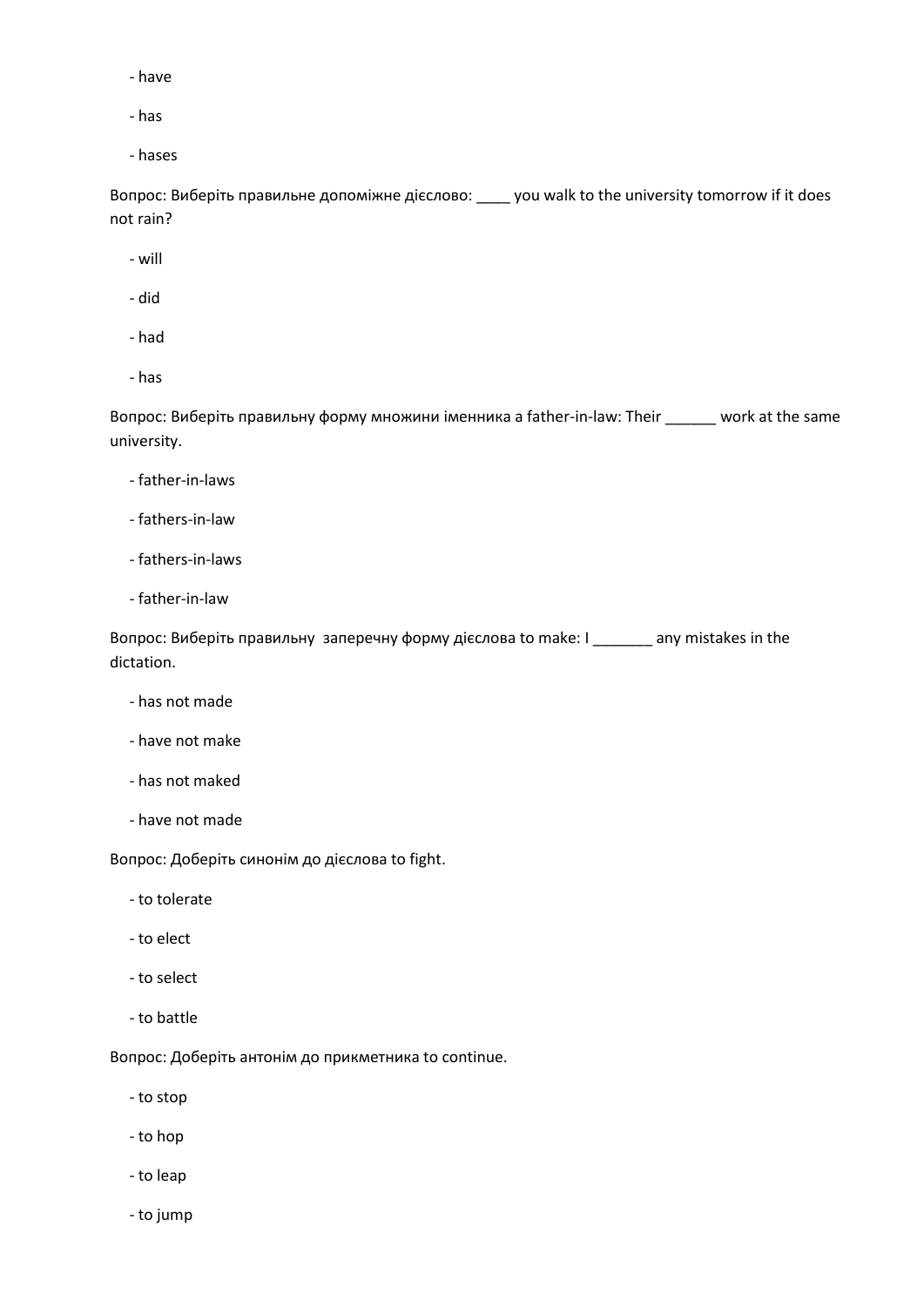- have
- has
- hases

Вопрос: Виберіть правильне допоміжне дієслово: ____ you walk to the university tomorrow if it does not rain?

- will
- did
- had
- has

Вопрос: Виберіть правильну форму множини іменника a father-in-law: Their ______ work at the same university.

- father-in-laws
- fathers-in-law
- fathers-in-laws
- father-in-law

Вопрос: Виберіть правильну заперечну форму дієслова to make: I _______ any mistakes in the dictation.

- has not made
- have not make
- has not maked
- have not made

Вопрос: Доберіть синонім до дієслова to fight.

- to tolerate
- to elect
- to select
- to battle

Вопрос: Доберіть антонім до прикметника to continue.

- to stop
- to hop
- to leap
- to jump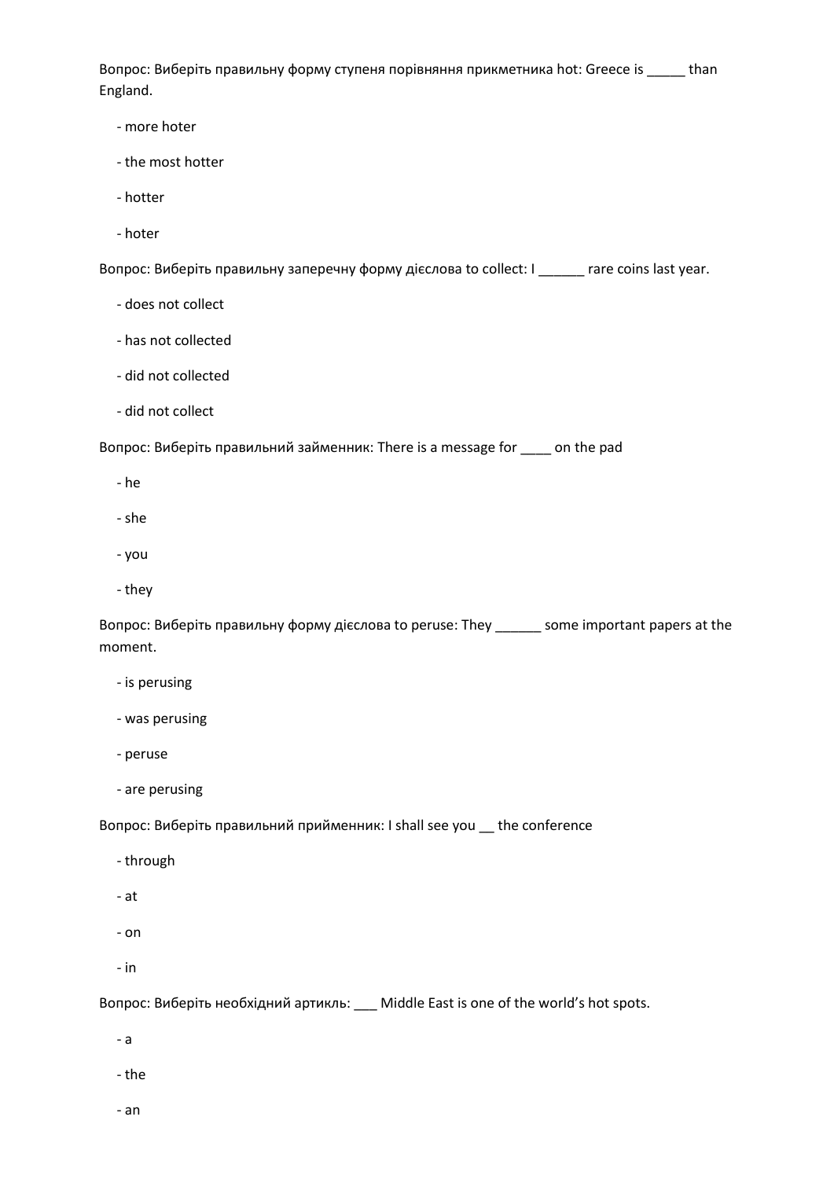Вопрос: Виберіть правильну форму ступеня порівняння прикметника hot: Greece is _____ than England.

- more hoter
- the most hotter
- hotter
- hoter

Вопрос: Виберіть правильну заперечну форму дієслова to collect: I ______ rare coins last year.

- does not collect
- has not collected
- did not collected
- did not collect

Вопрос: Виберіть правильний займенник: There is a message for ____ on the pad

- he
- she
- you
- they

Вопрос: Виберіть правильну форму дієслова to peruse: They ______ some important papers at the moment.

- is perusing
- was perusing
- peruse
- are perusing

Вопрос: Виберіть правильний прийменник: I shall see you __ the conference

- through
- at
- on
- in

Вопрос: Виберіть необхідний артикль: ___ Middle East is one of the world's hot spots.

- a
- the
- an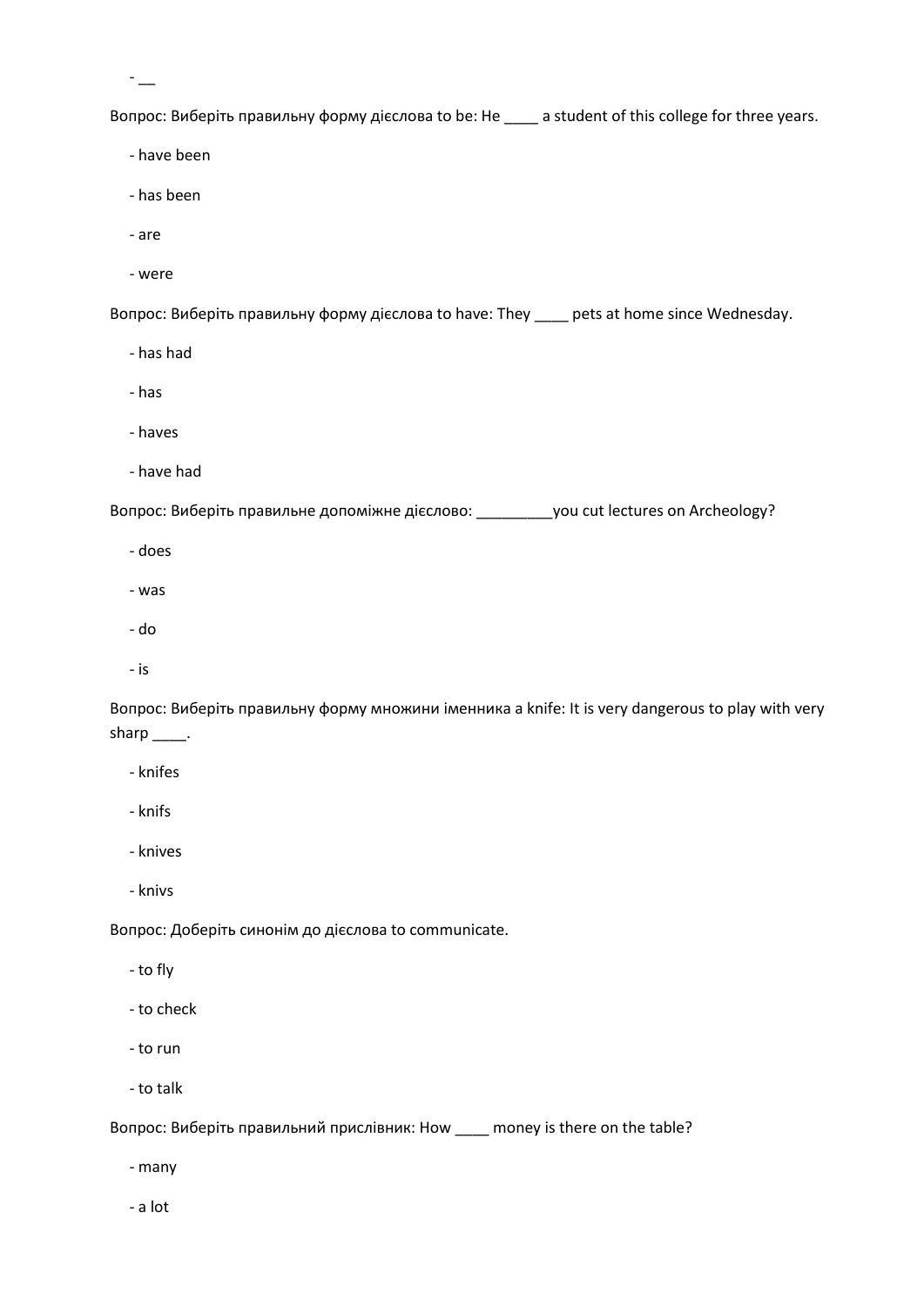- __

Вопрос: Виберіть правильну форму дієслова to be: He ____ a student of this college for three years.

- have been
- has been
- are
- were

Вопрос: Виберіть правильну форму дієслова to have: They ____ pets at home since Wednesday.

- has had
- has
- haves
- have had

Вопрос: Виберіть правильне допоміжне дієслово: _________you cut lectures on Archeology?

- does
- was
- do
- is

Вопрос: Виберіть правильну форму множини іменника a knife: It is very dangerous to play with very sharp ____.

- knifes
- knifs
- knives
- knivs

Вопрос: Доберіть синонім до дієслова to communicate.

- to fly
- to check
- to run
- to talk

Вопрос: Виберіть правильний прислівник: How ____ money is there on the table?

- many
- a lot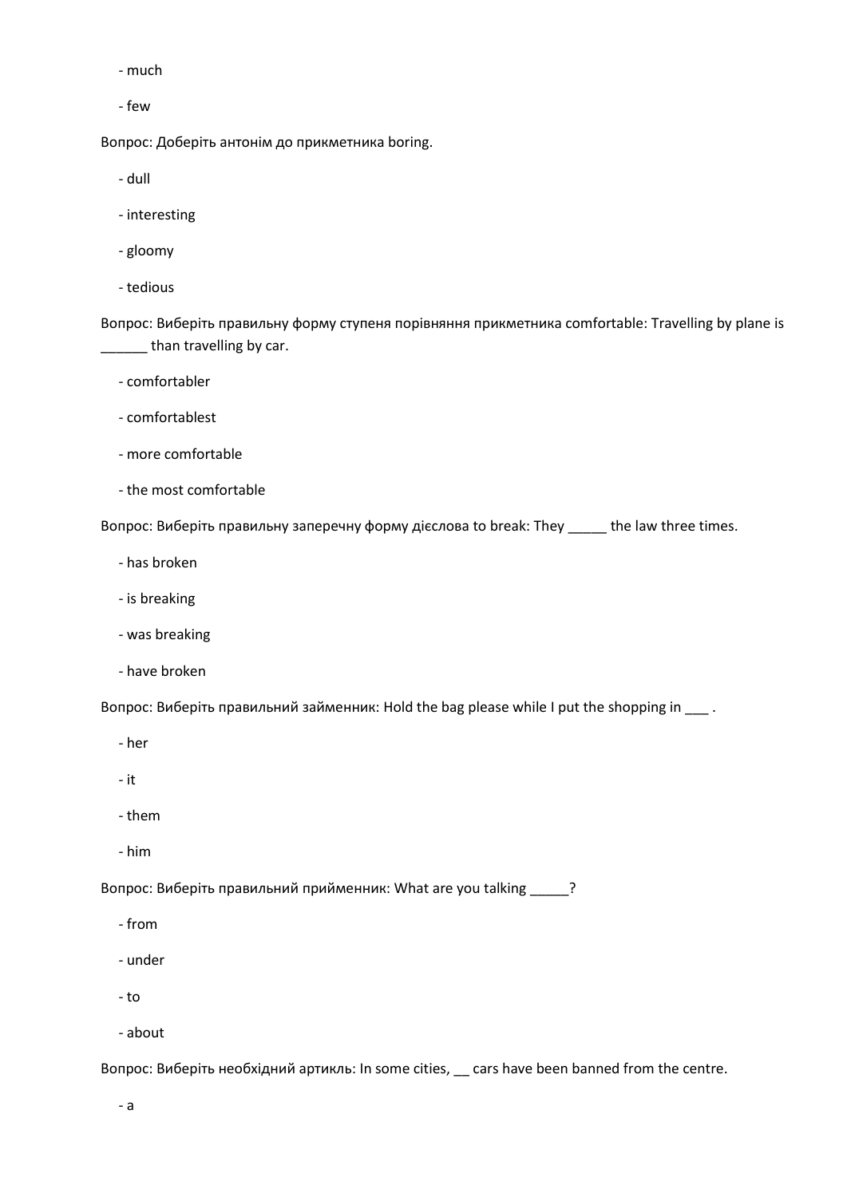- much

- few

Вопрос: Доберіть антонім до прикметника boring.

- dull

- interesting

- gloomy

- tedious

Вопрос: Виберіть правильну форму ступеня порівняння прикметника comfortable: Travelling by plane is ______ than travelling by car.

- comfortabler

- comfortablest

- more comfortable

- the most comfortable

Вопрос: Виберіть правильну заперечну форму дієслова to break: They _____ the law three times.

- has broken

- is breaking

- was breaking

- have broken

Вопрос: Виберіть правильний займенник: Hold the bag please while I put the shopping in ___ .

- her

- it

- them

- him

Вопрос: Виберіть правильний прийменник: What are you talking _____?

- from

- under

- to

- about

Вопрос: Виберіть необхідний артикль: In some cities, __ cars have been banned from the centre.

- a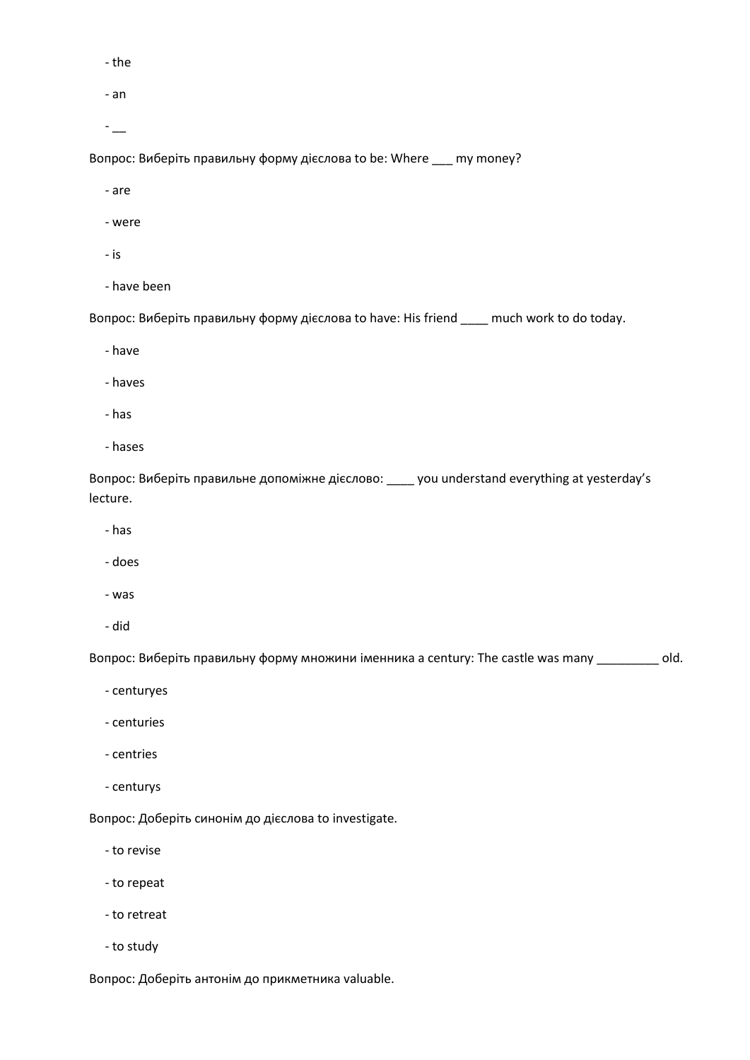- the

- an

- __

Вопрос: Виберіть правильну форму дієслова to be: Where ___ my money?

- are

- were

- is

- have been

Вопрос: Виберіть правильну форму дієслова to have: His friend ____ much work to do today.

- have

- haves

- has

- hases

Вопрос: Виберіть правильне допоміжне дієслово: ____ you understand everything at yesterday's lecture.

- has

- does

- was

- did

Вопрос: Виберіть правильну форму множини іменника a century: The castle was many _________ old.

- centuryes

- centuries

- centries

- centurys

Вопрос: Доберіть синонім до дієслова to investigate.

- to revise

- to repeat

- to retreat

- to study

Вопрос: Доберіть антонім до прикметника valuable.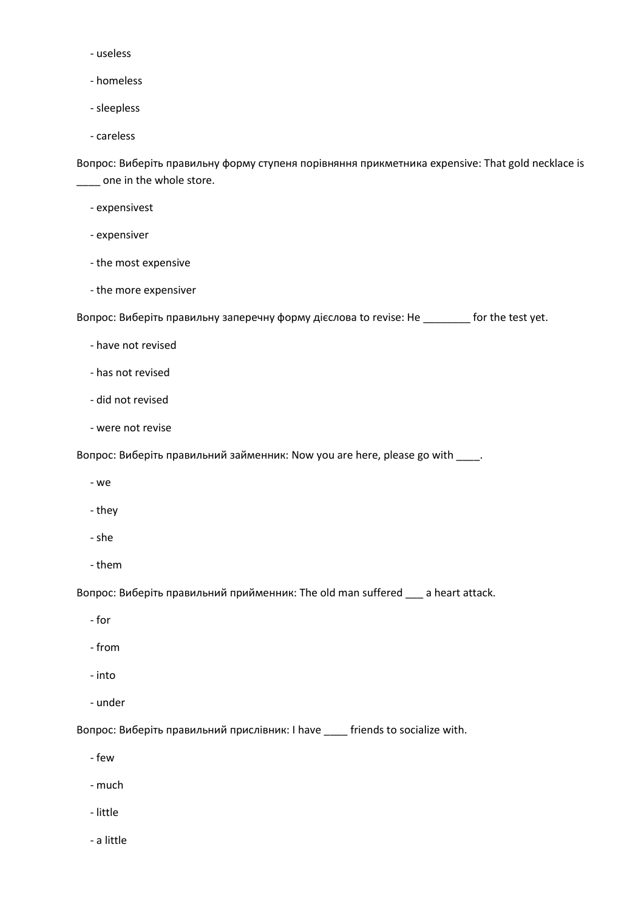- useless

- homeless

- sleepless

- careless

Вопрос: Виберіть правильну форму ступеня порівняння прикметника expensive: That gold necklace is ____ one in the whole store.

- expensivest

- expensiver

- the most expensive

- the more expensiver

Вопрос: Виберіть правильну заперечну форму дієслова to revise: He ________ for the test yet.

- have not revised

- has not revised

- did not revised

- were not revise

Вопрос: Виберіть правильний займенник: Now you are here, please go with ____.

- we

- they

- she

- them

Вопрос: Виберіть правильний прийменник: The old man suffered ___ a heart attack.

- for

- from

- into

- under

Вопрос: Виберіть правильний прислівник: I have ____ friends to socialize with.

- few

- much

- little

- a little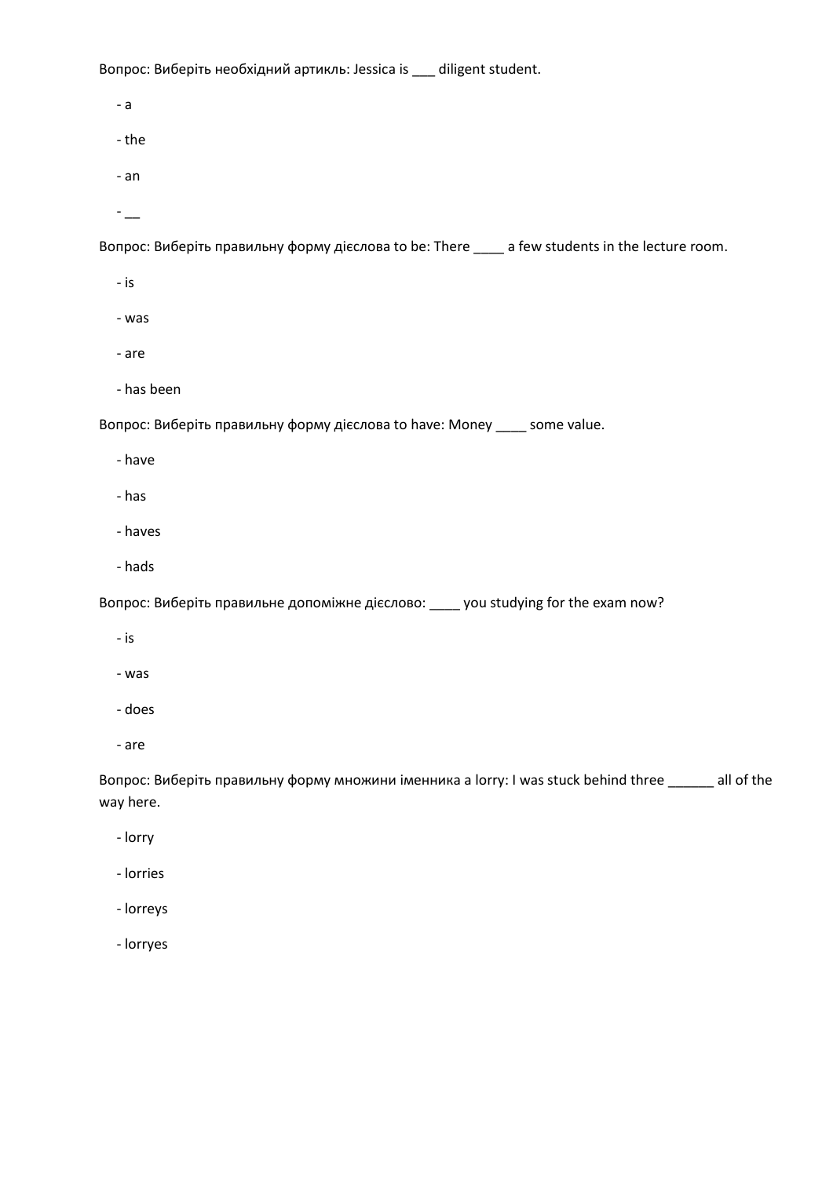Вопрос: Виберіть необхідний артикль: Jessica is ___ diligent student.

- a
- the
- an
- __

Вопрос: Виберіть правильну форму дієслова to be: There ____ a few students in the lecture room.

- is
- was
- are
- has been

Вопрос: Виберіть правильну форму дієслова to have: Money ____ some value.

- have
- has
- haves
- hads

Вопрос: Виберіть правильне допоміжне дієслово: ____ you studying for the exam now?

- is
- was
- does
- are

Вопрос: Виберіть правильну форму множини іменника a lorry: I was stuck behind three ______ all of the way here.

- lorry
- lorries
- lorreys
- lorryes